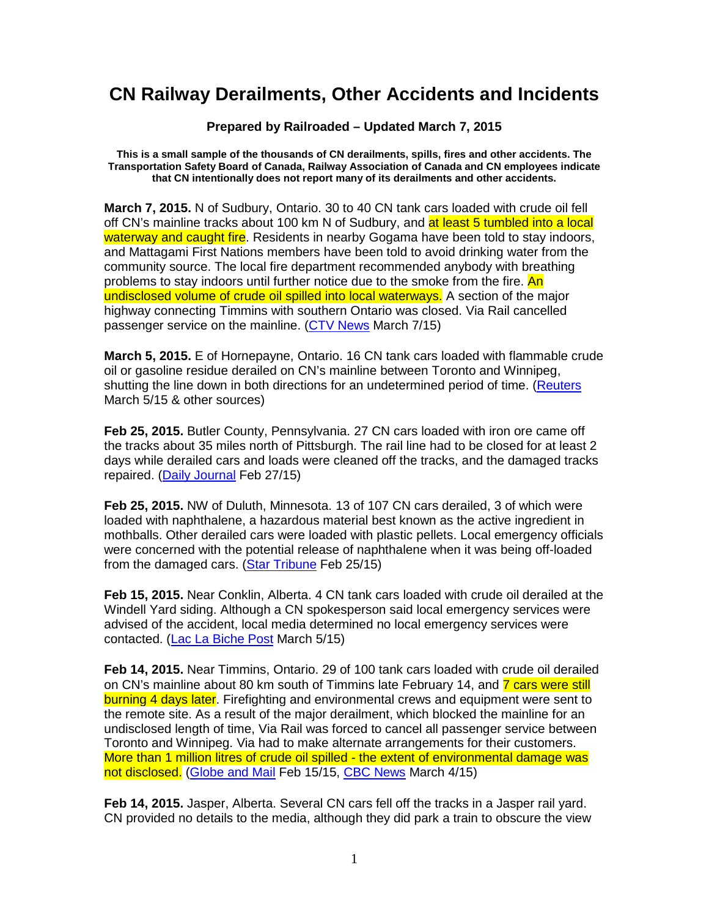# CN Railway Derailments, Other Accidents and Incidents

**Prepared by Railroaded – Updated March 7, 2015**

**This is a small sample of the thousands of CN derailments, spills, fires and other accidents. The Transportation Safety Board of Canada, Railway Association of Canada and CN employees indicate that CN intentionally does not report many of its derailments and other accidents.**

**March 7, 2015.** N of Sudbury, Ontario. 30 to 40 CN tank cars loaded with crude oil fell off CN's mainline tracks about 100 km N of Sudbury, and at least 5 tumbled into a local waterway and caught fire. Residents in nearby Gogama have been told to stay indoors, and Mattagami First Nations members have been told to avoid drinking water from the community source. The local fire department recommended anybody with breathing problems to stay indoors until further notice due to the smoke from the fire. An undisclosed volume of crude oil spilled into local waterways. A section of the major highway connecting Timmins with southern Ontario was closed. Via Rail cancelled passenger service on the mainline. (CTV News March 7/15)

**March 5, 2015.** E of Hornepayne, Ontario. 16 CN tank cars loaded with flammable crude oil or gasoline residue derailed on CN's mainline between Toronto and Winnipeg, shutting the line down in both directions for an undetermined period of time. (Reuters March 5/15 & other sources)

**Feb 25, 2015.** Butler County, Pennsylvania. 27 CN cars loaded with iron ore came off the tracks about 35 miles north of Pittsburgh. The rail line had to be closed for at least 2 days while derailed cars and loads were cleaned off the tracks, and the damaged tracks repaired. (Daily Journal Feb 27/15)

**Feb 25, 2015.** NW of Duluth, Minnesota. 13 of 107 CN cars derailed, 3 of which were loaded with naphthalene, a hazardous material best known as the active ingredient in mothballs. Other derailed cars were loaded with plastic pellets. Local emergency officials were concerned with the potential release of naphthalene when it was being off-loaded from the damaged cars. (Star Tribune Feb 25/15)

**Feb 15, 2015.** Near Conklin, Alberta. 4 CN tank cars loaded with crude oil derailed at the Windell Yard siding. Although a CN spokesperson said local emergency services were advised of the accident, local media determined no local emergency services were contacted. (Lac La Biche Post March 5/15)

**Feb 14, 2015.** Near Timmins, Ontario. 29 of 100 tank cars loaded with crude oil derailed on CN's mainline about 80 km south of Timmins late February 14, and 7 cars were still burning 4 days later. Firefighting and environmental crews and equipment were sent to the remote site. As a result of the major derailment, which blocked the mainline for an undisclosed length of time, Via Rail was forced to cancel all passenger service between Toronto and Winnipeg. Via had to make alternate arrangements for their customers. More than 1 million litres of crude oil spilled - the extent of environmental damage was not disclosed. (Globe and Mail Feb 15/15, CBC News March 4/15)

**Feb 14, 2015.** Jasper, Alberta. Several CN cars fell off the tracks in a Jasper rail yard. CN provided no details to the media, although they did park a train to obscure the view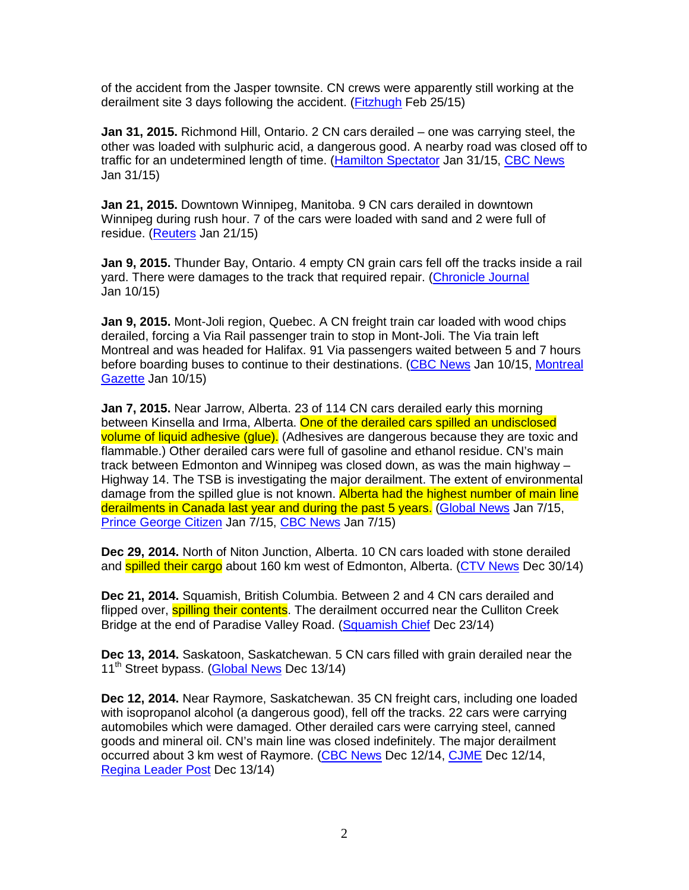of the accident from the Jasper townsite. CN crews were apparently still working at the derailment site 3 days following the accident. (Fitzhugh Feb 25/15)

**Jan 31, 2015.** Richmond Hill, Ontario. 2 CN cars derailed – one was carrying steel, the other was loaded with sulphuric acid, a dangerous good. A nearby road was closed off to traffic for an undetermined length of time. (Hamilton Spectator Jan 31/15, CBC News Jan 31/15)

**Jan 21, 2015.** Downtown Winnipeg, Manitoba. 9 CN cars derailed in downtown Winnipeg during rush hour. 7 of the cars were loaded with sand and 2 were full of residue. (Reuters Jan 21/15)

**Jan 9, 2015.** Thunder Bay, Ontario. 4 empty CN grain cars fell off the tracks inside a rail yard. There were damages to the track that required repair. (Chronicle Journal Jan 10/15)

**Jan 9, 2015.** Mont-Joli region, Quebec. A CN freight train car loaded with wood chips derailed, forcing a Via Rail passenger train to stop in Mont-Joli. The Via train left Montreal and was headed for Halifax. 91 Via passengers waited between 5 and 7 hours before boarding buses to continue to their destinations. (CBC News Jan 10/15, Montreal Gazette Jan 10/15)

**Jan 7, 2015.** Near Jarrow, Alberta. 23 of 114 CN cars derailed early this morning between Kinsella and Irma, Alberta. One of the derailed cars spilled an undisclosed volume of liquid adhesive (glue). (Adhesives are dangerous because they are toxic and flammable.) Other derailed cars were full of gasoline and ethanol residue. CN's main track between Edmonton and Winnipeg was closed down, as was the main highway – Highway 14. The TSB is investigating the major derailment. The extent of environmental damage from the spilled glue is not known. Alberta had the highest number of main line derailments in Canada last year and during the past 5 years. (Global News Jan 7/15, Prince George Citizen Jan 7/15, CBC News Jan 7/15)

**Dec 29, 2014.** North of Niton Junction, Alberta. 10 CN cars loaded with stone derailed and spilled their cargo about 160 km west of Edmonton, Alberta. (CTV News Dec 30/14)

**Dec 21, 2014.** Squamish, British Columbia. Between 2 and 4 CN cars derailed and flipped over, spilling their contents. The derailment occurred near the Culliton Creek Bridge at the end of Paradise Valley Road. (Squamish Chief Dec 23/14)

**Dec 13, 2014.** Saskatoon, Saskatchewan. 5 CN cars filled with grain derailed near the 11th Street bypass. (Global News Dec 13/14)

**Dec 12, 2014.** Near Raymore, Saskatchewan. 35 CN freight cars, including one loaded with isopropanol alcohol (a dangerous good), fell off the tracks. 22 cars were carrying automobiles which were damaged. Other derailed cars were carrying steel, canned goods and mineral oil. CN's main line was closed indefinitely. The major derailment occurred about 3 km west of Raymore. (CBC News Dec 12/14, CJME Dec 12/14, Regina Leader Post Dec 13/14)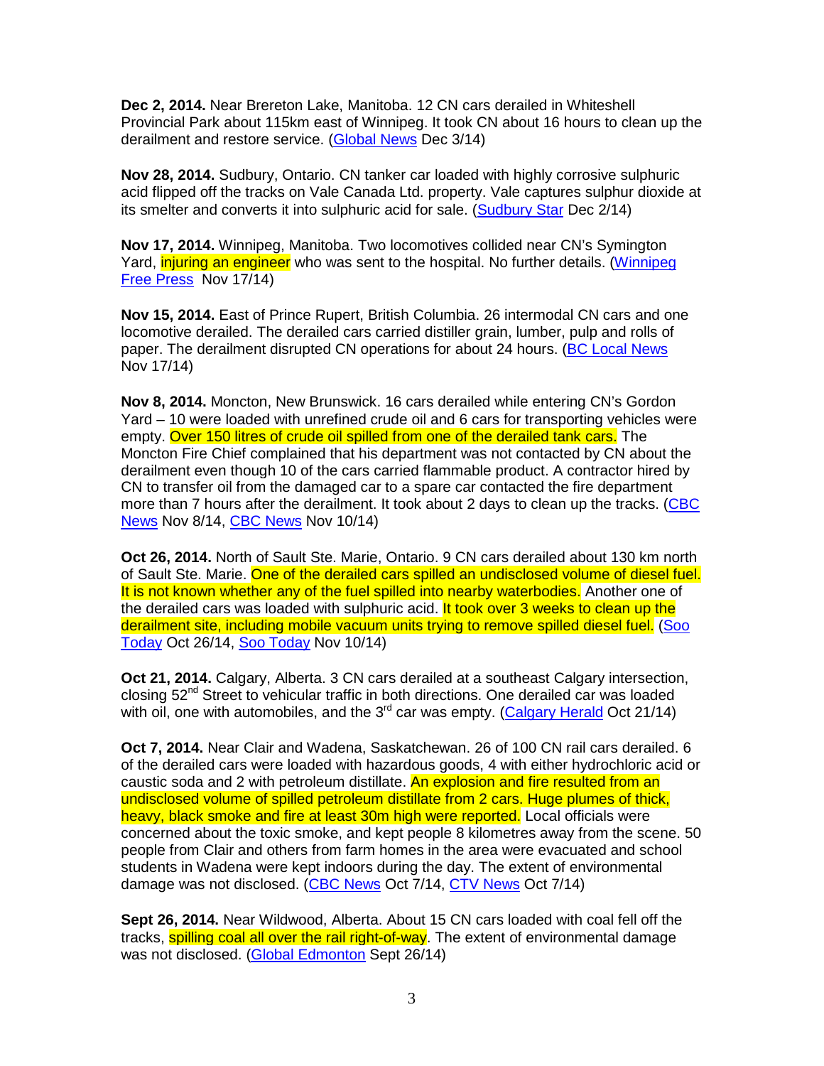**Dec 2, 2014.** Near Brereton Lake, Manitoba. 12 CN cars derailed in Whiteshell Provincial Park about 115km east of Winnipeg. It took CN about 16 hours to clean up the derailment and restore service. (Global News Dec 3/14)

**Nov 28, 2014.** Sudbury, Ontario. CN tanker car loaded with highly corrosive sulphuric acid flipped off the tracks on Vale Canada Ltd. property. Vale captures sulphur dioxide at its smelter and converts it into sulphuric acid for sale. (Sudbury Star Dec 2/14)

**Nov 17, 2014.** Winnipeg, Manitoba. Two locomotives collided near CN's Symington Yard, injuring an engineer who was sent to the hospital. No further details. (Winnipeg Free Press Nov 17/14)

**Nov 15, 2014.** East of Prince Rupert, British Columbia. 26 intermodal CN cars and one locomotive derailed. The derailed cars carried distiller grain, lumber, pulp and rolls of paper. The derailment disrupted CN operations for about 24 hours. (BC Local News Nov 17/14)

**Nov 8, 2014.** Moncton, New Brunswick. 16 cars derailed while entering CN's Gordon Yard – 10 were loaded with unrefined crude oil and 6 cars for transporting vehicles were empty. Over 150 litres of crude oil spilled from one of the derailed tank cars. The Moncton Fire Chief complained that his department was not contacted by CN about the derailment even though 10 of the cars carried flammable product. A contractor hired by CN to transfer oil from the damaged car to a spare car contacted the fire department more than 7 hours after the derailment. It took about 2 days to clean up the tracks. (CBC News Nov 8/14, CBC News Nov 10/14)

**Oct 26, 2014.** North of Sault Ste. Marie, Ontario. 9 CN cars derailed about 130 km north of Sault Ste. Marie. One of the derailed cars spilled an undisclosed volume of diesel fuel. It is not known whether any of the fuel spilled into nearby waterbodies. Another one of the derailed cars was loaded with sulphuric acid. It took over 3 weeks to clean up the derailment site, including mobile vacuum units trying to remove spilled diesel fuel. (Soo Today Oct 26/14, Soo Today Nov 10/14)

**Oct 21, 2014.** Calgary, Alberta. 3 CN cars derailed at a southeast Calgary intersection, closing 52nd Street to vehicular traffic in both directions. One derailed car was loaded with oil, one with automobiles, and the 3rd car was empty. (Calgary Herald Oct 21/14)

**Oct 7, 2014.** Near Clair and Wadena, Saskatchewan. 26 of 100 CN rail cars derailed. 6 of the derailed cars were loaded with hazardous goods, 4 with either hydrochloric acid or caustic soda and 2 with petroleum distillate. An explosion and fire resulted from an undisclosed volume of spilled petroleum distillate from 2 cars. Huge plumes of thick, heavy, black smoke and fire at least 30m high were reported. Local officials were concerned about the toxic smoke, and kept people 8 kilometres away from the scene. 50 people from Clair and others from farm homes in the area were evacuated and school students in Wadena were kept indoors during the day. The extent of environmental damage was not disclosed. (CBC News Oct 7/14, CTV News Oct 7/14)

**Sept 26, 2014.** Near Wildwood, Alberta. About 15 CN cars loaded with coal fell off the tracks, spilling coal all over the rail right-of-way. The extent of environmental damage was not disclosed. (Global Edmonton Sept 26/14)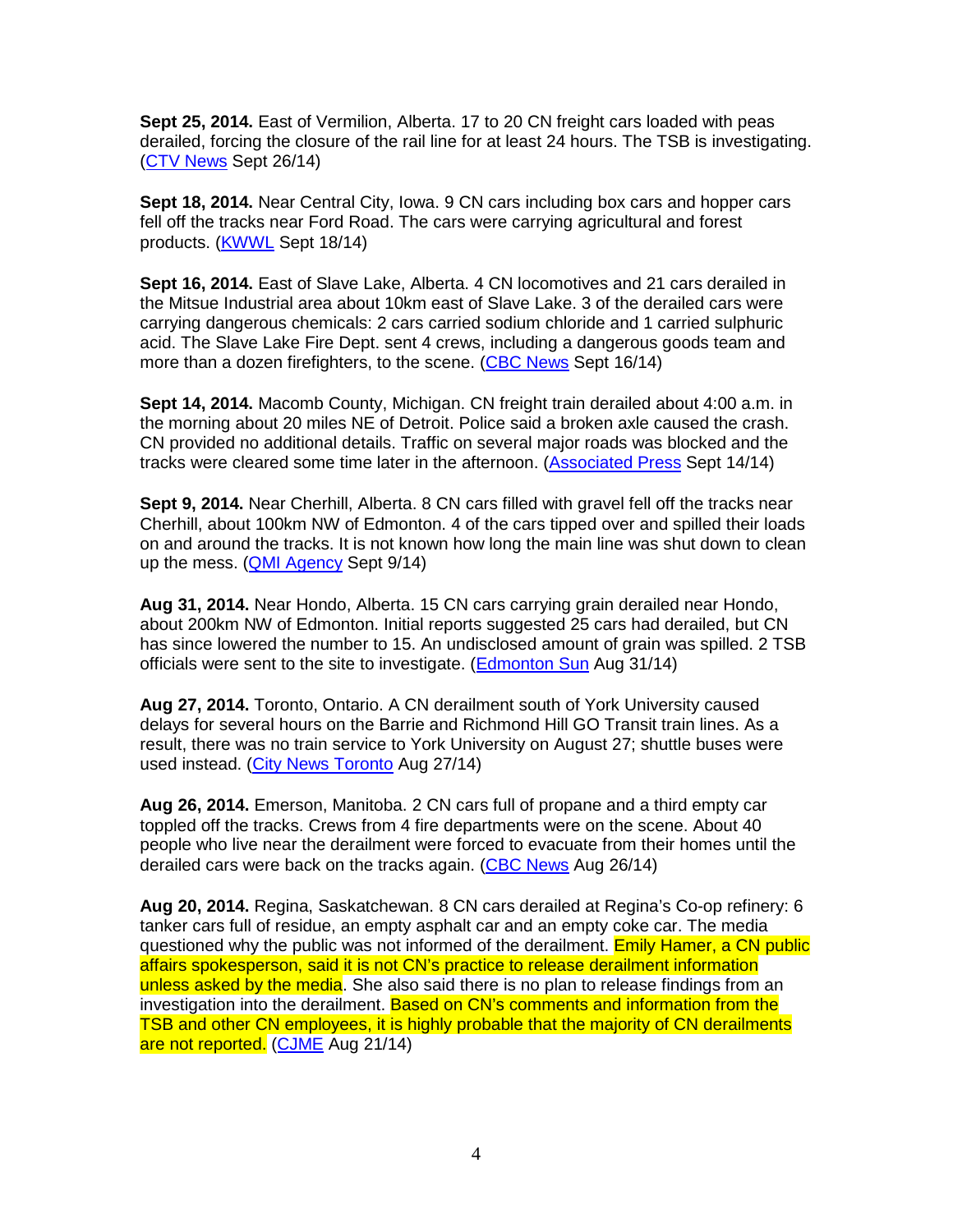**Sept 25, 2014.** East of Vermilion, Alberta. 17 to 20 CN freight cars loaded with peas derailed, forcing the closure of the rail line for at least 24 hours. The TSB is investigating. (CTV News Sept 26/14)

**Sept 18, 2014.** Near Central City, Iowa. 9 CN cars including box cars and hopper cars fell off the tracks near Ford Road. The cars were carrying agricultural and forest products. (KWWL Sept 18/14)

**Sept 16, 2014.** East of Slave Lake, Alberta. 4 CN locomotives and 21 cars derailed in the Mitsue Industrial area about 10km east of Slave Lake. 3 of the derailed cars were carrying dangerous chemicals: 2 cars carried sodium chloride and 1 carried sulphuric acid. The Slave Lake Fire Dept. sent 4 crews, including a dangerous goods team and more than a dozen firefighters, to the scene. (CBC News Sept 16/14)

**Sept 14, 2014.** Macomb County, Michigan. CN freight train derailed about 4:00 a.m. in the morning about 20 miles NE of Detroit. Police said a broken axle caused the crash. CN provided no additional details. Traffic on several major roads was blocked and the tracks were cleared some time later in the afternoon. (Associated Press Sept 14/14)

**Sept 9, 2014.** Near Cherhill, Alberta. 8 CN cars filled with gravel fell off the tracks near Cherhill, about 100km NW of Edmonton. 4 of the cars tipped over and spilled their loads on and around the tracks. It is not known how long the main line was shut down to clean up the mess. (QMI Agency Sept 9/14)

**Aug 31, 2014.** Near Hondo, Alberta. 15 CN cars carrying grain derailed near Hondo, about 200km NW of Edmonton. Initial reports suggested 25 cars had derailed, but CN has since lowered the number to 15. An undisclosed amount of grain was spilled. 2 TSB officials were sent to the site to investigate. (Edmonton Sun Aug 31/14)

**Aug 27, 2014.** Toronto, Ontario. A CN derailment south of York University caused delays for several hours on the Barrie and Richmond Hill GO Transit train lines. As a result, there was no train service to York University on August 27; shuttle buses were used instead. (City News Toronto Aug 27/14)

**Aug 26, 2014.** Emerson, Manitoba. 2 CN cars full of propane and a third empty car toppled off the tracks. Crews from 4 fire departments were on the scene. About 40 people who live near the derailment were forced to evacuate from their homes until the derailed cars were back on the tracks again. (CBC News Aug 26/14)

**Aug 20, 2014.** Regina, Saskatchewan. 8 CN cars derailed at Regina's Co-op refinery: 6 tanker cars full of residue, an empty asphalt car and an empty coke car. The media questioned why the public was not informed of the derailment. Emily Hamer, a CN public affairs spokesperson, said it is not CN's practice to release derailment information unless asked by the media. She also said there is no plan to release findings from an investigation into the derailment. Based on CN's comments and information from the TSB and other CN employees, it is highly probable that the majority of CN derailments are not reported. (CJME Aug 21/14)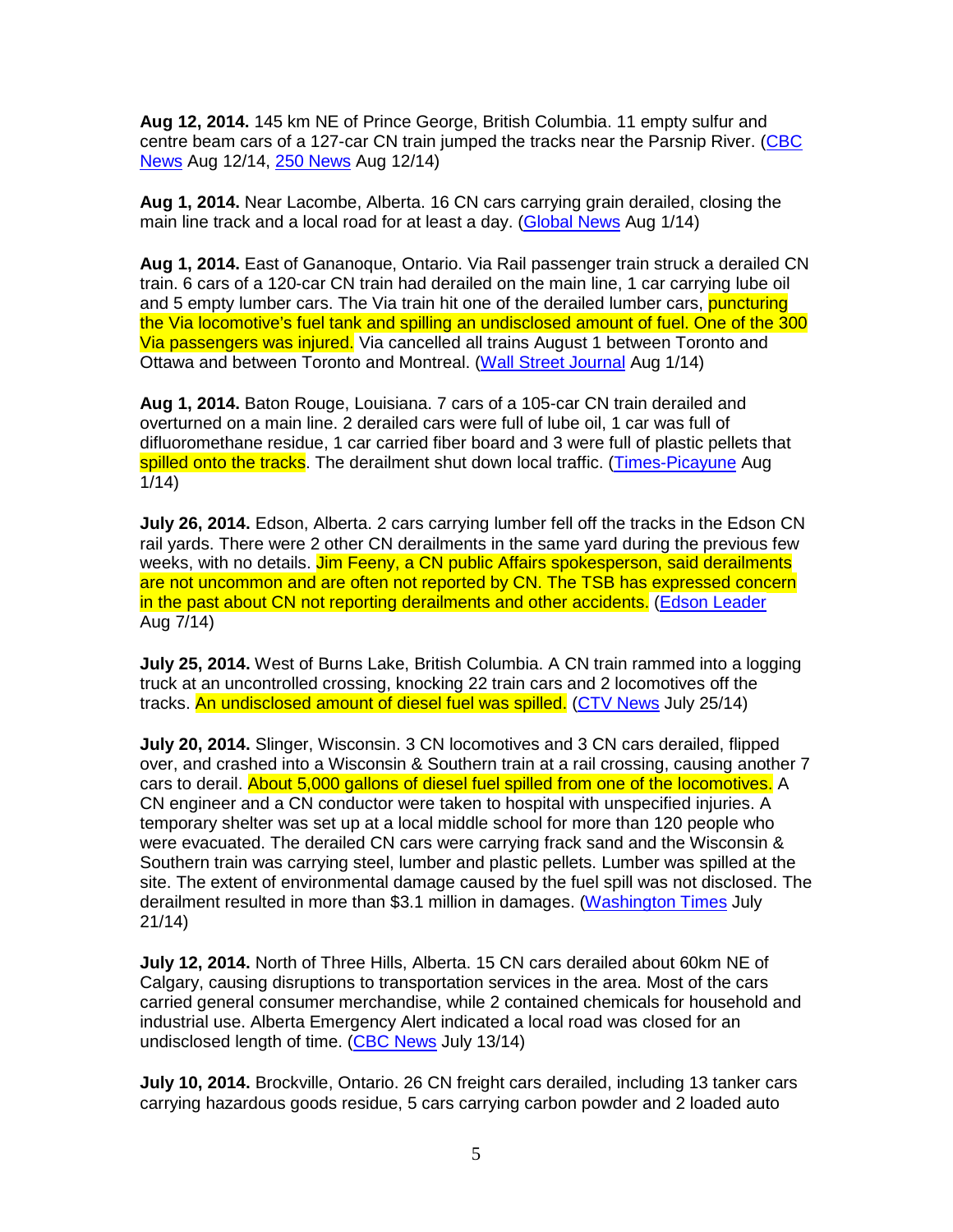**Aug 12, 2014.** 145 km NE of Prince George, British Columbia. 11 empty sulfur and centre beam cars of a 127-car CN train jumped the tracks near the Parsnip River. (CBC News Aug 12/14, 250 News Aug 12/14)

**Aug 1, 2014.** Near Lacombe, Alberta. 16 CN cars carrying grain derailed, closing the main line track and a local road for at least a day. (Global News Aug 1/14)

**Aug 1, 2014.** East of Gananoque, Ontario. Via Rail passenger train struck a derailed CN train. 6 cars of a 120-car CN train had derailed on the main line, 1 car carrying lube oil and 5 empty lumber cars. The Via train hit one of the derailed lumber cars, puncturing the Via locomotive's fuel tank and spilling an undisclosed amount of fuel. One of the 300 Via passengers was injured. Via cancelled all trains August 1 between Toronto and Ottawa and between Toronto and Montreal. (Wall Street Journal Aug 1/14)

**Aug 1, 2014.** Baton Rouge, Louisiana. 7 cars of a 105-car CN train derailed and overturned on a main line. 2 derailed cars were full of lube oil, 1 car was full of difluoromethane residue, 1 car carried fiber board and 3 were full of plastic pellets that spilled onto the tracks. The derailment shut down local traffic. (Times-Picayune Aug 1/14)

**July 26, 2014.** Edson, Alberta. 2 cars carrying lumber fell off the tracks in the Edson CN rail yards. There were 2 other CN derailments in the same yard during the previous few weeks, with no details. Jim Feeny, a CN public Affairs spokesperson, said derailments are not uncommon and are often not reported by CN. The TSB has expressed concern in the past about CN not reporting derailments and other accidents. (Edson Leader Aug 7/14)

**July 25, 2014.** West of Burns Lake, British Columbia. A CN train rammed into a logging truck at an uncontrolled crossing, knocking 22 train cars and 2 locomotives off the tracks. An undisclosed amount of diesel fuel was spilled. (CTV News July 25/14)

**July 20, 2014.** Slinger, Wisconsin. 3 CN locomotives and 3 CN cars derailed, flipped over, and crashed into a Wisconsin & Southern train at a rail crossing, causing another 7 cars to derail. About 5,000 gallons of diesel fuel spilled from one of the locomotives. A CN engineer and a CN conductor were taken to hospital with unspecified injuries. A temporary shelter was set up at a local middle school for more than 120 people who were evacuated. The derailed CN cars were carrying frack sand and the Wisconsin & Southern train was carrying steel, lumber and plastic pellets. Lumber was spilled at the site. The extent of environmental damage caused by the fuel spill was not disclosed. The derailment resulted in more than $3.1 million in damages. (Washington Times July 21/14)

**July 12, 2014.** North of Three Hills, Alberta. 15 CN cars derailed about 60km NE of Calgary, causing disruptions to transportation services in the area. Most of the cars carried general consumer merchandise, while 2 contained chemicals for household and industrial use. Alberta Emergency Alert indicated a local road was closed for an undisclosed length of time. (CBC News July 13/14)

**July 10, 2014.** Brockville, Ontario. 26 CN freight cars derailed, including 13 tanker cars carrying hazardous goods residue, 5 cars carrying carbon powder and 2 loaded auto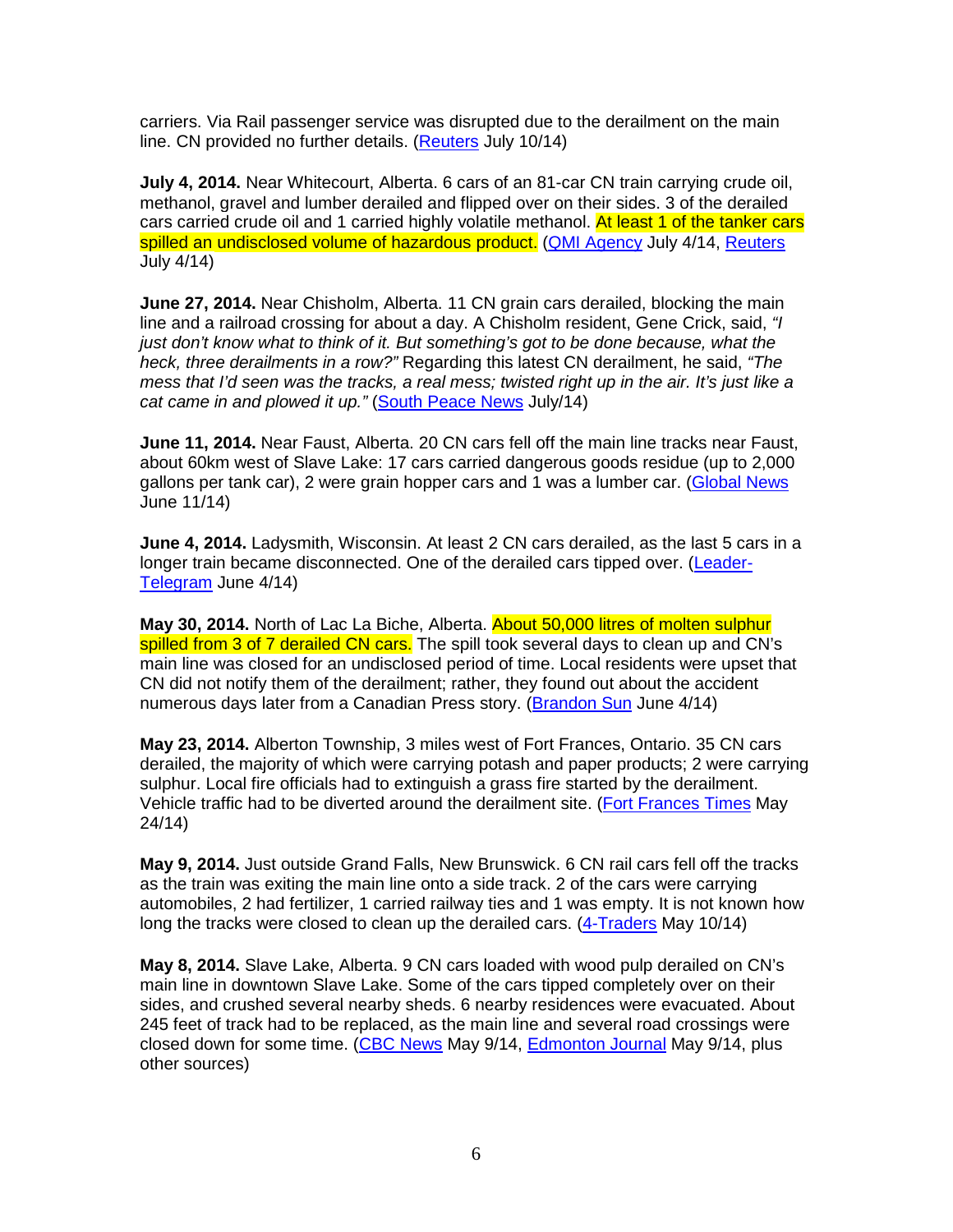carriers. Via Rail passenger service was disrupted due to the derailment on the main line. CN provided no further details. (Reuters July 10/14)

**July 4, 2014.** Near Whitecourt, Alberta. 6 cars of an 81-car CN train carrying crude oil, methanol, gravel and lumber derailed and flipped over on their sides. 3 of the derailed cars carried crude oil and 1 carried highly volatile methanol. At least 1 of the tanker cars spilled an undisclosed volume of hazardous product. (QMI Agency July 4/14, Reuters July 4/14)

**June 27, 2014.** Near Chisholm, Alberta. 11 CN grain cars derailed, blocking the main line and a railroad crossing for about a day. A Chisholm resident, Gene Crick, said, *"I just don't know what to think of it. But something's got to be done because, what the heck, three derailments in a row?"* Regarding this latest CN derailment, he said, *"The mess that I'd seen was the tracks, a real mess; twisted right up in the air. It's just like a cat came in and plowed it up."* (South Peace News July/14)

**June 11, 2014.** Near Faust, Alberta. 20 CN cars fell off the main line tracks near Faust, about 60km west of Slave Lake: 17 cars carried dangerous goods residue (up to 2,000 gallons per tank car), 2 were grain hopper cars and 1 was a lumber car. (Global News June 11/14)

**June 4, 2014.** Ladysmith, Wisconsin. At least 2 CN cars derailed, as the last 5 cars in a longer train became disconnected. One of the derailed cars tipped over. (Leader-Telegram June 4/14)

**May 30, 2014.** North of Lac La Biche, Alberta. About 50,000 litres of molten sulphur spilled from 3 of 7 derailed CN cars. The spill took several days to clean up and CN's main line was closed for an undisclosed period of time. Local residents were upset that CN did not notify them of the derailment; rather, they found out about the accident numerous days later from a Canadian Press story. (Brandon Sun June 4/14)

**May 23, 2014.** Alberton Township, 3 miles west of Fort Frances, Ontario. 35 CN cars derailed, the majority of which were carrying potash and paper products; 2 were carrying sulphur. Local fire officials had to extinguish a grass fire started by the derailment. Vehicle traffic had to be diverted around the derailment site. (Fort Frances Times May 24/14)

**May 9, 2014.** Just outside Grand Falls, New Brunswick. 6 CN rail cars fell off the tracks as the train was exiting the main line onto a side track. 2 of the cars were carrying automobiles, 2 had fertilizer, 1 carried railway ties and 1 was empty. It is not known how long the tracks were closed to clean up the derailed cars. (4-Traders May 10/14)

**May 8, 2014.** Slave Lake, Alberta. 9 CN cars loaded with wood pulp derailed on CN's main line in downtown Slave Lake. Some of the cars tipped completely over on their sides, and crushed several nearby sheds. 6 nearby residences were evacuated. About 245 feet of track had to be replaced, as the main line and several road crossings were closed down for some time. (CBC News May 9/14, Edmonton Journal May 9/14, plus other sources)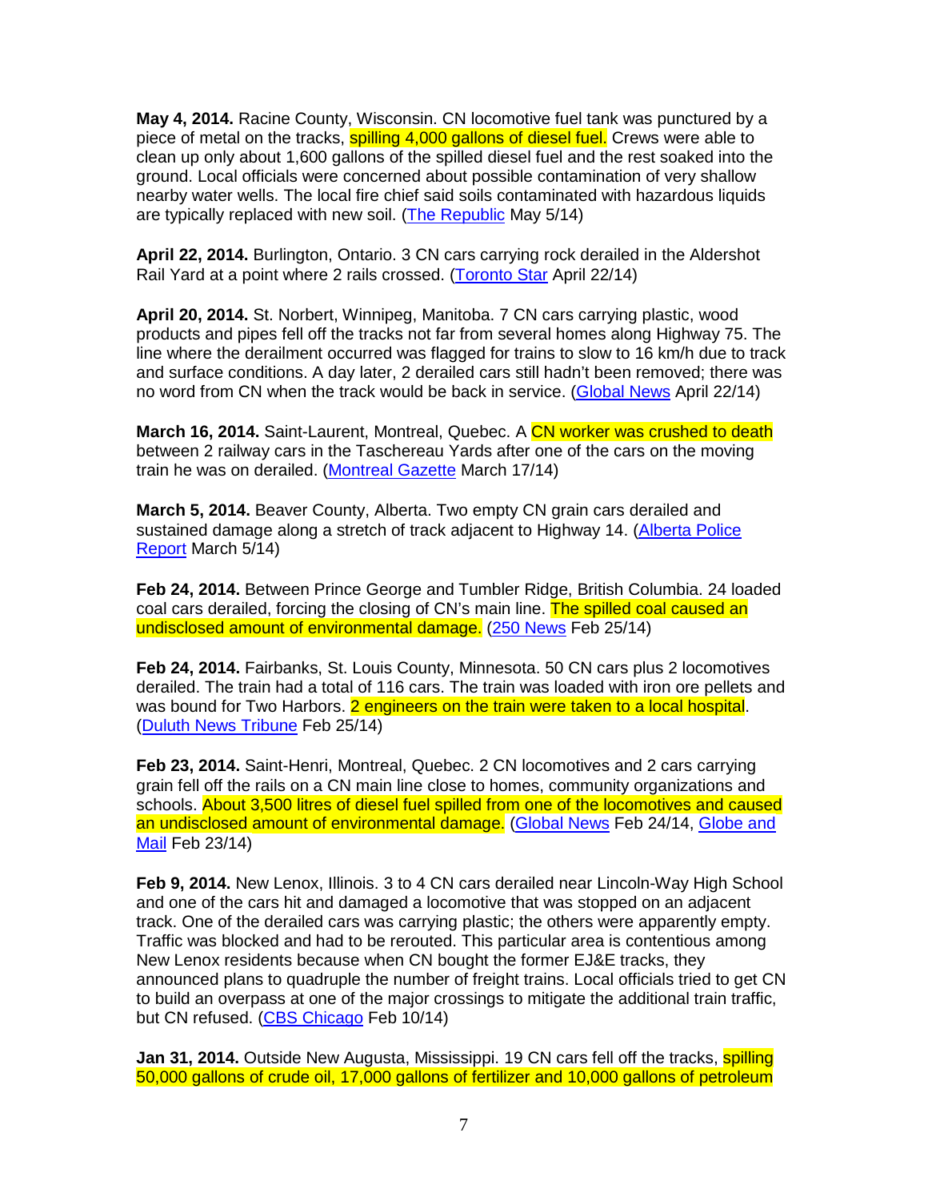**May 4, 2014.** Racine County, Wisconsin. CN locomotive fuel tank was punctured by a piece of metal on the tracks, spilling 4,000 gallons of diesel fuel. Crews were able to clean up only about 1,600 gallons of the spilled diesel fuel and the rest soaked into the ground. Local officials were concerned about possible contamination of very shallow nearby water wells. The local fire chief said soils contaminated with hazardous liquids are typically replaced with new soil. (The Republic May 5/14)

**April 22, 2014.** Burlington, Ontario. 3 CN cars carrying rock derailed in the Aldershot Rail Yard at a point where 2 rails crossed. (Toronto Star April 22/14)

**April 20, 2014.** St. Norbert, Winnipeg, Manitoba. 7 CN cars carrying plastic, wood products and pipes fell off the tracks not far from several homes along Highway 75. The line where the derailment occurred was flagged for trains to slow to 16 km/h due to track and surface conditions. A day later, 2 derailed cars still hadn't been removed; there was no word from CN when the track would be back in service. (Global News April 22/14)

**March 16, 2014.** Saint-Laurent, Montreal, Quebec. A CN worker was crushed to death between 2 railway cars in the Taschereau Yards after one of the cars on the moving train he was on derailed. (Montreal Gazette March 17/14)

**March 5, 2014.** Beaver County, Alberta. Two empty CN grain cars derailed and sustained damage along a stretch of track adjacent to Highway 14. (Alberta Police Report March 5/14)

**Feb 24, 2014.** Between Prince George and Tumbler Ridge, British Columbia. 24 loaded coal cars derailed, forcing the closing of CN's main line. The spilled coal caused an undisclosed amount of environmental damage. (250 News Feb 25/14)

**Feb 24, 2014.** Fairbanks, St. Louis County, Minnesota. 50 CN cars plus 2 locomotives derailed. The train had a total of 116 cars. The train was loaded with iron ore pellets and was bound for Two Harbors. 2 engineers on the train were taken to a local hospital. (Duluth News Tribune Feb 25/14)

**Feb 23, 2014.** Saint-Henri, Montreal, Quebec. 2 CN locomotives and 2 cars carrying grain fell off the rails on a CN main line close to homes, community organizations and schools. About 3,500 litres of diesel fuel spilled from one of the locomotives and caused an undisclosed amount of environmental damage. (Global News Feb 24/14, Globe and Mail Feb 23/14)

**Feb 9, 2014.** New Lenox, Illinois. 3 to 4 CN cars derailed near Lincoln-Way High School and one of the cars hit and damaged a locomotive that was stopped on an adjacent track. One of the derailed cars was carrying plastic; the others were apparently empty. Traffic was blocked and had to be rerouted. This particular area is contentious among New Lenox residents because when CN bought the former EJ&E tracks, they announced plans to quadruple the number of freight trains. Local officials tried to get CN to build an overpass at one of the major crossings to mitigate the additional train traffic, but CN refused. (CBS Chicago Feb 10/14)

**Jan 31, 2014.** Outside New Augusta, Mississippi. 19 CN cars fell off the tracks, spilling 50,000 gallons of crude oil, 17,000 gallons of fertilizer and 10,000 gallons of petroleum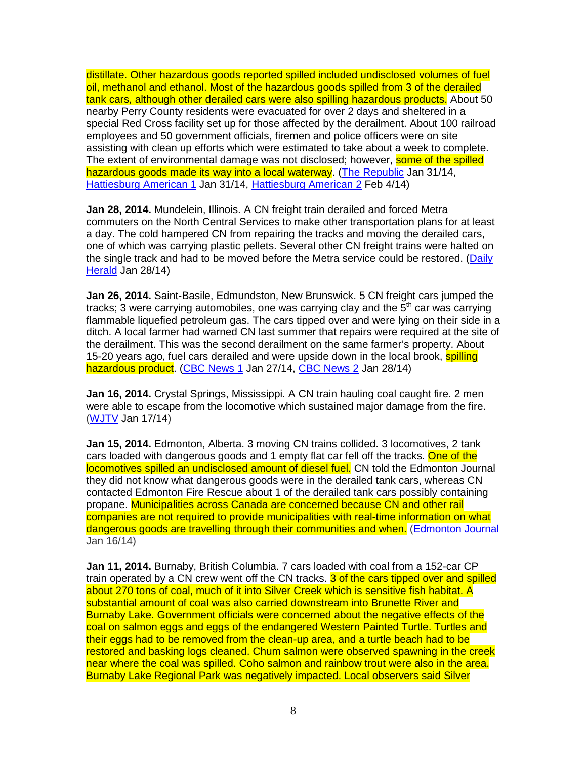distillate. Other hazardous goods reported spilled included undisclosed volumes of fuel oil, methanol and ethanol. Most of the hazardous goods spilled from 3 of the derailed tank cars, although other derailed cars were also spilling hazardous products. About 50 nearby Perry County residents were evacuated for over 2 days and sheltered in a special Red Cross facility set up for those affected by the derailment. About 100 railroad employees and 50 government officials, firemen and police officers were on site assisting with clean up efforts which were estimated to take about a week to complete. The extent of environmental damage was not disclosed; however, some of the spilled hazardous goods made its way into a local waterway. (The Republic Jan 31/14, Hattiesburg American 1 Jan 31/14, Hattiesburg American 2 Feb 4/14)

**Jan 28, 2014.** Mundelein, Illinois. A CN freight train derailed and forced Metra commuters on the North Central Services to make other transportation plans for at least a day. The cold hampered CN from repairing the tracks and moving the derailed cars, one of which was carrying plastic pellets. Several other CN freight trains were halted on the single track and had to be moved before the Metra service could be restored. (Daily Herald Jan 28/14)

**Jan 26, 2014.** Saint-Basile, Edmundston, New Brunswick. 5 CN freight cars jumped the tracks; 3 were carrying automobiles, one was carrying clay and the 5th car was carrying flammable liquefied petroleum gas. The cars tipped over and were lying on their side in a ditch. A local farmer had warned CN last summer that repairs were required at the site of the derailment. This was the second derailment on the same farmer's property. About 15-20 years ago, fuel cars derailed and were upside down in the local brook, spilling hazardous product. (CBC News 1 Jan 27/14, CBC News 2 Jan 28/14)

**Jan 16, 2014.** Crystal Springs, Mississippi. A CN train hauling coal caught fire. 2 men were able to escape from the locomotive which sustained major damage from the fire. (WJTV Jan 17/14)

**Jan 15, 2014.** Edmonton, Alberta. 3 moving CN trains collided. 3 locomotives, 2 tank cars loaded with dangerous goods and 1 empty flat car fell off the tracks. One of the locomotives spilled an undisclosed amount of diesel fuel. CN told the Edmonton Journal they did not know what dangerous goods were in the derailed tank cars, whereas CN contacted Edmonton Fire Rescue about 1 of the derailed tank cars possibly containing propane. Municipalities across Canada are concerned because CN and other rail companies are not required to provide municipalities with real-time information on what dangerous goods are travelling through their communities and when. (Edmonton Journal Jan 16/14)

**Jan 11, 2014.** Burnaby, British Columbia. 7 cars loaded with coal from a 152-car CP train operated by a CN crew went off the CN tracks. 3 of the cars tipped over and spilled about 270 tons of coal, much of it into Silver Creek which is sensitive fish habitat. A substantial amount of coal was also carried downstream into Brunette River and Burnaby Lake. Government officials were concerned about the negative effects of the coal on salmon eggs and eggs of the endangered Western Painted Turtle. Turtles and their eggs had to be removed from the clean-up area, and a turtle beach had to be restored and basking logs cleaned. Chum salmon were observed spawning in the creek near where the coal was spilled. Coho salmon and rainbow trout were also in the area. Burnaby Lake Regional Park was negatively impacted. Local observers said Silver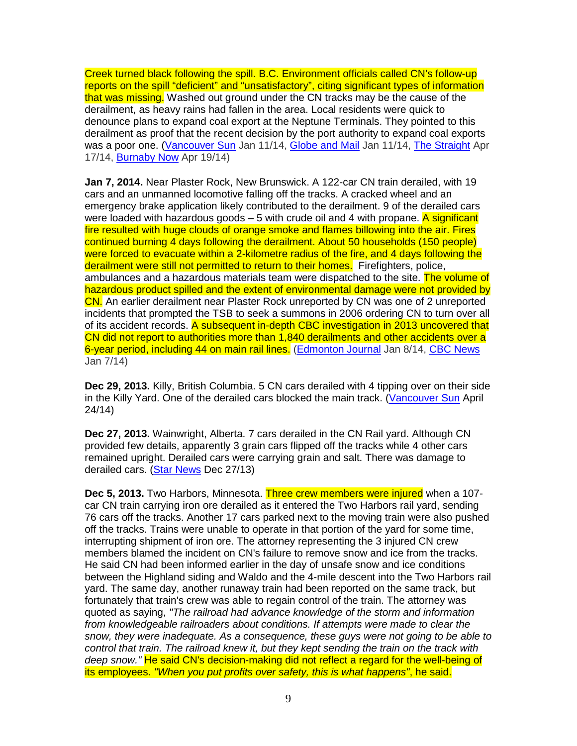Creek turned black following the spill. B.C. Environment officials called CN's follow-up reports on the spill "deficient" and "unsatisfactory", citing significant types of information that was missing. Washed out ground under the CN tracks may be the cause of the derailment, as heavy rains had fallen in the area. Local residents were quick to denounce plans to expand coal export at the Neptune Terminals. They pointed to this derailment as proof that the recent decision by the port authority to expand coal exports was a poor one. (Vancouver Sun Jan 11/14, Globe and Mail Jan 11/14, The Straight Apr 17/14, Burnaby Now Apr 19/14)

**Jan 7, 2014.** Near Plaster Rock, New Brunswick. A 122-car CN train derailed, with 19 cars and an unmanned locomotive falling off the tracks. A cracked wheel and an emergency brake application likely contributed to the derailment. 9 of the derailed cars were loaded with hazardous goods – 5 with crude oil and 4 with propane. A significant fire resulted with huge clouds of orange smoke and flames billowing into the air. Fires continued burning 4 days following the derailment. About 50 households (150 people) were forced to evacuate within a 2-kilometre radius of the fire, and 4 days following the derailment were still not permitted to return to their homes. Firefighters, police, ambulances and a hazardous materials team were dispatched to the site. The volume of hazardous product spilled and the extent of environmental damage were not provided by CN. An earlier derailment near Plaster Rock unreported by CN was one of 2 unreported incidents that prompted the TSB to seek a summons in 2006 ordering CN to turn over all of its accident records. A subsequent in-depth CBC investigation in 2013 uncovered that CN did not report to authorities more than 1,840 derailments and other accidents over a 6-year period, including 44 on main rail lines. (Edmonton Journal Jan 8/14, CBC News Jan 7/14)

**Dec 29, 2013.** Killy, British Columbia. 5 CN cars derailed with 4 tipping over on their side in the Killy Yard. One of the derailed cars blocked the main track. (Vancouver Sun April 24/14)

**Dec 27, 2013.** Wainwright, Alberta. 7 cars derailed in the CN Rail yard. Although CN provided few details, apparently 3 grain cars flipped off the tracks while 4 other cars remained upright. Derailed cars were carrying grain and salt. There was damage to derailed cars. (Star News Dec 27/13)

**Dec 5, 2013.** Two Harbors, Minnesota. Three crew members were injured when a 107-car CN train carrying iron ore derailed as it entered the Two Harbors rail yard, sending 76 cars off the tracks. Another 17 cars parked next to the moving train were also pushed off the tracks. Trains were unable to operate in that portion of the yard for some time, interrupting shipment of iron ore. The attorney representing the 3 injured CN crew members blamed the incident on CN's failure to remove snow and ice from the tracks. He said CN had been informed earlier in the day of unsafe snow and ice conditions between the Highland siding and Waldo and the 4-mile descent into the Two Harbors rail yard. The same day, another runaway train had been reported on the same track, but fortunately that train's crew was able to regain control of the train. The attorney was quoted as saying, *"The railroad had advance knowledge of the storm and information from knowledgeable railroaders about conditions. If attempts were made to clear the snow, they were inadequate. As a consequence, these guys were not going to be able to control that train. The railroad knew it, but they kept sending the train on the track with deep snow."* He said CN's decision-making did not reflect a regard for the well-being of its employees. *"When you put profits over safety, this is what happens"*, he said.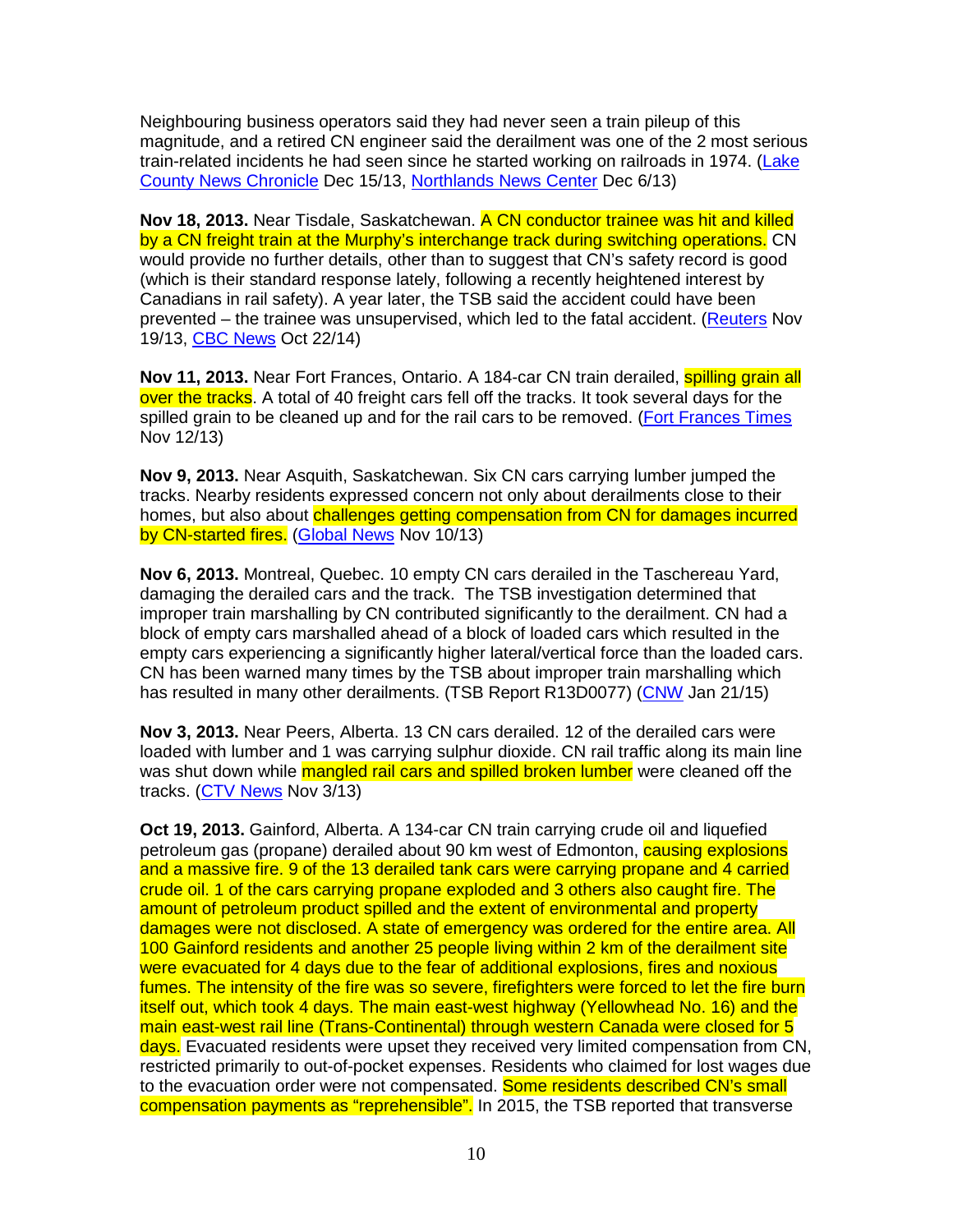Neighbouring business operators said they had never seen a train pileup of this magnitude, and a retired CN engineer said the derailment was one of the 2 most serious train-related incidents he had seen since he started working on railroads in 1974. (Lake County News Chronicle Dec 15/13, Northlands News Center Dec 6/13)

**Nov 18, 2013.** Near Tisdale, Saskatchewan. A CN conductor trainee was hit and killed by a CN freight train at the Murphy's interchange track during switching operations. CN would provide no further details, other than to suggest that CN's safety record is good (which is their standard response lately, following a recently heightened interest by Canadians in rail safety). A year later, the TSB said the accident could have been prevented – the trainee was unsupervised, which led to the fatal accident. (Reuters Nov 19/13, CBC News Oct 22/14)

**Nov 11, 2013.** Near Fort Frances, Ontario. A 184-car CN train derailed, spilling grain all over the tracks. A total of 40 freight cars fell off the tracks. It took several days for the spilled grain to be cleaned up and for the rail cars to be removed. (Fort Frances Times Nov 12/13)

**Nov 9, 2013.** Near Asquith, Saskatchewan. Six CN cars carrying lumber jumped the tracks. Nearby residents expressed concern not only about derailments close to their homes, but also about challenges getting compensation from CN for damages incurred by CN-started fires. (Global News Nov 10/13)

**Nov 6, 2013.** Montreal, Quebec. 10 empty CN cars derailed in the Taschereau Yard, damaging the derailed cars and the track. The TSB investigation determined that improper train marshalling by CN contributed significantly to the derailment. CN had a block of empty cars marshalled ahead of a block of loaded cars which resulted in the empty cars experiencing a significantly higher lateral/vertical force than the loaded cars. CN has been warned many times by the TSB about improper train marshalling which has resulted in many other derailments. (TSB Report R13D0077) (CNW Jan 21/15)

**Nov 3, 2013.** Near Peers, Alberta. 13 CN cars derailed. 12 of the derailed cars were loaded with lumber and 1 was carrying sulphur dioxide. CN rail traffic along its main line was shut down while mangled rail cars and spilled broken lumber were cleaned off the tracks. (CTV News Nov 3/13)

**Oct 19, 2013.** Gainford, Alberta. A 134-car CN train carrying crude oil and liquefied petroleum gas (propane) derailed about 90 km west of Edmonton, causing explosions and a massive fire. 9 of the 13 derailed tank cars were carrying propane and 4 carried crude oil. 1 of the cars carrying propane exploded and 3 others also caught fire. The amount of petroleum product spilled and the extent of environmental and property damages were not disclosed. A state of emergency was ordered for the entire area. All 100 Gainford residents and another 25 people living within 2 km of the derailment site were evacuated for 4 days due to the fear of additional explosions, fires and noxious fumes. The intensity of the fire was so severe, firefighters were forced to let the fire burn itself out, which took 4 days. The main east-west highway (Yellowhead No. 16) and the main east-west rail line (Trans-Continental) through western Canada were closed for 5 days. Evacuated residents were upset they received very limited compensation from CN, restricted primarily to out-of-pocket expenses. Residents who claimed for lost wages due to the evacuation order were not compensated. Some residents described CN's small compensation payments as "reprehensible". In 2015, the TSB reported that transverse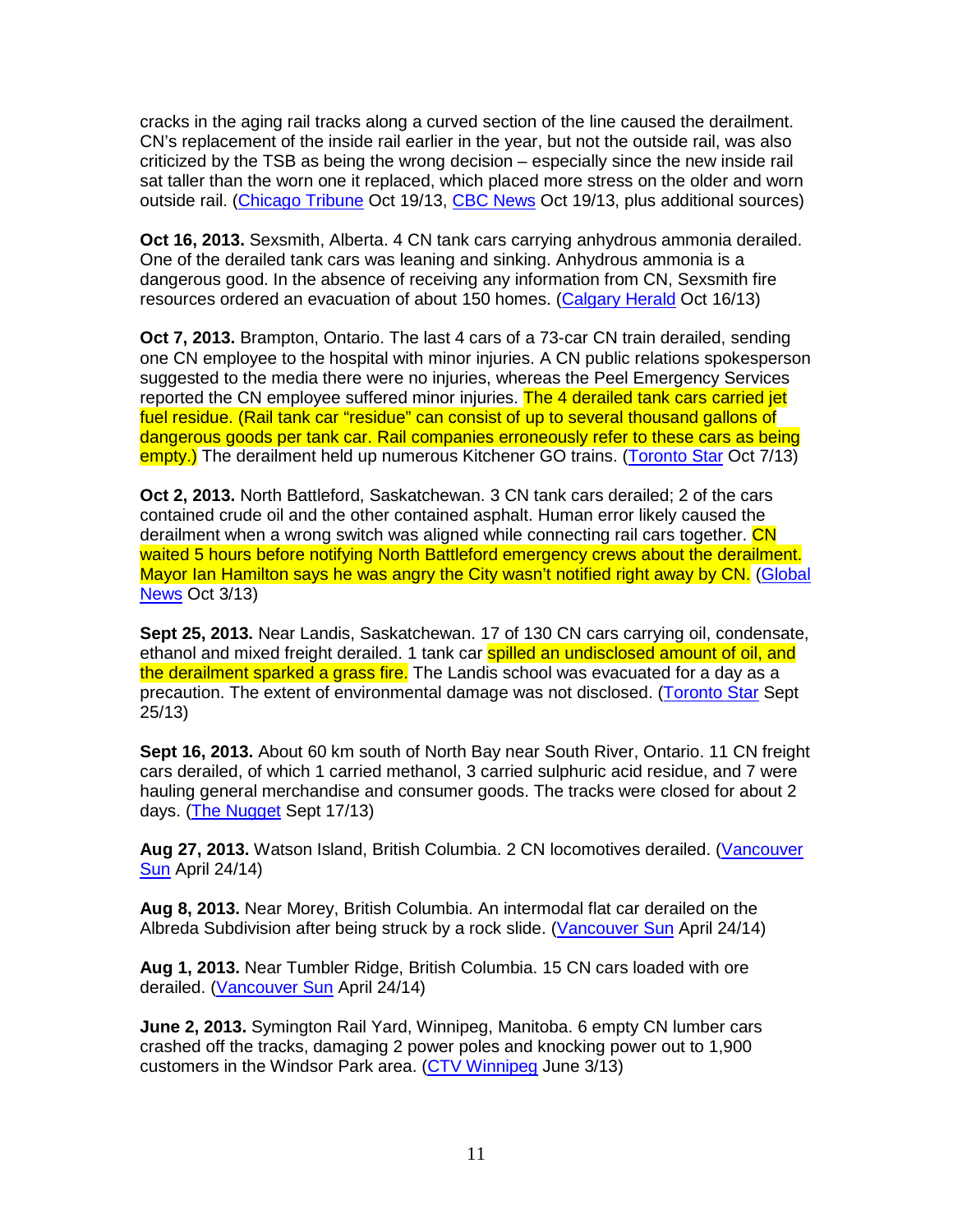cracks in the aging rail tracks along a curved section of the line caused the derailment. CN's replacement of the inside rail earlier in the year, but not the outside rail, was also criticized by the TSB as being the wrong decision – especially since the new inside rail sat taller than the worn one it replaced, which placed more stress on the older and worn outside rail. (Chicago Tribune Oct 19/13, CBC News Oct 19/13, plus additional sources)

**Oct 16, 2013.** Sexsmith, Alberta. 4 CN tank cars carrying anhydrous ammonia derailed. One of the derailed tank cars was leaning and sinking. Anhydrous ammonia is a dangerous good. In the absence of receiving any information from CN, Sexsmith fire resources ordered an evacuation of about 150 homes. (Calgary Herald Oct 16/13)

**Oct 7, 2013.** Brampton, Ontario. The last 4 cars of a 73-car CN train derailed, sending one CN employee to the hospital with minor injuries. A CN public relations spokesperson suggested to the media there were no injuries, whereas the Peel Emergency Services reported the CN employee suffered minor injuries. The 4 derailed tank cars carried jet fuel residue. (Rail tank car "residue" can consist of up to several thousand gallons of dangerous goods per tank car. Rail companies erroneously refer to these cars as being empty.) The derailment held up numerous Kitchener GO trains. (Toronto Star Oct 7/13)

**Oct 2, 2013.** North Battleford, Saskatchewan. 3 CN tank cars derailed; 2 of the cars contained crude oil and the other contained asphalt. Human error likely caused the derailment when a wrong switch was aligned while connecting rail cars together. CN waited 5 hours before notifying North Battleford emergency crews about the derailment. Mayor Ian Hamilton says he was angry the City wasn't notified right away by CN. (Global News Oct 3/13)

**Sept 25, 2013.** Near Landis, Saskatchewan. 17 of 130 CN cars carrying oil, condensate, ethanol and mixed freight derailed. 1 tank car spilled an undisclosed amount of oil, and the derailment sparked a grass fire. The Landis school was evacuated for a day as a precaution. The extent of environmental damage was not disclosed. (Toronto Star Sept 25/13)

**Sept 16, 2013.** About 60 km south of North Bay near South River, Ontario. 11 CN freight cars derailed, of which 1 carried methanol, 3 carried sulphuric acid residue, and 7 were hauling general merchandise and consumer goods. The tracks were closed for about 2 days. (The Nugget Sept 17/13)

**Aug 27, 2013.** Watson Island, British Columbia. 2 CN locomotives derailed. (Vancouver Sun April 24/14)

**Aug 8, 2013.** Near Morey, British Columbia. An intermodal flat car derailed on the Albreda Subdivision after being struck by a rock slide. (Vancouver Sun April 24/14)

**Aug 1, 2013.** Near Tumbler Ridge, British Columbia. 15 CN cars loaded with ore derailed. (Vancouver Sun April 24/14)

**June 2, 2013.** Symington Rail Yard, Winnipeg, Manitoba. 6 empty CN lumber cars crashed off the tracks, damaging 2 power poles and knocking power out to 1,900 customers in the Windsor Park area. (CTV Winnipeg June 3/13)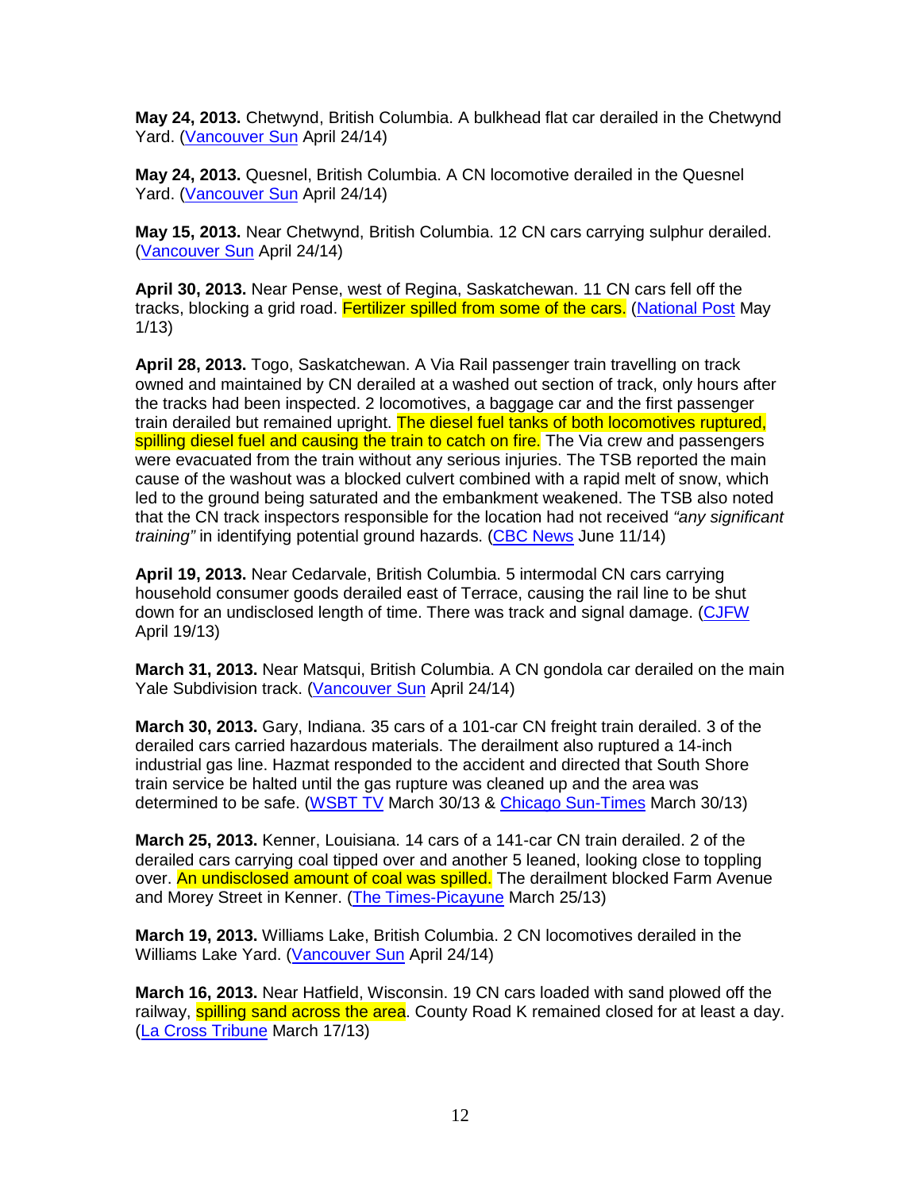**May 24, 2013.** Chetwynd, British Columbia. A bulkhead flat car derailed in the Chetwynd Yard. (Vancouver Sun April 24/14)

**May 24, 2013.** Quesnel, British Columbia. A CN locomotive derailed in the Quesnel Yard. (Vancouver Sun April 24/14)

**May 15, 2013.** Near Chetwynd, British Columbia. 12 CN cars carrying sulphur derailed. (Vancouver Sun April 24/14)

**April 30, 2013.** Near Pense, west of Regina, Saskatchewan. 11 CN cars fell off the tracks, blocking a grid road. Fertilizer spilled from some of the cars. (National Post May 1/13)

**April 28, 2013.** Togo, Saskatchewan. A Via Rail passenger train travelling on track owned and maintained by CN derailed at a washed out section of track, only hours after the tracks had been inspected. 2 locomotives, a baggage car and the first passenger train derailed but remained upright. The diesel fuel tanks of both locomotives ruptured, spilling diesel fuel and causing the train to catch on fire. The Via crew and passengers were evacuated from the train without any serious injuries. The TSB reported the main cause of the washout was a blocked culvert combined with a rapid melt of snow, which led to the ground being saturated and the embankment weakened. The TSB also noted that the CN track inspectors responsible for the location had not received *"any significant training"* in identifying potential ground hazards. (CBC News June 11/14)

**April 19, 2013.** Near Cedarvale, British Columbia. 5 intermodal CN cars carrying household consumer goods derailed east of Terrace, causing the rail line to be shut down for an undisclosed length of time. There was track and signal damage. (CJFW April 19/13)

**March 31, 2013.** Near Matsqui, British Columbia. A CN gondola car derailed on the main Yale Subdivision track. (Vancouver Sun April 24/14)

**March 30, 2013.** Gary, Indiana. 35 cars of a 101-car CN freight train derailed. 3 of the derailed cars carried hazardous materials. The derailment also ruptured a 14-inch industrial gas line. Hazmat responded to the accident and directed that South Shore train service be halted until the gas rupture was cleaned up and the area was determined to be safe. (WSBT TV March 30/13 & Chicago Sun-Times March 30/13)

**March 25, 2013.** Kenner, Louisiana. 14 cars of a 141-car CN train derailed. 2 of the derailed cars carrying coal tipped over and another 5 leaned, looking close to toppling over. An undisclosed amount of coal was spilled. The derailment blocked Farm Avenue and Morey Street in Kenner. (The Times-Picayune March 25/13)

**March 19, 2013.** Williams Lake, British Columbia. 2 CN locomotives derailed in the Williams Lake Yard. (Vancouver Sun April 24/14)

**March 16, 2013.** Near Hatfield, Wisconsin. 19 CN cars loaded with sand plowed off the railway, spilling sand across the area. County Road K remained closed for at least a day. (La Cross Tribune March 17/13)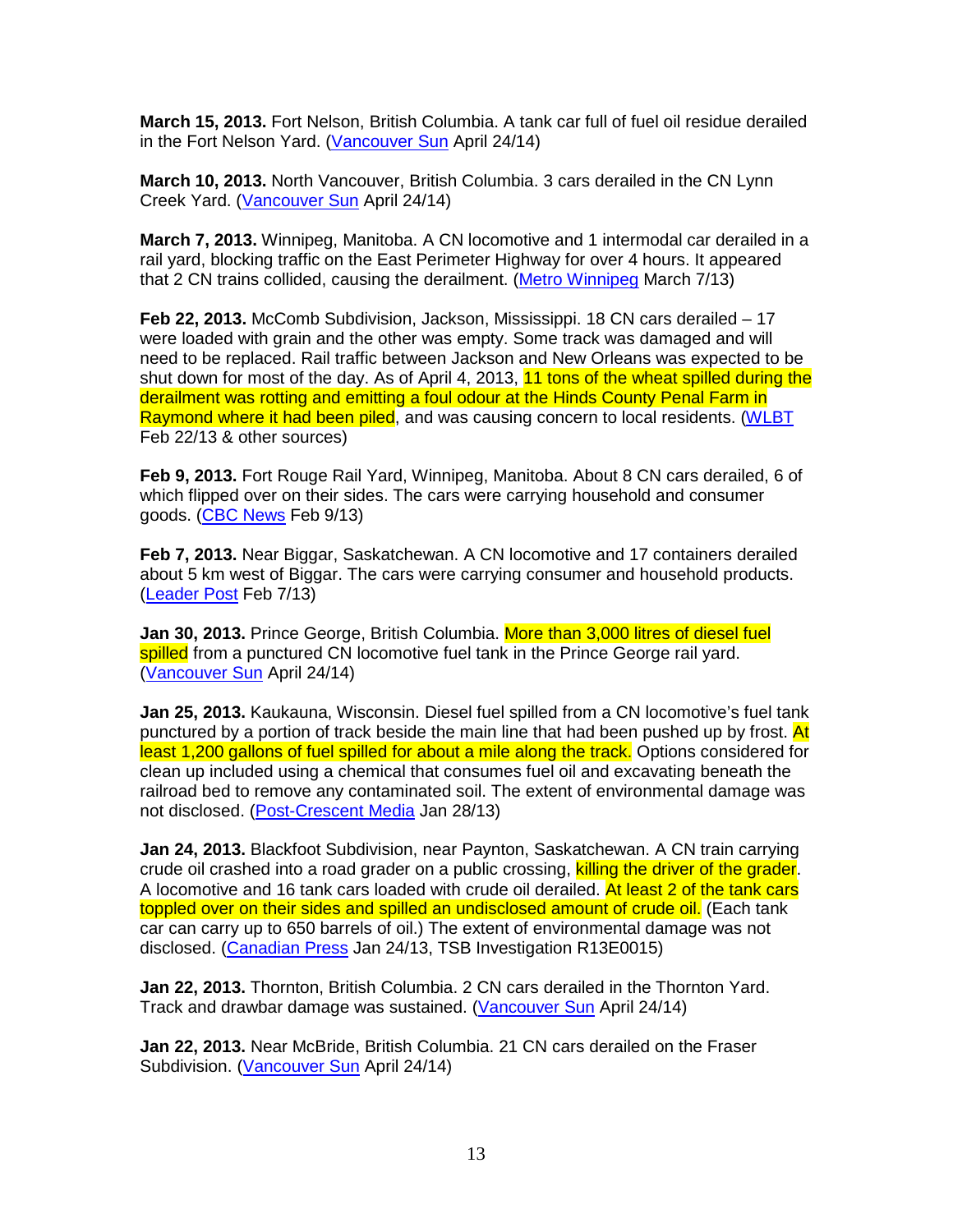**March 15, 2013.** Fort Nelson, British Columbia. A tank car full of fuel oil residue derailed in the Fort Nelson Yard. (Vancouver Sun April 24/14)

**March 10, 2013.** North Vancouver, British Columbia. 3 cars derailed in the CN Lynn Creek Yard. (Vancouver Sun April 24/14)

**March 7, 2013.** Winnipeg, Manitoba. A CN locomotive and 1 intermodal car derailed in a rail yard, blocking traffic on the East Perimeter Highway for over 4 hours. It appeared that 2 CN trains collided, causing the derailment. (Metro Winnipeg March 7/13)

**Feb 22, 2013.** McComb Subdivision, Jackson, Mississippi. 18 CN cars derailed – 17 were loaded with grain and the other was empty. Some track was damaged and will need to be replaced. Rail traffic between Jackson and New Orleans was expected to be shut down for most of the day. As of April 4, 2013, 11 tons of the wheat spilled during the derailment was rotting and emitting a foul odour at the Hinds County Penal Farm in Raymond where it had been piled, and was causing concern to local residents. (WLBT Feb 22/13 & other sources)

**Feb 9, 2013.** Fort Rouge Rail Yard, Winnipeg, Manitoba. About 8 CN cars derailed, 6 of which flipped over on their sides. The cars were carrying household and consumer goods. (CBC News Feb 9/13)

**Feb 7, 2013.** Near Biggar, Saskatchewan. A CN locomotive and 17 containers derailed about 5 km west of Biggar. The cars were carrying consumer and household products. (Leader Post Feb 7/13)

**Jan 30, 2013.** Prince George, British Columbia. More than 3,000 litres of diesel fuel spilled from a punctured CN locomotive fuel tank in the Prince George rail yard. (Vancouver Sun April 24/14)

**Jan 25, 2013.** Kaukauna, Wisconsin. Diesel fuel spilled from a CN locomotive's fuel tank punctured by a portion of track beside the main line that had been pushed up by frost. At least 1,200 gallons of fuel spilled for about a mile along the track. Options considered for clean up included using a chemical that consumes fuel oil and excavating beneath the railroad bed to remove any contaminated soil. The extent of environmental damage was not disclosed. (Post-Crescent Media Jan 28/13)

**Jan 24, 2013.** Blackfoot Subdivision, near Paynton, Saskatchewan. A CN train carrying crude oil crashed into a road grader on a public crossing, killing the driver of the grader. A locomotive and 16 tank cars loaded with crude oil derailed. At least 2 of the tank cars toppled over on their sides and spilled an undisclosed amount of crude oil. (Each tank car can carry up to 650 barrels of oil.) The extent of environmental damage was not disclosed. (Canadian Press Jan 24/13, TSB Investigation R13E0015)

**Jan 22, 2013.** Thornton, British Columbia. 2 CN cars derailed in the Thornton Yard. Track and drawbar damage was sustained. (Vancouver Sun April 24/14)

**Jan 22, 2013.** Near McBride, British Columbia. 21 CN cars derailed on the Fraser Subdivision. (Vancouver Sun April 24/14)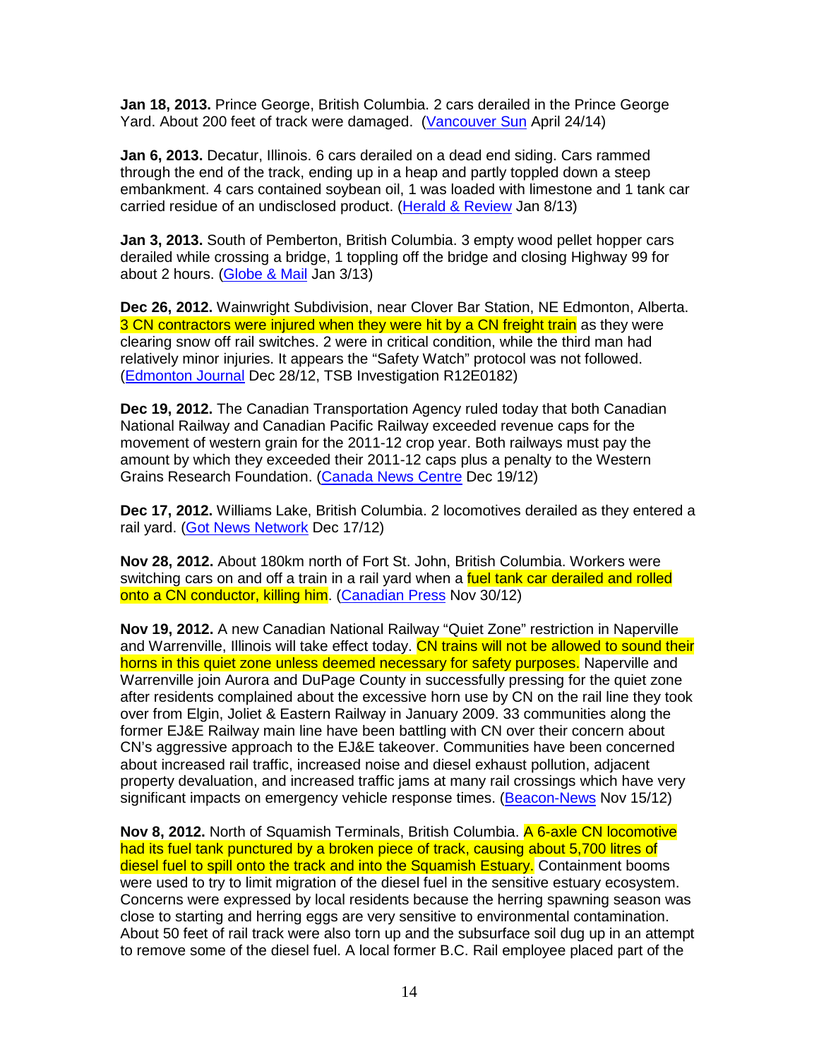**Jan 18, 2013.** Prince George, British Columbia. 2 cars derailed in the Prince George Yard. About 200 feet of track were damaged. (Vancouver Sun April 24/14)

**Jan 6, 2013.** Decatur, Illinois. 6 cars derailed on a dead end siding. Cars rammed through the end of the track, ending up in a heap and partly toppled down a steep embankment. 4 cars contained soybean oil, 1 was loaded with limestone and 1 tank car carried residue of an undisclosed product. (Herald & Review Jan 8/13)

**Jan 3, 2013.** South of Pemberton, British Columbia. 3 empty wood pellet hopper cars derailed while crossing a bridge, 1 toppling off the bridge and closing Highway 99 for about 2 hours. (Globe & Mail Jan 3/13)

**Dec 26, 2012.** Wainwright Subdivision, near Clover Bar Station, NE Edmonton, Alberta. 3 CN contractors were injured when they were hit by a CN freight train as they were clearing snow off rail switches. 2 were in critical condition, while the third man had relatively minor injuries. It appears the "Safety Watch" protocol was not followed. (Edmonton Journal Dec 28/12, TSB Investigation R12E0182)

**Dec 19, 2012.** The Canadian Transportation Agency ruled today that both Canadian National Railway and Canadian Pacific Railway exceeded revenue caps for the movement of western grain for the 2011-12 crop year. Both railways must pay the amount by which they exceeded their 2011-12 caps plus a penalty to the Western Grains Research Foundation. (Canada News Centre Dec 19/12)

**Dec 17, 2012.** Williams Lake, British Columbia. 2 locomotives derailed as they entered a rail yard. (Got News Network Dec 17/12)

**Nov 28, 2012.** About 180km north of Fort St. John, British Columbia. Workers were switching cars on and off a train in a rail yard when a fuel tank car derailed and rolled onto a CN conductor, killing him. (Canadian Press Nov 30/12)

**Nov 19, 2012.** A new Canadian National Railway "Quiet Zone" restriction in Naperville and Warrenville, Illinois will take effect today. CN trains will not be allowed to sound their horns in this quiet zone unless deemed necessary for safety purposes. Naperville and Warrenville join Aurora and DuPage County in successfully pressing for the quiet zone after residents complained about the excessive horn use by CN on the rail line they took over from Elgin, Joliet & Eastern Railway in January 2009. 33 communities along the former EJ&E Railway main line have been battling with CN over their concern about CN's aggressive approach to the EJ&E takeover. Communities have been concerned about increased rail traffic, increased noise and diesel exhaust pollution, adjacent property devaluation, and increased traffic jams at many rail crossings which have very significant impacts on emergency vehicle response times. (Beacon-News Nov 15/12)

**Nov 8, 2012.** North of Squamish Terminals, British Columbia. A 6-axle CN locomotive had its fuel tank punctured by a broken piece of track, causing about 5,700 litres of diesel fuel to spill onto the track and into the Squamish Estuary. Containment booms were used to try to limit migration of the diesel fuel in the sensitive estuary ecosystem. Concerns were expressed by local residents because the herring spawning season was close to starting and herring eggs are very sensitive to environmental contamination. About 50 feet of rail track were also torn up and the subsurface soil dug up in an attempt to remove some of the diesel fuel. A local former B.C. Rail employee placed part of the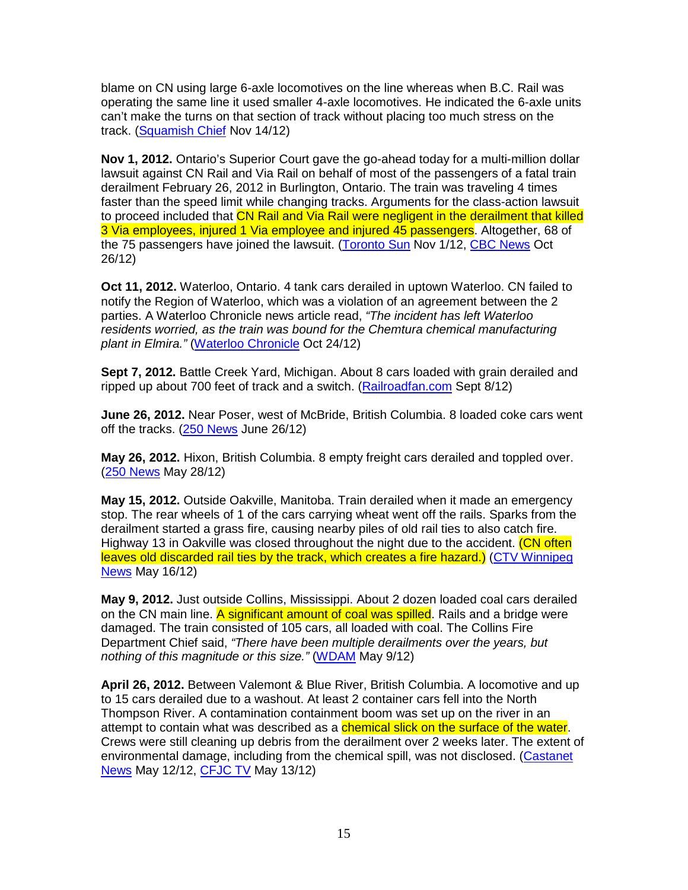blame on CN using large 6-axle locomotives on the line whereas when B.C. Rail was operating the same line it used smaller 4-axle locomotives. He indicated the 6-axle units can't make the turns on that section of track without placing too much stress on the track. (Squamish Chief Nov 14/12)

**Nov 1, 2012.** Ontario's Superior Court gave the go-ahead today for a multi-million dollar lawsuit against CN Rail and Via Rail on behalf of most of the passengers of a fatal train derailment February 26, 2012 in Burlington, Ontario. The train was traveling 4 times faster than the speed limit while changing tracks. Arguments for the class-action lawsuit to proceed included that CN Rail and Via Rail were negligent in the derailment that killed 3 Via employees, injured 1 Via employee and injured 45 passengers. Altogether, 68 of the 75 passengers have joined the lawsuit. (Toronto Sun Nov 1/12, CBC News Oct 26/12)

**Oct 11, 2012.** Waterloo, Ontario. 4 tank cars derailed in uptown Waterloo. CN failed to notify the Region of Waterloo, which was a violation of an agreement between the 2 parties. A Waterloo Chronicle news article read, *"The incident has left Waterloo residents worried, as the train was bound for the Chemtura chemical manufacturing plant in Elmira."* (Waterloo Chronicle Oct 24/12)

**Sept 7, 2012.** Battle Creek Yard, Michigan. About 8 cars loaded with grain derailed and ripped up about 700 feet of track and a switch. (Railroadfan.com Sept 8/12)

**June 26, 2012.** Near Poser, west of McBride, British Columbia. 8 loaded coke cars went off the tracks. (250 News June 26/12)

**May 26, 2012.** Hixon, British Columbia. 8 empty freight cars derailed and toppled over. (250 News May 28/12)

**May 15, 2012.** Outside Oakville, Manitoba. Train derailed when it made an emergency stop. The rear wheels of 1 of the cars carrying wheat went off the rails. Sparks from the derailment started a grass fire, causing nearby piles of old rail ties to also catch fire. Highway 13 in Oakville was closed throughout the night due to the accident. (CN often leaves old discarded rail ties by the track, which creates a fire hazard.) (CTV Winnipeg News May 16/12)

**May 9, 2012.** Just outside Collins, Mississippi. About 2 dozen loaded coal cars derailed on the CN main line. A significant amount of coal was spilled. Rails and a bridge were damaged. The train consisted of 105 cars, all loaded with coal. The Collins Fire Department Chief said, *"There have been multiple derailments over the years, but nothing of this magnitude or this size."* (WDAM May 9/12)

**April 26, 2012.** Between Valemont & Blue River, British Columbia. A locomotive and up to 15 cars derailed due to a washout. At least 2 container cars fell into the North Thompson River. A contamination containment boom was set up on the river in an attempt to contain what was described as a chemical slick on the surface of the water. Crews were still cleaning up debris from the derailment over 2 weeks later. The extent of environmental damage, including from the chemical spill, was not disclosed. (Castanet News May 12/12, CFJC TV May 13/12)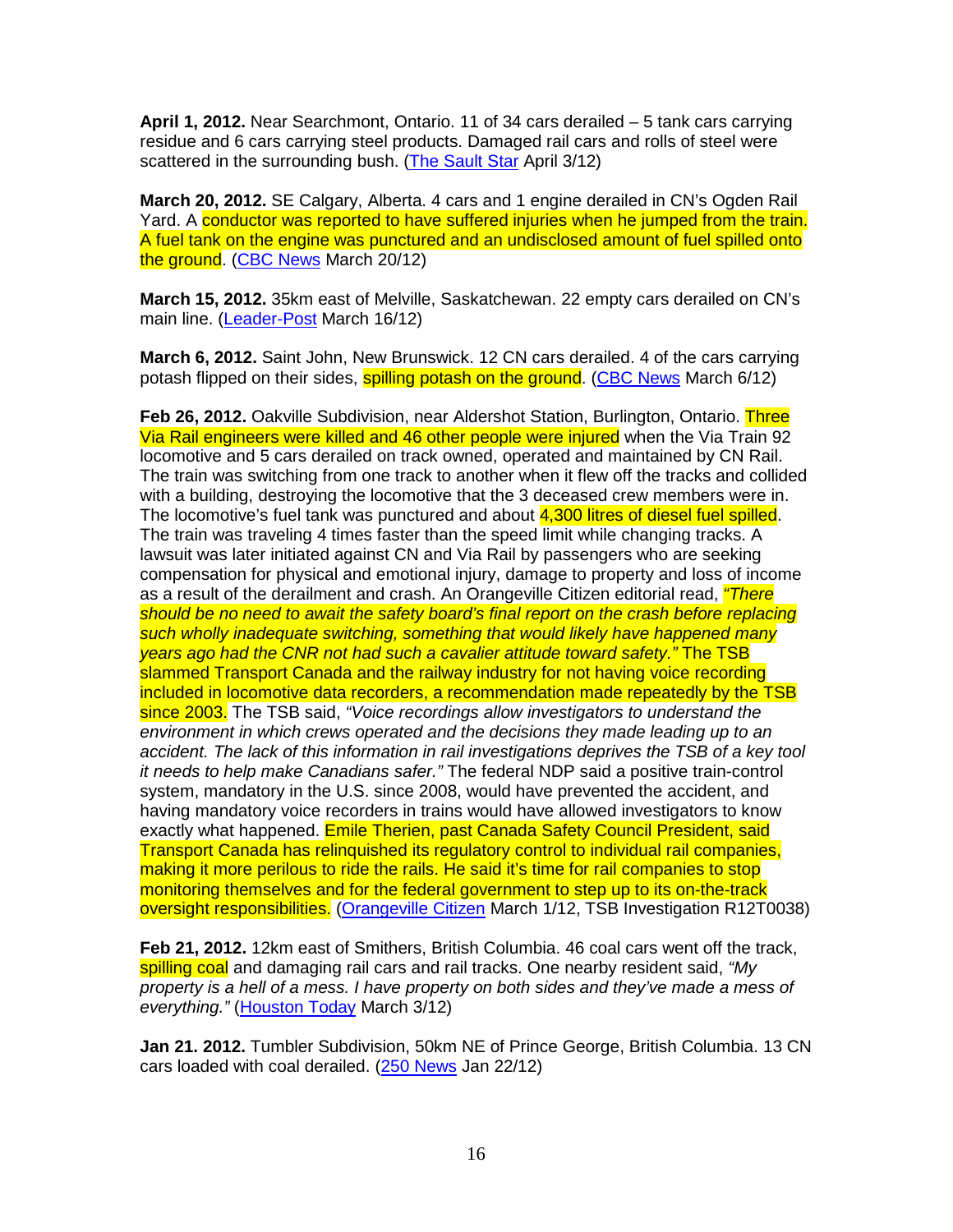**April 1, 2012.** Near Searchmont, Ontario. 11 of 34 cars derailed – 5 tank cars carrying residue and 6 cars carrying steel products. Damaged rail cars and rolls of steel were scattered in the surrounding bush. (The Sault Star April 3/12)

**March 20, 2012.** SE Calgary, Alberta. 4 cars and 1 engine derailed in CN's Ogden Rail Yard. A conductor was reported to have suffered injuries when he jumped from the train. A fuel tank on the engine was punctured and an undisclosed amount of fuel spilled onto the ground. (CBC News March 20/12)

**March 15, 2012.** 35km east of Melville, Saskatchewan. 22 empty cars derailed on CN's main line. (Leader-Post March 16/12)

**March 6, 2012.** Saint John, New Brunswick. 12 CN cars derailed. 4 of the cars carrying potash flipped on their sides, spilling potash on the ground. (CBC News March 6/12)

**Feb 26, 2012.** Oakville Subdivision, near Aldershot Station, Burlington, Ontario. Three Via Rail engineers were killed and 46 other people were injured when the Via Train 92 locomotive and 5 cars derailed on track owned, operated and maintained by CN Rail. The train was switching from one track to another when it flew off the tracks and collided with a building, destroying the locomotive that the 3 deceased crew members were in. The locomotive's fuel tank was punctured and about 4,300 litres of diesel fuel spilled. The train was traveling 4 times faster than the speed limit while changing tracks. A lawsuit was later initiated against CN and Via Rail by passengers who are seeking compensation for physical and emotional injury, damage to property and loss of income as a result of the derailment and crash. An Orangeville Citizen editorial read, *"There should be no need to await the safety board's final report on the crash before replacing such wholly inadequate switching, something that would likely have happened many years ago had the CNR not had such a cavalier attitude toward safety."* The TSB slammed Transport Canada and the railway industry for not having voice recording included in locomotive data recorders, a recommendation made repeatedly by the TSB since 2003. The TSB said, *"Voice recordings allow investigators to understand the environment in which crews operated and the decisions they made leading up to an accident. The lack of this information in rail investigations deprives the TSB of a key tool it needs to help make Canadians safer."* The federal NDP said a positive train-control system, mandatory in the U.S. since 2008, would have prevented the accident, and having mandatory voice recorders in trains would have allowed investigators to know exactly what happened. Emile Therien, past Canada Safety Council President, said Transport Canada has relinquished its regulatory control to individual rail companies, making it more perilous to ride the rails. He said it's time for rail companies to stop monitoring themselves and for the federal government to step up to its on-the-track oversight responsibilities. (Orangeville Citizen March 1/12, TSB Investigation R12T0038)

**Feb 21, 2012.** 12km east of Smithers, British Columbia. 46 coal cars went off the track, spilling coal and damaging rail cars and rail tracks. One nearby resident said, *"My property is a hell of a mess. I have property on both sides and they've made a mess of everything."* (Houston Today March 3/12)

**Jan 21. 2012.** Tumbler Subdivision, 50km NE of Prince George, British Columbia. 13 CN cars loaded with coal derailed. (250 News Jan 22/12)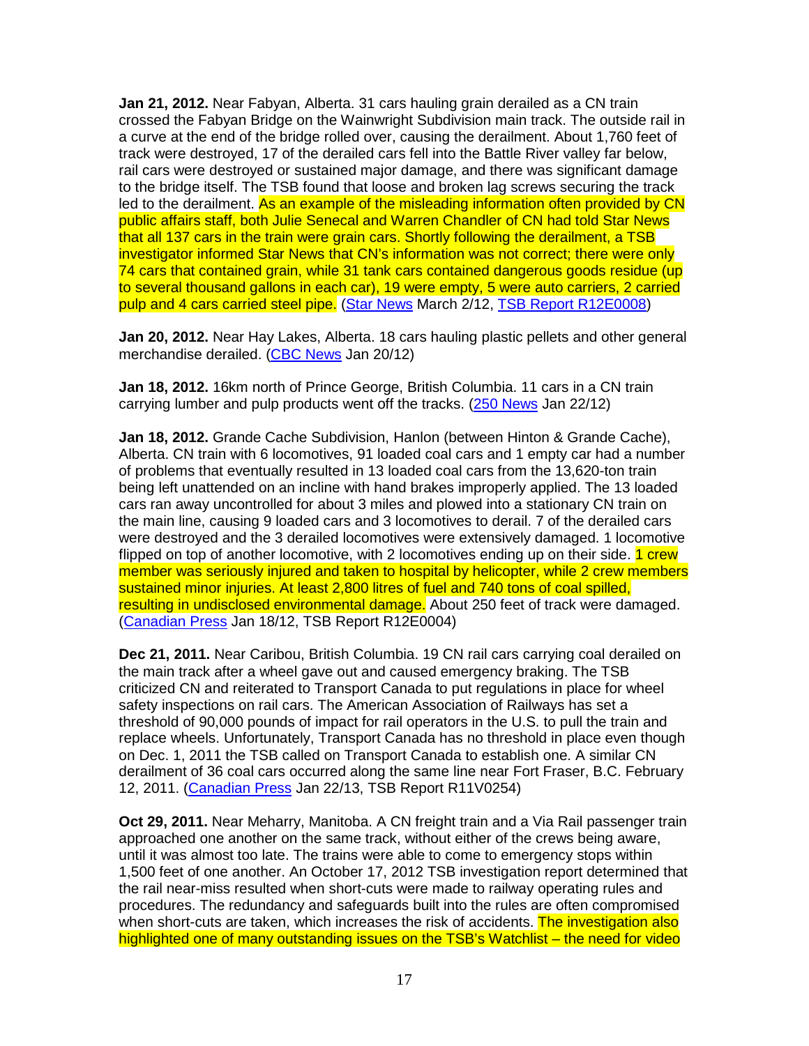**Jan 21, 2012.** Near Fabyan, Alberta. 31 cars hauling grain derailed as a CN train crossed the Fabyan Bridge on the Wainwright Subdivision main track. The outside rail in a curve at the end of the bridge rolled over, causing the derailment. About 1,760 feet of track were destroyed, 17 of the derailed cars fell into the Battle River valley far below, rail cars were destroyed or sustained major damage, and there was significant damage to the bridge itself. The TSB found that loose and broken lag screws securing the track led to the derailment. As an example of the misleading information often provided by CN public affairs staff, both Julie Senecal and Warren Chandler of CN had told Star News that all 137 cars in the train were grain cars. Shortly following the derailment, a TSB investigator informed Star News that CN's information was not correct; there were only 74 cars that contained grain, while 31 tank cars contained dangerous goods residue (up to several thousand gallons in each car), 19 were empty, 5 were auto carriers, 2 carried pulp and 4 cars carried steel pipe. (Star News March 2/12, TSB Report R12E0008)

**Jan 20, 2012.** Near Hay Lakes, Alberta. 18 cars hauling plastic pellets and other general merchandise derailed. (CBC News Jan 20/12)

**Jan 18, 2012.** 16km north of Prince George, British Columbia. 11 cars in a CN train carrying lumber and pulp products went off the tracks. (250 News Jan 22/12)

**Jan 18, 2012.** Grande Cache Subdivision, Hanlon (between Hinton & Grande Cache), Alberta. CN train with 6 locomotives, 91 loaded coal cars and 1 empty car had a number of problems that eventually resulted in 13 loaded coal cars from the 13,620-ton train being left unattended on an incline with hand brakes improperly applied. The 13 loaded cars ran away uncontrolled for about 3 miles and plowed into a stationary CN train on the main line, causing 9 loaded cars and 3 locomotives to derail. 7 of the derailed cars were destroyed and the 3 derailed locomotives were extensively damaged. 1 locomotive flipped on top of another locomotive, with 2 locomotives ending up on their side. 1 crew member was seriously injured and taken to hospital by helicopter, while 2 crew members sustained minor injuries. At least 2,800 litres of fuel and 740 tons of coal spilled, resulting in undisclosed environmental damage. About 250 feet of track were damaged. (Canadian Press Jan 18/12, TSB Report R12E0004)

**Dec 21, 2011.** Near Caribou, British Columbia. 19 CN rail cars carrying coal derailed on the main track after a wheel gave out and caused emergency braking. The TSB criticized CN and reiterated to Transport Canada to put regulations in place for wheel safety inspections on rail cars. The American Association of Railways has set a threshold of 90,000 pounds of impact for rail operators in the U.S. to pull the train and replace wheels. Unfortunately, Transport Canada has no threshold in place even though on Dec. 1, 2011 the TSB called on Transport Canada to establish one. A similar CN derailment of 36 coal cars occurred along the same line near Fort Fraser, B.C. February 12, 2011. (Canadian Press Jan 22/13, TSB Report R11V0254)

**Oct 29, 2011.** Near Meharry, Manitoba. A CN freight train and a Via Rail passenger train approached one another on the same track, without either of the crews being aware, until it was almost too late. The trains were able to come to emergency stops within 1,500 feet of one another. An October 17, 2012 TSB investigation report determined that the rail near-miss resulted when short-cuts were made to railway operating rules and procedures. The redundancy and safeguards built into the rules are often compromised when short-cuts are taken, which increases the risk of accidents. The investigation also highlighted one of many outstanding issues on the TSB's Watchlist – the need for video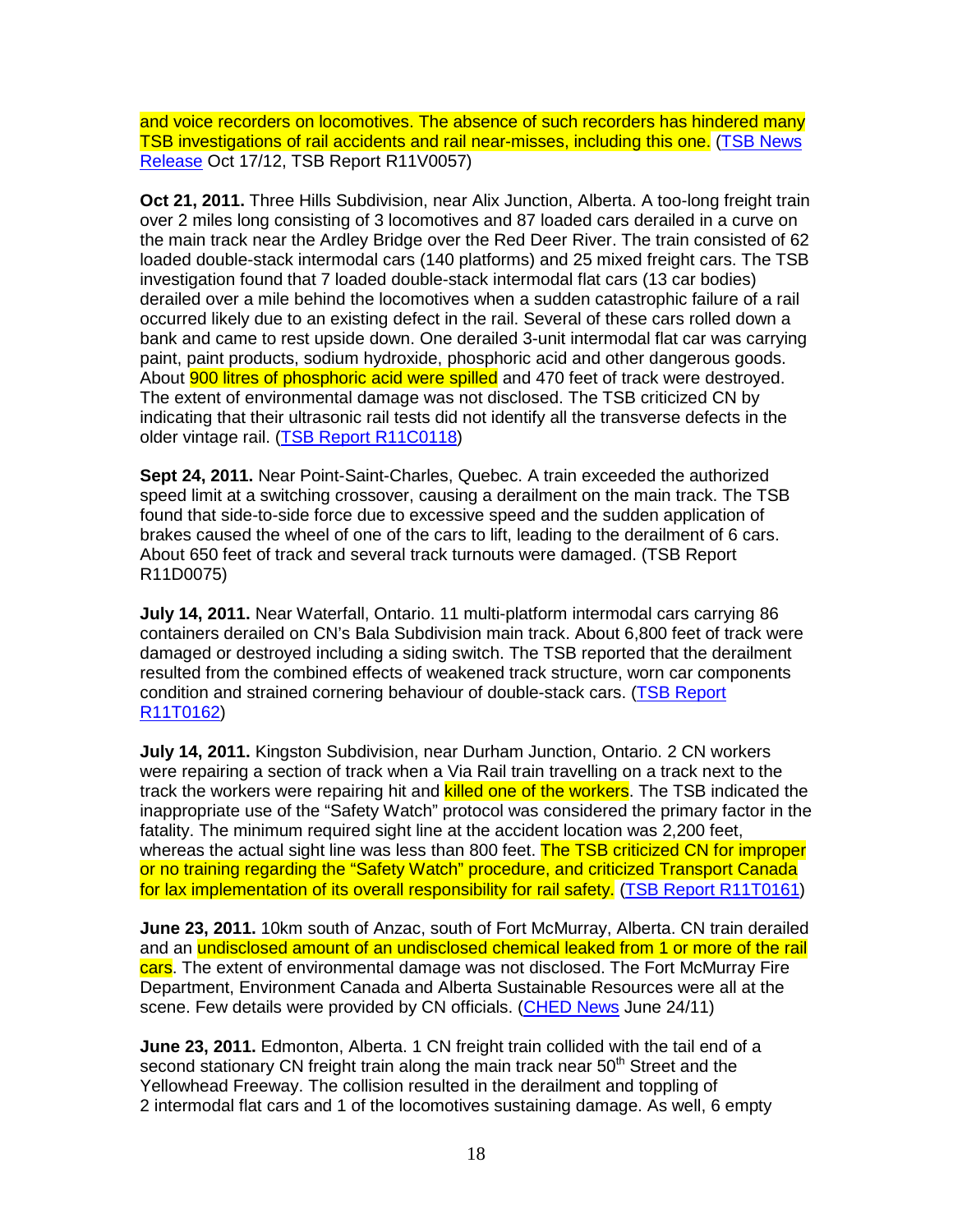and voice recorders on locomotives. The absence of such recorders has hindered many TSB investigations of rail accidents and rail near-misses, including this one. ([TSB News Release](#) Oct 17/12, TSB Report R11V0057)

**Oct 21, 2011.** Three Hills Subdivision, near Alix Junction, Alberta. A too-long freight train over 2 miles long consisting of 3 locomotives and 87 loaded cars derailed in a curve on the main track near the Ardley Bridge over the Red Deer River. The train consisted of 62 loaded double-stack intermodal cars (140 platforms) and 25 mixed freight cars. The TSB investigation found that 7 loaded double-stack intermodal flat cars (13 car bodies) derailed over a mile behind the locomotives when a sudden catastrophic failure of a rail occurred likely due to an existing defect in the rail. Several of these cars rolled down a bank and came to rest upside down. One derailed 3-unit intermodal flat car was carrying paint, paint products, sodium hydroxide, phosphoric acid and other dangerous goods. About 900 litres of phosphoric acid were spilled and 470 feet of track were destroyed. The extent of environmental damage was not disclosed. The TSB criticized CN by indicating that their ultrasonic rail tests did not identify all the transverse defects in the older vintage rail. ([TSB Report R11C0118](#))

**Sept 24, 2011.** Near Point-Saint-Charles, Quebec. A train exceeded the authorized speed limit at a switching crossover, causing a derailment on the main track. The TSB found that side-to-side force due to excessive speed and the sudden application of brakes caused the wheel of one of the cars to lift, leading to the derailment of 6 cars. About 650 feet of track and several track turnouts were damaged. (TSB Report R11D0075)

**July 14, 2011.** Near Waterfall, Ontario. 11 multi-platform intermodal cars carrying 86 containers derailed on CN's Bala Subdivision main track. About 6,800 feet of track were damaged or destroyed including a siding switch. The TSB reported that the derailment resulted from the combined effects of weakened track structure, worn car components condition and strained cornering behaviour of double-stack cars. ([TSB Report R11T0162](#))

**July 14, 2011.** Kingston Subdivision, near Durham Junction, Ontario. 2 CN workers were repairing a section of track when a Via Rail train travelling on a track next to the track the workers were repairing hit and killed one of the workers. The TSB indicated the inappropriate use of the "Safety Watch" protocol was considered the primary factor in the fatality. The minimum required sight line at the accident location was 2,200 feet, whereas the actual sight line was less than 800 feet. The TSB criticized CN for improper or no training regarding the "Safety Watch" procedure, and criticized Transport Canada for lax implementation of its overall responsibility for rail safety. ([TSB Report R11T0161](#))

**June 23, 2011.** 10km south of Anzac, south of Fort McMurray, Alberta. CN train derailed and an undisclosed amount of an undisclosed chemical leaked from 1 or more of the rail cars. The extent of environmental damage was not disclosed. The Fort McMurray Fire Department, Environment Canada and Alberta Sustainable Resources were all at the scene. Few details were provided by CN officials. ([CHED News](#) June 24/11)

**June 23, 2011.** Edmonton, Alberta. 1 CN freight train collided with the tail end of a second stationary CN freight train along the main track near 50th Street and the Yellowhead Freeway. The collision resulted in the derailment and toppling of 2 intermodal flat cars and 1 of the locomotives sustaining damage. As well, 6 empty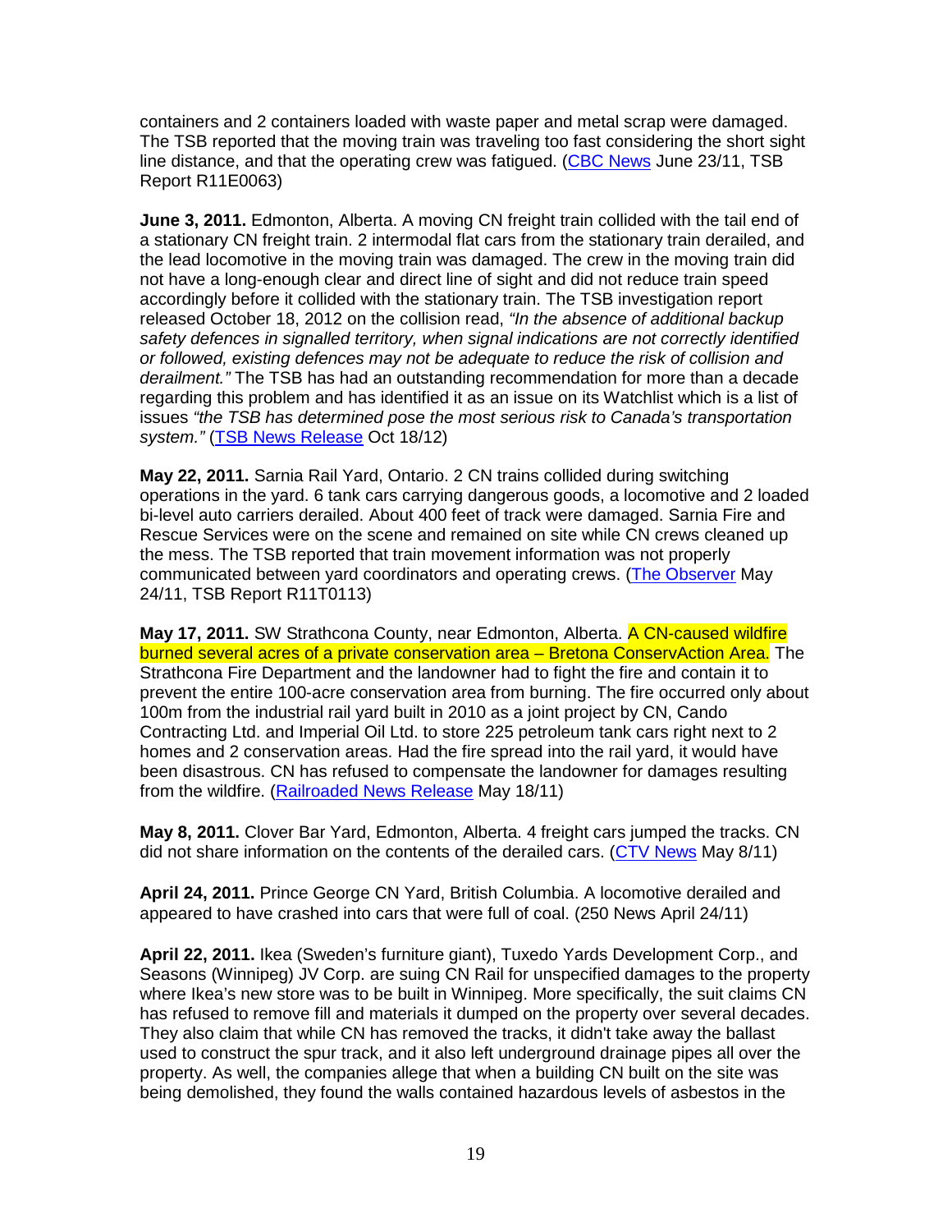containers and 2 containers loaded with waste paper and metal scrap were damaged. The TSB reported that the moving train was traveling too fast considering the short sight line distance, and that the operating crew was fatigued. (CBC News June 23/11, TSB Report R11E0063)

**June 3, 2011.** Edmonton, Alberta. A moving CN freight train collided with the tail end of a stationary CN freight train. 2 intermodal flat cars from the stationary train derailed, and the lead locomotive in the moving train was damaged. The crew in the moving train did not have a long-enough clear and direct line of sight and did not reduce train speed accordingly before it collided with the stationary train. The TSB investigation report released October 18, 2012 on the collision read, *"In the absence of additional backup safety defences in signalled territory, when signal indications are not correctly identified or followed, existing defences may not be adequate to reduce the risk of collision and derailment."* The TSB has had an outstanding recommendation for more than a decade regarding this problem and has identified it as an issue on its Watchlist which is a list of issues *"the TSB has determined pose the most serious risk to Canada's transportation system."* (TSB News Release Oct 18/12)

**May 22, 2011.** Sarnia Rail Yard, Ontario. 2 CN trains collided during switching operations in the yard. 6 tank cars carrying dangerous goods, a locomotive and 2 loaded bi-level auto carriers derailed. About 400 feet of track were damaged. Sarnia Fire and Rescue Services were on the scene and remained on site while CN crews cleaned up the mess. The TSB reported that train movement information was not properly communicated between yard coordinators and operating crews. (The Observer May 24/11, TSB Report R11T0113)

**May 17, 2011.** SW Strathcona County, near Edmonton, Alberta. A CN-caused wildfire burned several acres of a private conservation area – Bretona ConservAction Area. The Strathcona Fire Department and the landowner had to fight the fire and contain it to prevent the entire 100-acre conservation area from burning. The fire occurred only about 100m from the industrial rail yard built in 2010 as a joint project by CN, Cando Contracting Ltd. and Imperial Oil Ltd. to store 225 petroleum tank cars right next to 2 homes and 2 conservation areas. Had the fire spread into the rail yard, it would have been disastrous. CN has refused to compensate the landowner for damages resulting from the wildfire. (Railroaded News Release May 18/11)

**May 8, 2011.** Clover Bar Yard, Edmonton, Alberta. 4 freight cars jumped the tracks. CN did not share information on the contents of the derailed cars. (CTV News May 8/11)

**April 24, 2011.** Prince George CN Yard, British Columbia. A locomotive derailed and appeared to have crashed into cars that were full of coal. (250 News April 24/11)

**April 22, 2011.** Ikea (Sweden's furniture giant), Tuxedo Yards Development Corp., and Seasons (Winnipeg) JV Corp. are suing CN Rail for unspecified damages to the property where Ikea's new store was to be built in Winnipeg. More specifically, the suit claims CN has refused to remove fill and materials it dumped on the property over several decades. They also claim that while CN has removed the tracks, it didn't take away the ballast used to construct the spur track, and it also left underground drainage pipes all over the property. As well, the companies allege that when a building CN built on the site was being demolished, they found the walls contained hazardous levels of asbestos in the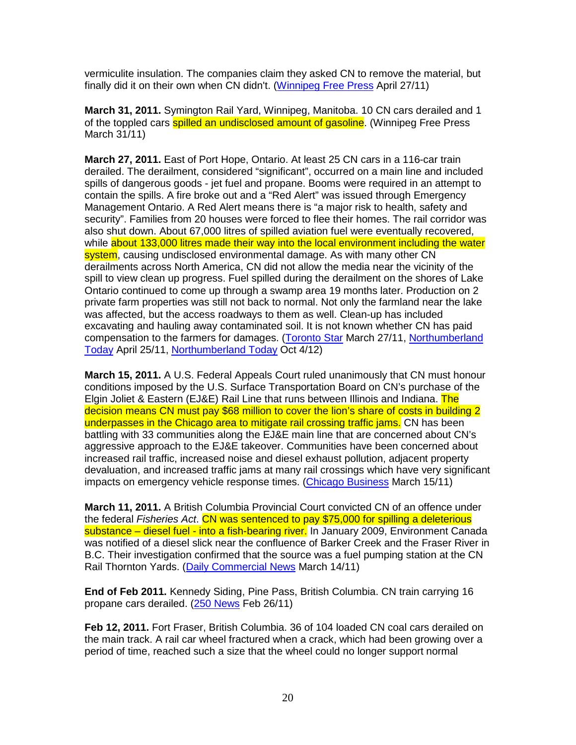vermiculite insulation. The companies claim they asked CN to remove the material, but finally did it on their own when CN didn't. (Winnipeg Free Press April 27/11)

**March 31, 2011.** Symington Rail Yard, Winnipeg, Manitoba. 10 CN cars derailed and 1 of the toppled cars spilled an undisclosed amount of gasoline. (Winnipeg Free Press March 31/11)

**March 27, 2011.** East of Port Hope, Ontario. At least 25 CN cars in a 116-car train derailed. The derailment, considered "significant", occurred on a main line and included spills of dangerous goods - jet fuel and propane. Booms were required in an attempt to contain the spills. A fire broke out and a "Red Alert" was issued through Emergency Management Ontario. A Red Alert means there is "a major risk to health, safety and security". Families from 20 houses were forced to flee their homes. The rail corridor was also shut down. About 67,000 litres of spilled aviation fuel were eventually recovered, while about 133,000 litres made their way into the local environment including the water system, causing undisclosed environmental damage. As with many other CN derailments across North America, CN did not allow the media near the vicinity of the spill to view clean up progress. Fuel spilled during the derailment on the shores of Lake Ontario continued to come up through a swamp area 19 months later. Production on 2 private farm properties was still not back to normal. Not only the farmland near the lake was affected, but the access roadways to them as well. Clean-up has included excavating and hauling away contaminated soil. It is not known whether CN has paid compensation to the farmers for damages. (Toronto Star March 27/11, Northumberland Today April 25/11, Northumberland Today Oct 4/12)

**March 15, 2011.** A U.S. Federal Appeals Court ruled unanimously that CN must honour conditions imposed by the U.S. Surface Transportation Board on CN's purchase of the Elgin Joliet & Eastern (EJ&E) Rail Line that runs between Illinois and Indiana. The decision means CN must pay $68 million to cover the lion's share of costs in building 2 underpasses in the Chicago area to mitigate rail crossing traffic jams. CN has been battling with 33 communities along the EJ&E main line that are concerned about CN's aggressive approach to the EJ&E takeover. Communities have been concerned about increased rail traffic, increased noise and diesel exhaust pollution, adjacent property devaluation, and increased traffic jams at many rail crossings which have very significant impacts on emergency vehicle response times. (Chicago Business March 15/11)

**March 11, 2011.** A British Columbia Provincial Court convicted CN of an offence under the federal *Fisheries Act*. CN was sentenced to pay $75,000 for spilling a deleterious substance – diesel fuel - into a fish-bearing river. In January 2009, Environment Canada was notified of a diesel slick near the confluence of Barker Creek and the Fraser River in B.C. Their investigation confirmed that the source was a fuel pumping station at the CN Rail Thornton Yards. (Daily Commercial News March 14/11)

**End of Feb 2011.** Kennedy Siding, Pine Pass, British Columbia. CN train carrying 16 propane cars derailed. (250 News Feb 26/11)

**Feb 12, 2011.** Fort Fraser, British Columbia. 36 of 104 loaded CN coal cars derailed on the main track. A rail car wheel fractured when a crack, which had been growing over a period of time, reached such a size that the wheel could no longer support normal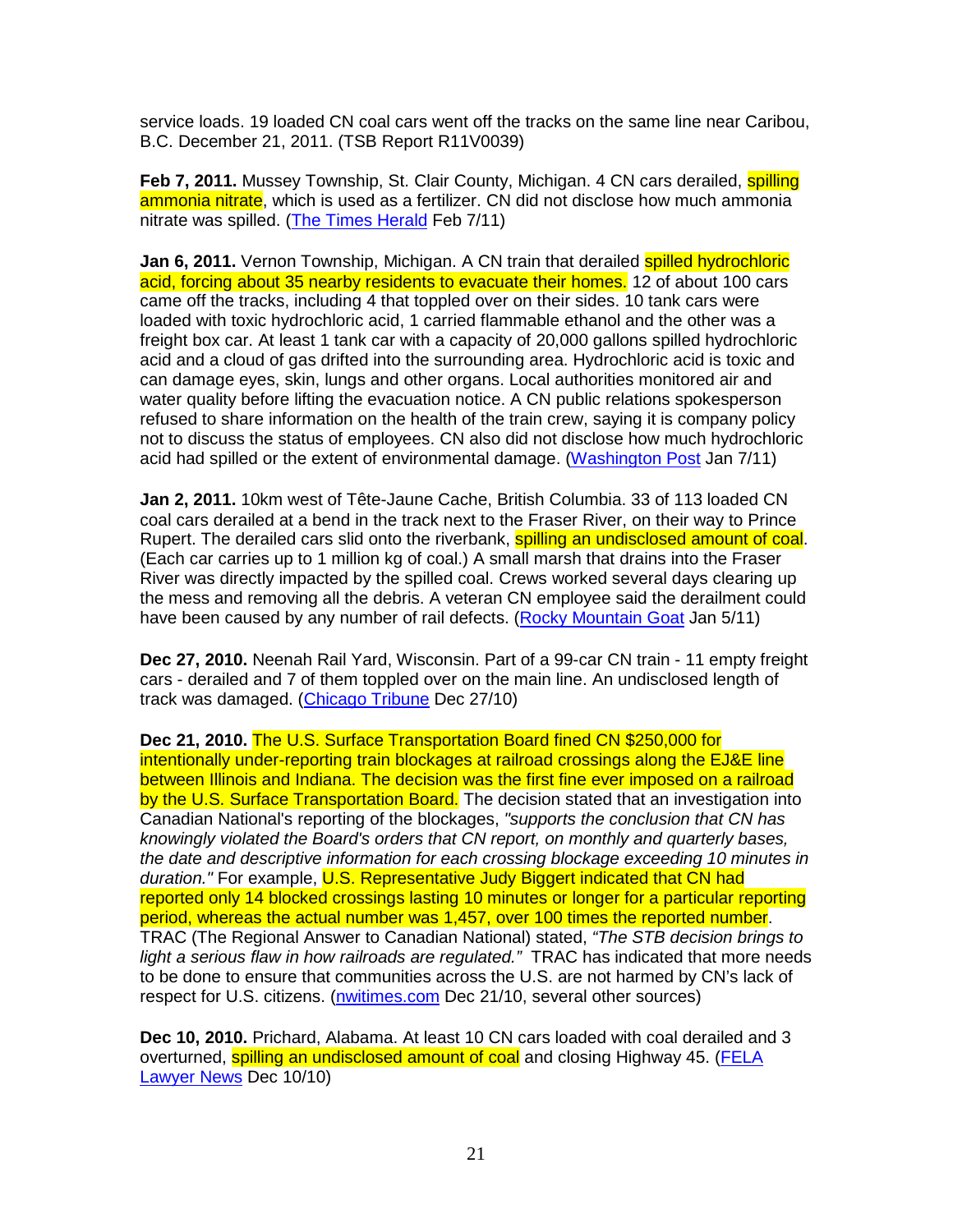service loads. 19 loaded CN coal cars went off the tracks on the same line near Caribou, B.C. December 21, 2011. (TSB Report R11V0039)

**Feb 7, 2011.** Mussey Township, St. Clair County, Michigan. 4 CN cars derailed, spilling ammonia nitrate, which is used as a fertilizer. CN did not disclose how much ammonia nitrate was spilled. (The Times Herald Feb 7/11)

**Jan 6, 2011.** Vernon Township, Michigan. A CN train that derailed spilled hydrochloric acid, forcing about 35 nearby residents to evacuate their homes. 12 of about 100 cars came off the tracks, including 4 that toppled over on their sides. 10 tank cars were loaded with toxic hydrochloric acid, 1 carried flammable ethanol and the other was a freight box car. At least 1 tank car with a capacity of 20,000 gallons spilled hydrochloric acid and a cloud of gas drifted into the surrounding area. Hydrochloric acid is toxic and can damage eyes, skin, lungs and other organs. Local authorities monitored air and water quality before lifting the evacuation notice. A CN public relations spokesperson refused to share information on the health of the train crew, saying it is company policy not to discuss the status of employees. CN also did not disclose how much hydrochloric acid had spilled or the extent of environmental damage. (Washington Post Jan 7/11)

**Jan 2, 2011.** 10km west of Tête-Jaune Cache, British Columbia. 33 of 113 loaded CN coal cars derailed at a bend in the track next to the Fraser River, on their way to Prince Rupert. The derailed cars slid onto the riverbank, spilling an undisclosed amount of coal. (Each car carries up to 1 million kg of coal.) A small marsh that drains into the Fraser River was directly impacted by the spilled coal. Crews worked several days clearing up the mess and removing all the debris. A veteran CN employee said the derailment could have been caused by any number of rail defects. (Rocky Mountain Goat Jan 5/11)

**Dec 27, 2010.** Neenah Rail Yard, Wisconsin. Part of a 99-car CN train - 11 empty freight cars - derailed and 7 of them toppled over on the main line. An undisclosed length of track was damaged. (Chicago Tribune Dec 27/10)

**Dec 21, 2010.** The U.S. Surface Transportation Board fined CN $250,000 for intentionally under-reporting train blockages at railroad crossings along the EJ&E line between Illinois and Indiana. The decision was the first fine ever imposed on a railroad by the U.S. Surface Transportation Board. The decision stated that an investigation into Canadian National's reporting of the blockages, *"supports the conclusion that CN has knowingly violated the Board's orders that CN report, on monthly and quarterly bases, the date and descriptive information for each crossing blockage exceeding 10 minutes in duration."* For example, U.S. Representative Judy Biggert indicated that CN had reported only 14 blocked crossings lasting 10 minutes or longer for a particular reporting period, whereas the actual number was 1,457, over 100 times the reported number. TRAC (The Regional Answer to Canadian National) stated, *"The STB decision brings to light a serious flaw in how railroads are regulated."* TRAC has indicated that more needs to be done to ensure that communities across the U.S. are not harmed by CN's lack of respect for U.S. citizens. (nwitimes.com Dec 21/10, several other sources)

**Dec 10, 2010.** Prichard, Alabama. At least 10 CN cars loaded with coal derailed and 3 overturned, spilling an undisclosed amount of coal and closing Highway 45. (FELA Lawyer News Dec 10/10)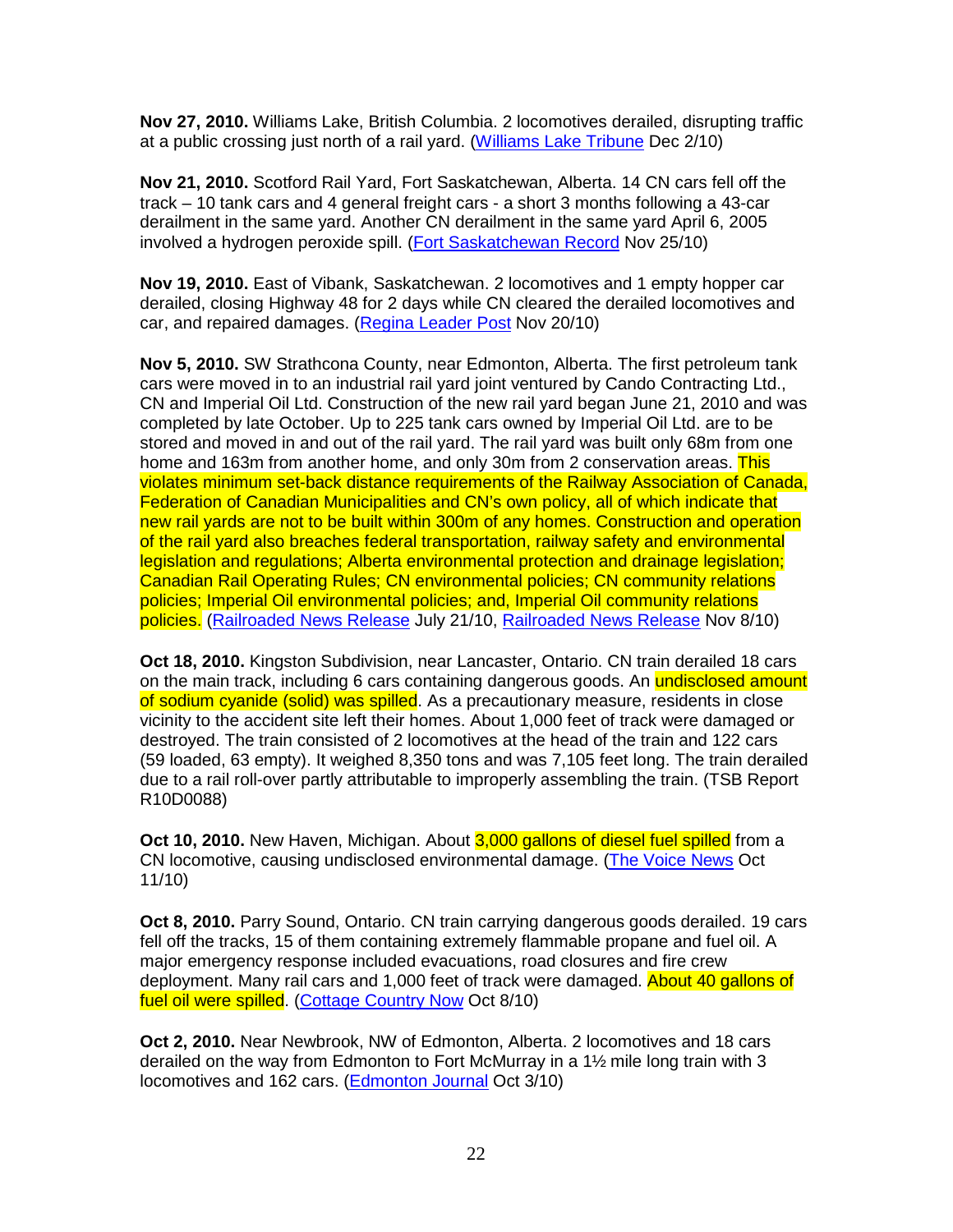**Nov 27, 2010.** Williams Lake, British Columbia. 2 locomotives derailed, disrupting traffic at a public crossing just north of a rail yard. (Williams Lake Tribune Dec 2/10)

**Nov 21, 2010.** Scotford Rail Yard, Fort Saskatchewan, Alberta. 14 CN cars fell off the track – 10 tank cars and 4 general freight cars - a short 3 months following a 43-car derailment in the same yard. Another CN derailment in the same yard April 6, 2005 involved a hydrogen peroxide spill. (Fort Saskatchewan Record Nov 25/10)

**Nov 19, 2010.** East of Vibank, Saskatchewan. 2 locomotives and 1 empty hopper car derailed, closing Highway 48 for 2 days while CN cleared the derailed locomotives and car, and repaired damages. (Regina Leader Post Nov 20/10)

**Nov 5, 2010.** SW Strathcona County, near Edmonton, Alberta. The first petroleum tank cars were moved in to an industrial rail yard joint ventured by Cando Contracting Ltd., CN and Imperial Oil Ltd. Construction of the new rail yard began June 21, 2010 and was completed by late October. Up to 225 tank cars owned by Imperial Oil Ltd. are to be stored and moved in and out of the rail yard. The rail yard was built only 68m from one home and 163m from another home, and only 30m from 2 conservation areas. This violates minimum set-back distance requirements of the Railway Association of Canada, Federation of Canadian Municipalities and CN's own policy, all of which indicate that new rail yards are not to be built within 300m of any homes. Construction and operation of the rail yard also breaches federal transportation, railway safety and environmental legislation and regulations; Alberta environmental protection and drainage legislation; Canadian Rail Operating Rules; CN environmental policies; CN community relations policies; Imperial Oil environmental policies; and, Imperial Oil community relations policies. (Railroaded News Release July 21/10, Railroaded News Release Nov 8/10)

**Oct 18, 2010.** Kingston Subdivision, near Lancaster, Ontario. CN train derailed 18 cars on the main track, including 6 cars containing dangerous goods. An undisclosed amount of sodium cyanide (solid) was spilled. As a precautionary measure, residents in close vicinity to the accident site left their homes. About 1,000 feet of track were damaged or destroyed. The train consisted of 2 locomotives at the head of the train and 122 cars (59 loaded, 63 empty). It weighed 8,350 tons and was 7,105 feet long. The train derailed due to a rail roll-over partly attributable to improperly assembling the train. (TSB Report R10D0088)

**Oct 10, 2010.** New Haven, Michigan. About 3,000 gallons of diesel fuel spilled from a CN locomotive, causing undisclosed environmental damage. (The Voice News Oct 11/10)

**Oct 8, 2010.** Parry Sound, Ontario. CN train carrying dangerous goods derailed. 19 cars fell off the tracks, 15 of them containing extremely flammable propane and fuel oil. A major emergency response included evacuations, road closures and fire crew deployment. Many rail cars and 1,000 feet of track were damaged. About 40 gallons of fuel oil were spilled. (Cottage Country Now Oct 8/10)

**Oct 2, 2010.** Near Newbrook, NW of Edmonton, Alberta. 2 locomotives and 18 cars derailed on the way from Edmonton to Fort McMurray in a 1½ mile long train with 3 locomotives and 162 cars. (Edmonton Journal Oct 3/10)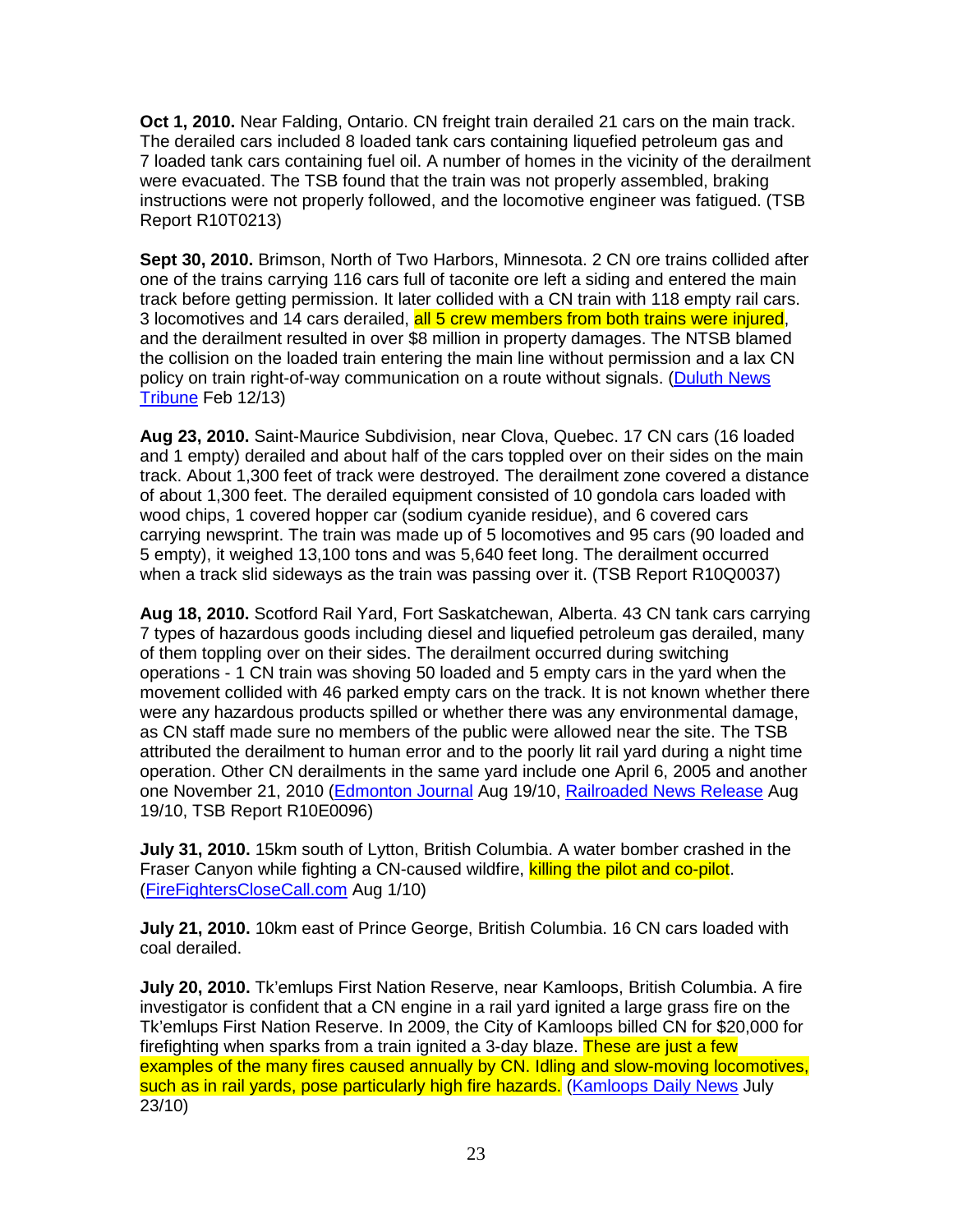**Oct 1, 2010.** Near Falding, Ontario. CN freight train derailed 21 cars on the main track. The derailed cars included 8 loaded tank cars containing liquefied petroleum gas and 7 loaded tank cars containing fuel oil. A number of homes in the vicinity of the derailment were evacuated. The TSB found that the train was not properly assembled, braking instructions were not properly followed, and the locomotive engineer was fatigued. (TSB Report R10T0213)

**Sept 30, 2010.** Brimson, North of Two Harbors, Minnesota. 2 CN ore trains collided after one of the trains carrying 116 cars full of taconite ore left a siding and entered the main track before getting permission. It later collided with a CN train with 118 empty rail cars. 3 locomotives and 14 cars derailed, all 5 crew members from both trains were injured, and the derailment resulted in over $8 million in property damages. The NTSB blamed the collision on the loaded train entering the main line without permission and a lax CN policy on train right-of-way communication on a route without signals. (Duluth News Tribune Feb 12/13)

**Aug 23, 2010.** Saint-Maurice Subdivision, near Clova, Quebec. 17 CN cars (16 loaded and 1 empty) derailed and about half of the cars toppled over on their sides on the main track. About 1,300 feet of track were destroyed. The derailment zone covered a distance of about 1,300 feet. The derailed equipment consisted of 10 gondola cars loaded with wood chips, 1 covered hopper car (sodium cyanide residue), and 6 covered cars carrying newsprint. The train was made up of 5 locomotives and 95 cars (90 loaded and 5 empty), it weighed 13,100 tons and was 5,640 feet long. The derailment occurred when a track slid sideways as the train was passing over it. (TSB Report R10Q0037)

**Aug 18, 2010.** Scotford Rail Yard, Fort Saskatchewan, Alberta. 43 CN tank cars carrying 7 types of hazardous goods including diesel and liquefied petroleum gas derailed, many of them toppling over on their sides. The derailment occurred during switching operations - 1 CN train was shoving 50 loaded and 5 empty cars in the yard when the movement collided with 46 parked empty cars on the track. It is not known whether there were any hazardous products spilled or whether there was any environmental damage, as CN staff made sure no members of the public were allowed near the site. The TSB attributed the derailment to human error and to the poorly lit rail yard during a night time operation. Other CN derailments in the same yard include one April 6, 2005 and another one November 21, 2010 (Edmonton Journal Aug 19/10, Railroaded News Release Aug 19/10, TSB Report R10E0096)

**July 31, 2010.** 15km south of Lytton, British Columbia. A water bomber crashed in the Fraser Canyon while fighting a CN-caused wildfire, killing the pilot and co-pilot. (FireFightersCloseCall.com Aug 1/10)

**July 21, 2010.** 10km east of Prince George, British Columbia. 16 CN cars loaded with coal derailed.

**July 20, 2010.** Tk'emlups First Nation Reserve, near Kamloops, British Columbia. A fire investigator is confident that a CN engine in a rail yard ignited a large grass fire on the Tk'emlups First Nation Reserve. In 2009, the City of Kamloops billed CN for $20,000 for firefighting when sparks from a train ignited a 3-day blaze. These are just a few examples of the many fires caused annually by CN. Idling and slow-moving locomotives, such as in rail yards, pose particularly high fire hazards. (Kamloops Daily News July 23/10)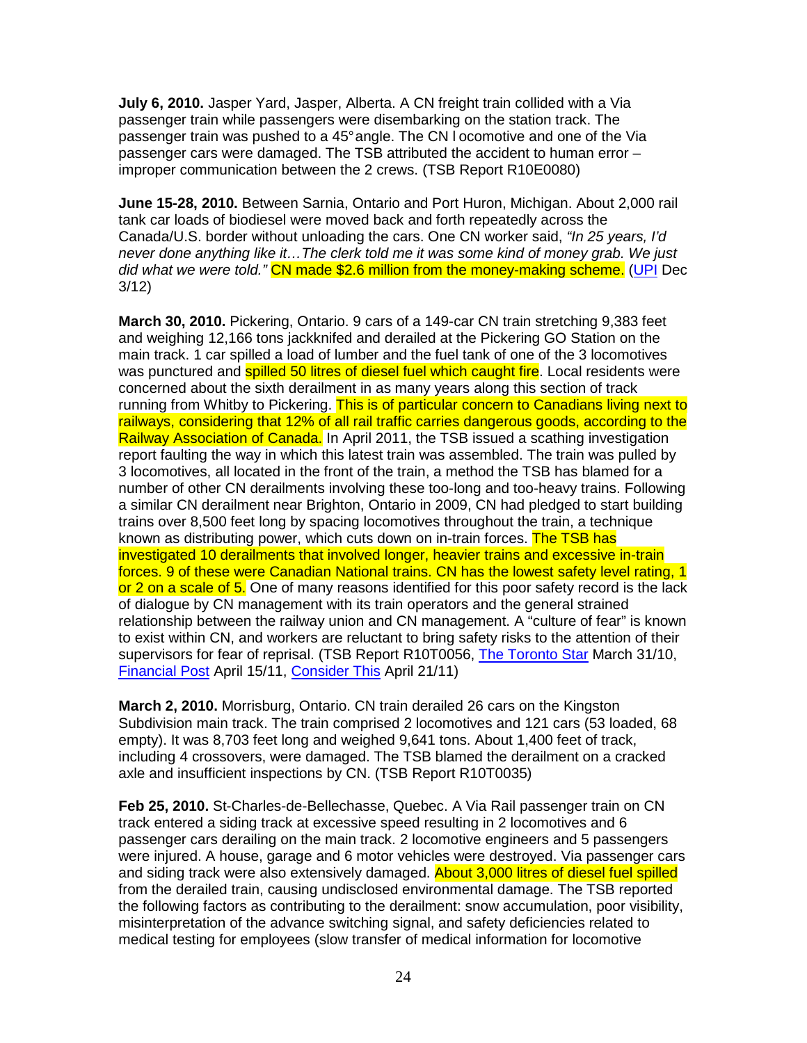**July 6, 2010.** Jasper Yard, Jasper, Alberta. A CN freight train collided with a Via passenger train while passengers were disembarking on the station track. The passenger train was pushed to a 45° angle. The CN locomotive and one of the Via passenger cars were damaged. The TSB attributed the accident to human error – improper communication between the 2 crews. (TSB Report R10E0080)

**June 15-28, 2010.** Between Sarnia, Ontario and Port Huron, Michigan. About 2,000 rail tank car loads of biodiesel were moved back and forth repeatedly across the Canada/U.S. border without unloading the cars. One CN worker said, *"In 25 years, I'd never done anything like it…The clerk told me it was some kind of money grab. We just did what we were told."* CN made $2.6 million from the money-making scheme. (UPI Dec 3/12)

**March 30, 2010.** Pickering, Ontario. 9 cars of a 149-car CN train stretching 9,383 feet and weighing 12,166 tons jackknifed and derailed at the Pickering GO Station on the main track. 1 car spilled a load of lumber and the fuel tank of one of the 3 locomotives was punctured and spilled 50 litres of diesel fuel which caught fire. Local residents were concerned about the sixth derailment in as many years along this section of track running from Whitby to Pickering. This is of particular concern to Canadians living next to railways, considering that 12% of all rail traffic carries dangerous goods, according to the Railway Association of Canada. In April 2011, the TSB issued a scathing investigation report faulting the way in which this latest train was assembled. The train was pulled by 3 locomotives, all located in the front of the train, a method the TSB has blamed for a number of other CN derailments involving these too-long and too-heavy trains. Following a similar CN derailment near Brighton, Ontario in 2009, CN had pledged to start building trains over 8,500 feet long by spacing locomotives throughout the train, a technique known as distributing power, which cuts down on in-train forces. The TSB has investigated 10 derailments that involved longer, heavier trains and excessive in-train forces. 9 of these were Canadian National trains. CN has the lowest safety level rating, 1 or 2 on a scale of 5. One of many reasons identified for this poor safety record is the lack of dialogue by CN management with its train operators and the general strained relationship between the railway union and CN management. A "culture of fear" is known to exist within CN, and workers are reluctant to bring safety risks to the attention of their supervisors for fear of reprisal. (TSB Report R10T0056, The Toronto Star March 31/10, Financial Post April 15/11, Consider This April 21/11)

**March 2, 2010.** Morrisburg, Ontario. CN train derailed 26 cars on the Kingston Subdivision main track. The train comprised 2 locomotives and 121 cars (53 loaded, 68 empty). It was 8,703 feet long and weighed 9,641 tons. About 1,400 feet of track, including 4 crossovers, were damaged. The TSB blamed the derailment on a cracked axle and insufficient inspections by CN. (TSB Report R10T0035)

**Feb 25, 2010.** St-Charles-de-Bellechasse, Quebec. A Via Rail passenger train on CN track entered a siding track at excessive speed resulting in 2 locomotives and 6 passenger cars derailing on the main track. 2 locomotive engineers and 5 passengers were injured. A house, garage and 6 motor vehicles were destroyed. Via passenger cars and siding track were also extensively damaged. About 3,000 litres of diesel fuel spilled from the derailed train, causing undisclosed environmental damage. The TSB reported the following factors as contributing to the derailment: snow accumulation, poor visibility, misinterpretation of the advance switching signal, and safety deficiencies related to medical testing for employees (slow transfer of medical information for locomotive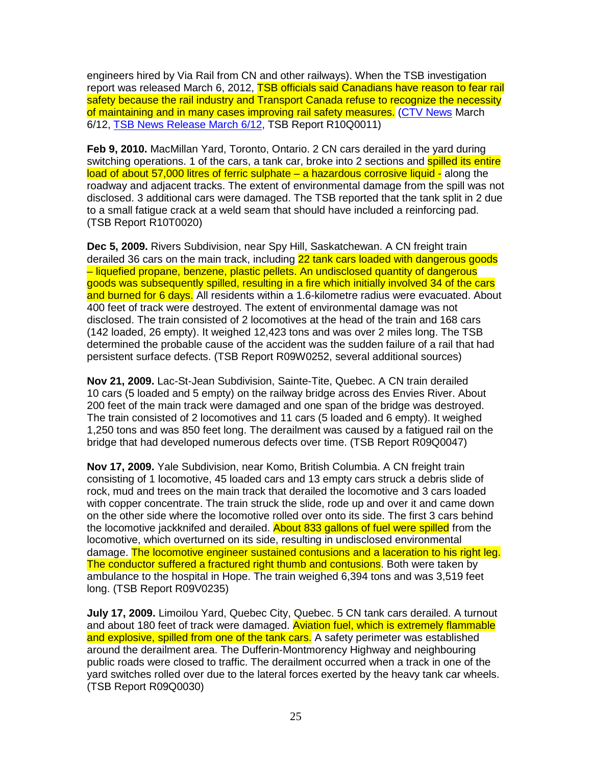engineers hired by Via Rail from CN and other railways). When the TSB investigation report was released March 6, 2012, TSB officials said Canadians have reason to fear rail safety because the rail industry and Transport Canada refuse to recognize the necessity of maintaining and in many cases improving rail safety measures. (CTV News March 6/12, TSB News Release March 6/12, TSB Report R10Q0011)

**Feb 9, 2010.** MacMillan Yard, Toronto, Ontario. 2 CN cars derailed in the yard during switching operations. 1 of the cars, a tank car, broke into 2 sections and spilled its entire load of about 57,000 litres of ferric sulphate – a hazardous corrosive liquid - along the roadway and adjacent tracks. The extent of environmental damage from the spill was not disclosed. 3 additional cars were damaged. The TSB reported that the tank split in 2 due to a small fatigue crack at a weld seam that should have included a reinforcing pad. (TSB Report R10T0020)

**Dec 5, 2009.** Rivers Subdivision, near Spy Hill, Saskatchewan. A CN freight train derailed 36 cars on the main track, including 22 tank cars loaded with dangerous goods – liquefied propane, benzene, plastic pellets. An undisclosed quantity of dangerous goods was subsequently spilled, resulting in a fire which initially involved 34 of the cars and burned for 6 days. All residents within a 1.6-kilometre radius were evacuated. About 400 feet of track were destroyed. The extent of environmental damage was not disclosed. The train consisted of 2 locomotives at the head of the train and 168 cars (142 loaded, 26 empty). It weighed 12,423 tons and was over 2 miles long. The TSB determined the probable cause of the accident was the sudden failure of a rail that had persistent surface defects. (TSB Report R09W0252, several additional sources)

**Nov 21, 2009.** Lac-St-Jean Subdivision, Sainte-Tite, Quebec. A CN train derailed 10 cars (5 loaded and 5 empty) on the railway bridge across des Envies River. About 200 feet of the main track were damaged and one span of the bridge was destroyed. The train consisted of 2 locomotives and 11 cars (5 loaded and 6 empty). It weighed 1,250 tons and was 850 feet long. The derailment was caused by a fatigued rail on the bridge that had developed numerous defects over time. (TSB Report R09Q0047)

**Nov 17, 2009.** Yale Subdivision, near Komo, British Columbia. A CN freight train consisting of 1 locomotive, 45 loaded cars and 13 empty cars struck a debris slide of rock, mud and trees on the main track that derailed the locomotive and 3 cars loaded with copper concentrate. The train struck the slide, rode up and over it and came down on the other side where the locomotive rolled over onto its side. The first 3 cars behind the locomotive jackknifed and derailed. About 833 gallons of fuel were spilled from the locomotive, which overturned on its side, resulting in undisclosed environmental damage. The locomotive engineer sustained contusions and a laceration to his right leg. The conductor suffered a fractured right thumb and contusions. Both were taken by ambulance to the hospital in Hope. The train weighed 6,394 tons and was 3,519 feet long. (TSB Report R09V0235)

**July 17, 2009.** Limoilou Yard, Quebec City, Quebec. 5 CN tank cars derailed. A turnout and about 180 feet of track were damaged. Aviation fuel, which is extremely flammable and explosive, spilled from one of the tank cars. A safety perimeter was established around the derailment area. The Dufferin-Montmorency Highway and neighbouring public roads were closed to traffic. The derailment occurred when a track in one of the yard switches rolled over due to the lateral forces exerted by the heavy tank car wheels. (TSB Report R09Q0030)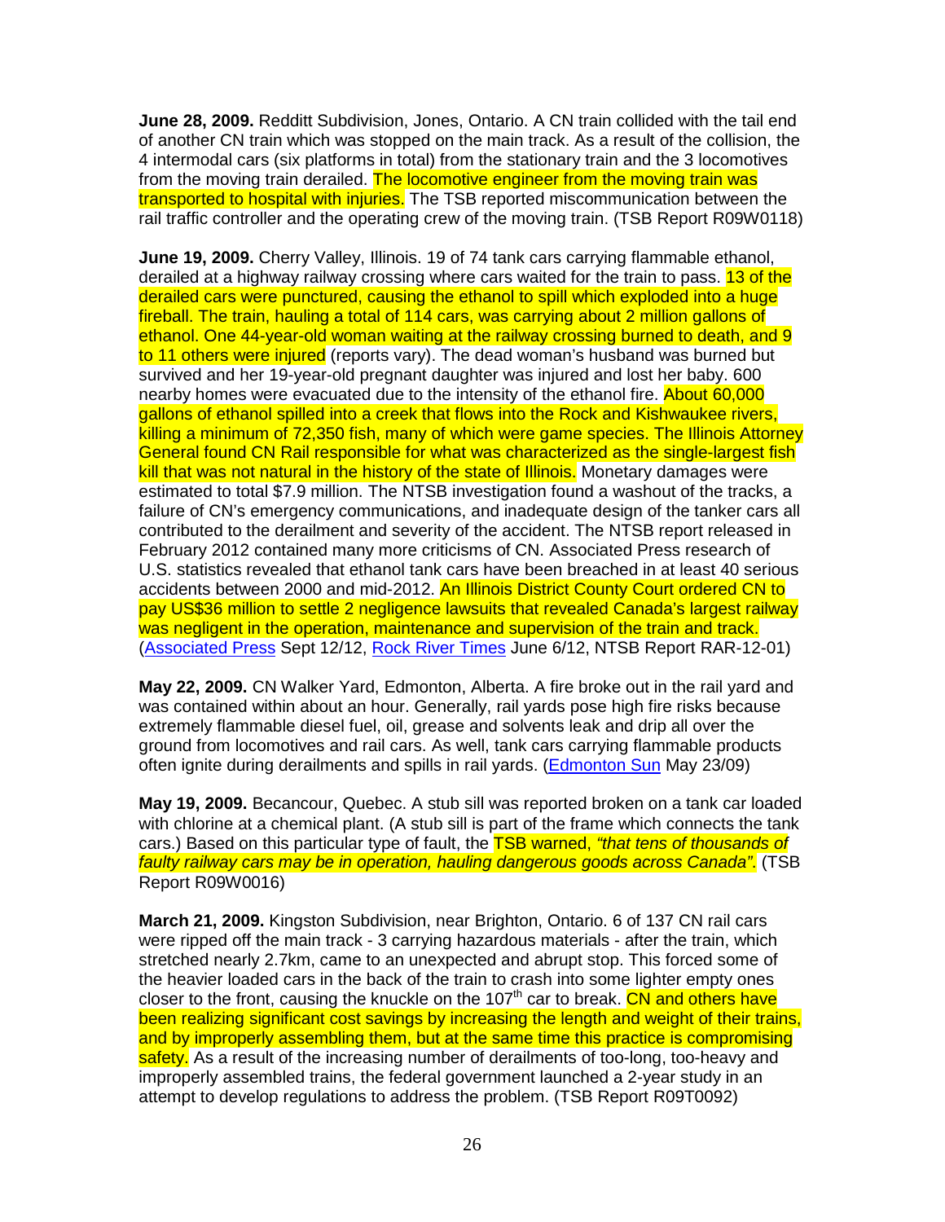**June 28, 2009.** Redditt Subdivision, Jones, Ontario. A CN train collided with the tail end of another CN train which was stopped on the main track. As a result of the collision, the 4 intermodal cars (six platforms in total) from the stationary train and the 3 locomotives from the moving train derailed. The locomotive engineer from the moving train was transported to hospital with injuries. The TSB reported miscommunication between the rail traffic controller and the operating crew of the moving train. (TSB Report R09W0118)

**June 19, 2009.** Cherry Valley, Illinois. 19 of 74 tank cars carrying flammable ethanol, derailed at a highway railway crossing where cars waited for the train to pass. 13 of the derailed cars were punctured, causing the ethanol to spill which exploded into a huge fireball. The train, hauling a total of 114 cars, was carrying about 2 million gallons of ethanol. One 44-year-old woman waiting at the railway crossing burned to death, and 9 to 11 others were injured (reports vary). The dead woman's husband was burned but survived and her 19-year-old pregnant daughter was injured and lost her baby. 600 nearby homes were evacuated due to the intensity of the ethanol fire. About 60,000 gallons of ethanol spilled into a creek that flows into the Rock and Kishwaukee rivers, killing a minimum of 72,350 fish, many of which were game species. The Illinois Attorney General found CN Rail responsible for what was characterized as the single-largest fish kill that was not natural in the history of the state of Illinois. Monetary damages were estimated to total $7.9 million. The NTSB investigation found a washout of the tracks, a failure of CN's emergency communications, and inadequate design of the tanker cars all contributed to the derailment and severity of the accident. The NTSB report released in February 2012 contained many more criticisms of CN. Associated Press research of U.S. statistics revealed that ethanol tank cars have been breached in at least 40 serious accidents between 2000 and mid-2012. An Illinois District County Court ordered CN to pay US$36 million to settle 2 negligence lawsuits that revealed Canada's largest railway was negligent in the operation, maintenance and supervision of the train and track. (Associated Press Sept 12/12, Rock River Times June 6/12, NTSB Report RAR-12-01)

**May 22, 2009.** CN Walker Yard, Edmonton, Alberta. A fire broke out in the rail yard and was contained within about an hour. Generally, rail yards pose high fire risks because extremely flammable diesel fuel, oil, grease and solvents leak and drip all over the ground from locomotives and rail cars. As well, tank cars carrying flammable products often ignite during derailments and spills in rail yards. (Edmonton Sun May 23/09)

**May 19, 2009.** Becancour, Quebec. A stub sill was reported broken on a tank car loaded with chlorine at a chemical plant. (A stub sill is part of the frame which connects the tank cars.) Based on this particular type of fault, the TSB warned, *"that tens of thousands of faulty railway cars may be in operation, hauling dangerous goods across Canada"*. (TSB Report R09W0016)

**March 21, 2009.** Kingston Subdivision, near Brighton, Ontario. 6 of 137 CN rail cars were ripped off the main track - 3 carrying hazardous materials - after the train, which stretched nearly 2.7km, came to an unexpected and abrupt stop. This forced some of the heavier loaded cars in the back of the train to crash into some lighter empty ones closer to the front, causing the knuckle on the 107th car to break. CN and others have been realizing significant cost savings by increasing the length and weight of their trains, and by improperly assembling them, but at the same time this practice is compromising safety. As a result of the increasing number of derailments of too-long, too-heavy and improperly assembled trains, the federal government launched a 2-year study in an attempt to develop regulations to address the problem. (TSB Report R09T0092)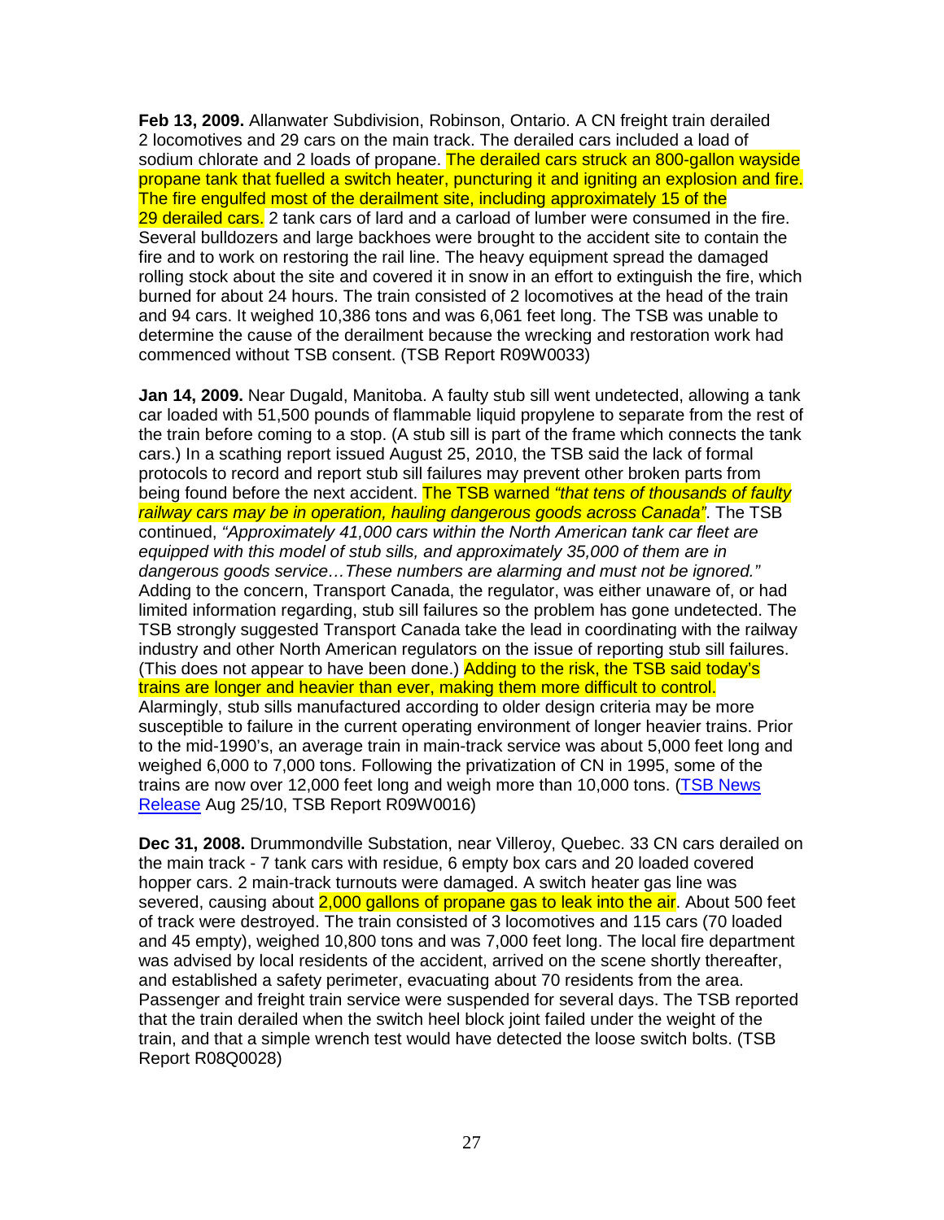**Feb 13, 2009.** Allanwater Subdivision, Robinson, Ontario. A CN freight train derailed 2 locomotives and 29 cars on the main track. The derailed cars included a load of sodium chlorate and 2 loads of propane. The derailed cars struck an 800-gallon wayside propane tank that fuelled a switch heater, puncturing it and igniting an explosion and fire. The fire engulfed most of the derailment site, including approximately 15 of the 29 derailed cars. 2 tank cars of lard and a carload of lumber were consumed in the fire. Several bulldozers and large backhoes were brought to the accident site to contain the fire and to work on restoring the rail line. The heavy equipment spread the damaged rolling stock about the site and covered it in snow in an effort to extinguish the fire, which burned for about 24 hours. The train consisted of 2 locomotives at the head of the train and 94 cars. It weighed 10,386 tons and was 6,061 feet long. The TSB was unable to determine the cause of the derailment because the wrecking and restoration work had commenced without TSB consent. (TSB Report R09W0033)

**Jan 14, 2009.** Near Dugald, Manitoba. A faulty stub sill went undetected, allowing a tank car loaded with 51,500 pounds of flammable liquid propylene to separate from the rest of the train before coming to a stop. (A stub sill is part of the frame which connects the tank cars.) In a scathing report issued August 25, 2010, the TSB said the lack of formal protocols to record and report stub sill failures may prevent other broken parts from being found before the next accident. The TSB warned *"that tens of thousands of faulty railway cars may be in operation, hauling dangerous goods across Canada"*. The TSB continued, *"Approximately 41,000 cars within the North American tank car fleet are equipped with this model of stub sills, and approximately 35,000 of them are in dangerous goods service…These numbers are alarming and must not be ignored."* Adding to the concern, Transport Canada, the regulator, was either unaware of, or had limited information regarding, stub sill failures so the problem has gone undetected. The TSB strongly suggested Transport Canada take the lead in coordinating with the railway industry and other North American regulators on the issue of reporting stub sill failures. (This does not appear to have been done.) Adding to the risk, the TSB said today's trains are longer and heavier than ever, making them more difficult to control. Alarmingly, stub sills manufactured according to older design criteria may be more susceptible to failure in the current operating environment of longer heavier trains. Prior to the mid-1990's, an average train in main-track service was about 5,000 feet long and weighed 6,000 to 7,000 tons. Following the privatization of CN in 1995, some of the trains are now over 12,000 feet long and weigh more than 10,000 tons. (TSB News Release Aug 25/10, TSB Report R09W0016)

**Dec 31, 2008.** Drummondville Substation, near Villeroy, Quebec. 33 CN cars derailed on the main track - 7 tank cars with residue, 6 empty box cars and 20 loaded covered hopper cars. 2 main-track turnouts were damaged. A switch heater gas line was severed, causing about 2,000 gallons of propane gas to leak into the air. About 500 feet of track were destroyed. The train consisted of 3 locomotives and 115 cars (70 loaded and 45 empty), weighed 10,800 tons and was 7,000 feet long. The local fire department was advised by local residents of the accident, arrived on the scene shortly thereafter, and established a safety perimeter, evacuating about 70 residents from the area. Passenger and freight train service were suspended for several days. The TSB reported that the train derailed when the switch heel block joint failed under the weight of the train, and that a simple wrench test would have detected the loose switch bolts. (TSB Report R08Q0028)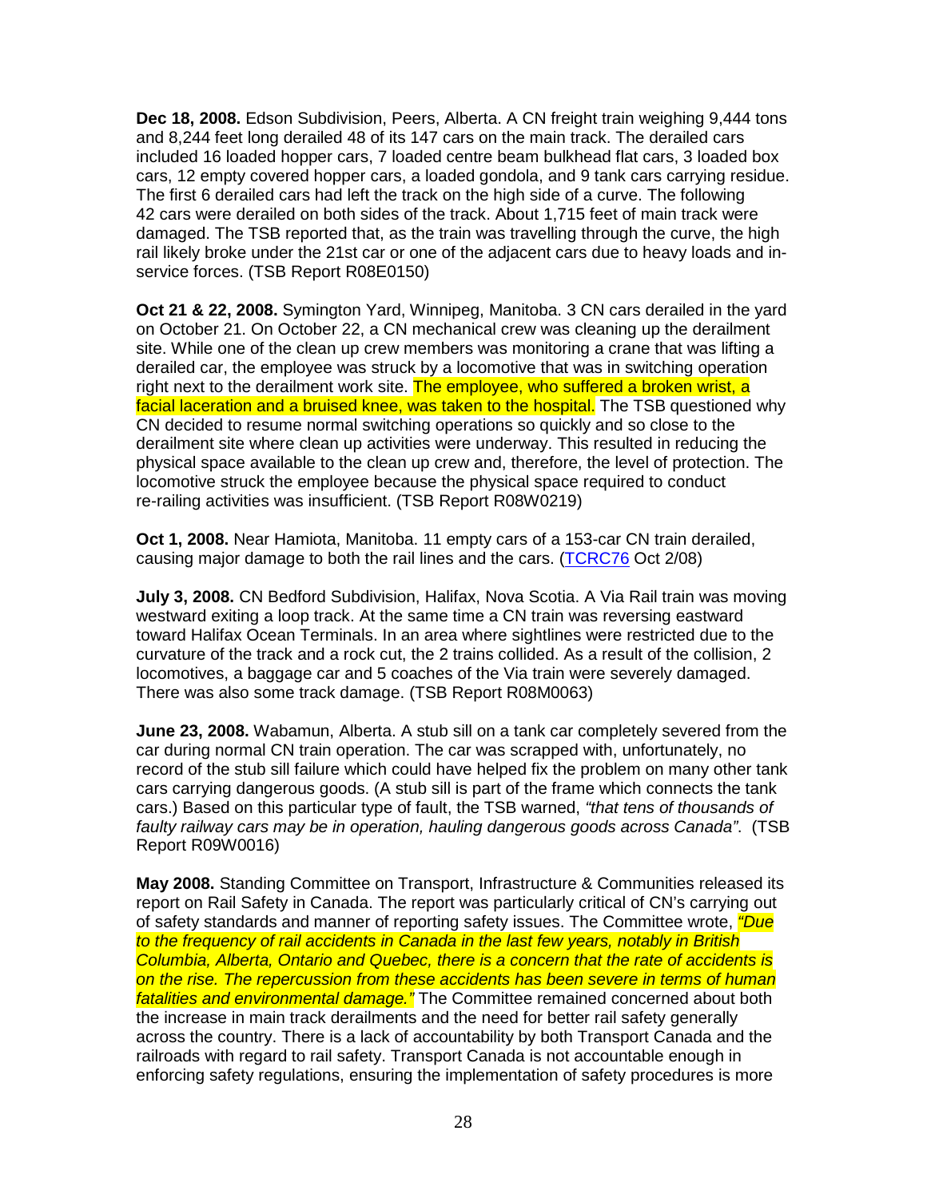**Dec 18, 2008.** Edson Subdivision, Peers, Alberta. A CN freight train weighing 9,444 tons and 8,244 feet long derailed 48 of its 147 cars on the main track. The derailed cars included 16 loaded hopper cars, 7 loaded centre beam bulkhead flat cars, 3 loaded box cars, 12 empty covered hopper cars, a loaded gondola, and 9 tank cars carrying residue. The first 6 derailed cars had left the track on the high side of a curve. The following 42 cars were derailed on both sides of the track. About 1,715 feet of main track were damaged. The TSB reported that, as the train was travelling through the curve, the high rail likely broke under the 21st car or one of the adjacent cars due to heavy loads and in-service forces. (TSB Report R08E0150)

**Oct 21 & 22, 2008.** Symington Yard, Winnipeg, Manitoba. 3 CN cars derailed in the yard on October 21. On October 22, a CN mechanical crew was cleaning up the derailment site. While one of the clean up crew members was monitoring a crane that was lifting a derailed car, the employee was struck by a locomotive that was in switching operation right next to the derailment work site. The employee, who suffered a broken wrist, a facial laceration and a bruised knee, was taken to the hospital. The TSB questioned why CN decided to resume normal switching operations so quickly and so close to the derailment site where clean up activities were underway. This resulted in reducing the physical space available to the clean up crew and, therefore, the level of protection. The locomotive struck the employee because the physical space required to conduct re-railing activities was insufficient. (TSB Report R08W0219)

**Oct 1, 2008.** Near Hamiota, Manitoba. 11 empty cars of a 153-car CN train derailed, causing major damage to both the rail lines and the cars. (TCRC76 Oct 2/08)

**July 3, 2008.** CN Bedford Subdivision, Halifax, Nova Scotia. A Via Rail train was moving westward exiting a loop track. At the same time a CN train was reversing eastward toward Halifax Ocean Terminals. In an area where sightlines were restricted due to the curvature of the track and a rock cut, the 2 trains collided. As a result of the collision, 2 locomotives, a baggage car and 5 coaches of the Via train were severely damaged. There was also some track damage. (TSB Report R08M0063)

**June 23, 2008.** Wabamun, Alberta. A stub sill on a tank car completely severed from the car during normal CN train operation. The car was scrapped with, unfortunately, no record of the stub sill failure which could have helped fix the problem on many other tank cars carrying dangerous goods. (A stub sill is part of the frame which connects the tank cars.) Based on this particular type of fault, the TSB warned, *"that tens of thousands of faulty railway cars may be in operation, hauling dangerous goods across Canada"*. (TSB Report R09W0016)

**May 2008.** Standing Committee on Transport, Infrastructure & Communities released its report on Rail Safety in Canada. The report was particularly critical of CN's carrying out of safety standards and manner of reporting safety issues. The Committee wrote, *"Due to the frequency of rail accidents in Canada in the last few years, notably in British Columbia, Alberta, Ontario and Quebec, there is a concern that the rate of accidents is on the rise. The repercussion from these accidents has been severe in terms of human fatalities and environmental damage."* The Committee remained concerned about both the increase in main track derailments and the need for better rail safety generally across the country. There is a lack of accountability by both Transport Canada and the railroads with regard to rail safety. Transport Canada is not accountable enough in enforcing safety regulations, ensuring the implementation of safety procedures is more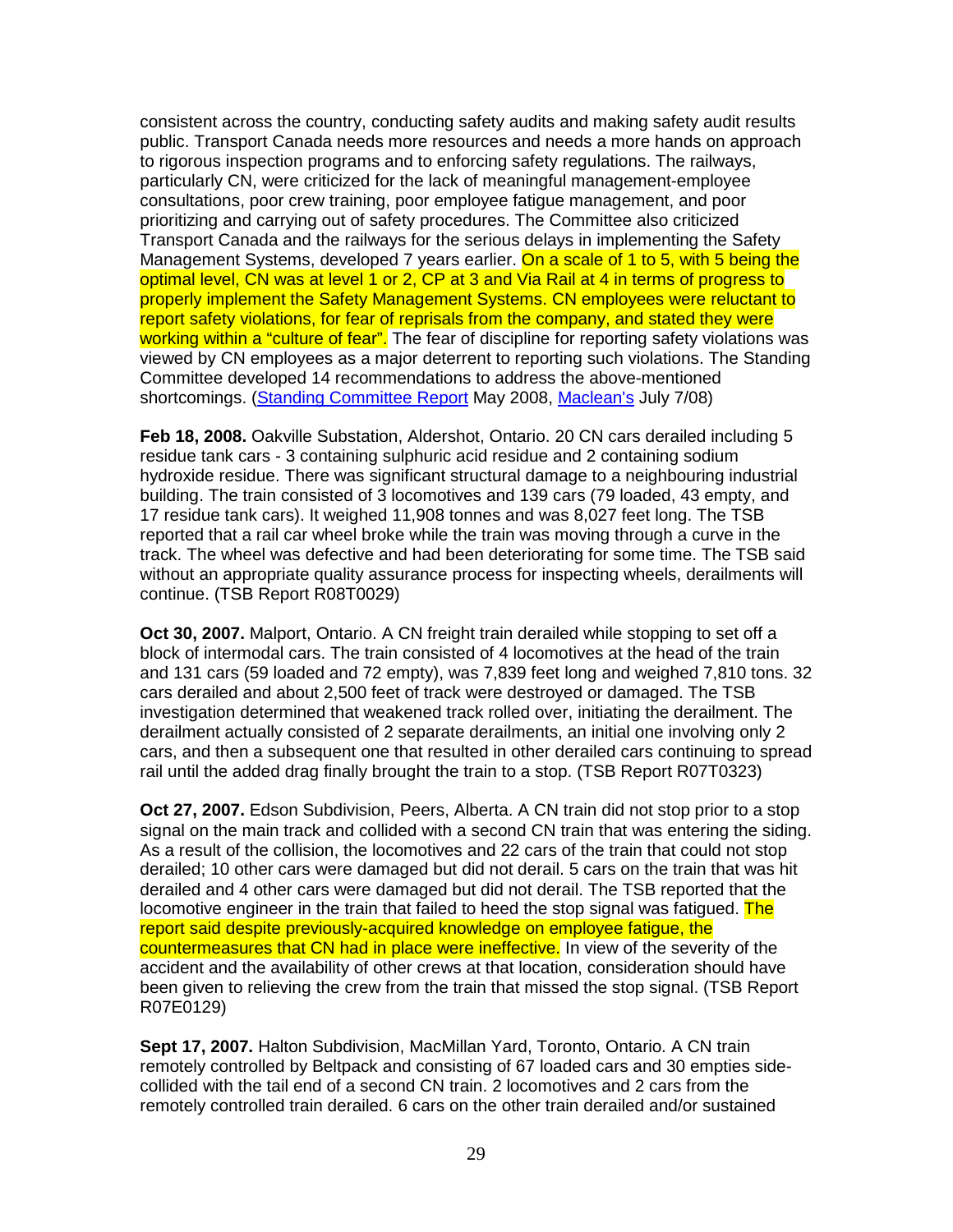consistent across the country, conducting safety audits and making safety audit results public. Transport Canada needs more resources and needs a more hands on approach to rigorous inspection programs and to enforcing safety regulations. The railways, particularly CN, were criticized for the lack of meaningful management-employee consultations, poor crew training, poor employee fatigue management, and poor prioritizing and carrying out of safety procedures. The Committee also criticized Transport Canada and the railways for the serious delays in implementing the Safety Management Systems, developed 7 years earlier. On a scale of 1 to 5, with 5 being the optimal level, CN was at level 1 or 2, CP at 3 and Via Rail at 4 in terms of progress to properly implement the Safety Management Systems. CN employees were reluctant to report safety violations, for fear of reprisals from the company, and stated they were working within a "culture of fear". The fear of discipline for reporting safety violations was viewed by CN employees as a major deterrent to reporting such violations. The Standing Committee developed 14 recommendations to address the above-mentioned shortcomings. (Standing Committee Report May 2008, Maclean's July 7/08)

**Feb 18, 2008.** Oakville Substation, Aldershot, Ontario. 20 CN cars derailed including 5 residue tank cars - 3 containing sulphuric acid residue and 2 containing sodium hydroxide residue. There was significant structural damage to a neighbouring industrial building. The train consisted of 3 locomotives and 139 cars (79 loaded, 43 empty, and 17 residue tank cars). It weighed 11,908 tonnes and was 8,027 feet long. The TSB reported that a rail car wheel broke while the train was moving through a curve in the track. The wheel was defective and had been deteriorating for some time. The TSB said without an appropriate quality assurance process for inspecting wheels, derailments will continue. (TSB Report R08T0029)

**Oct 30, 2007.** Malport, Ontario. A CN freight train derailed while stopping to set off a block of intermodal cars. The train consisted of 4 locomotives at the head of the train and 131 cars (59 loaded and 72 empty), was 7,839 feet long and weighed 7,810 tons. 32 cars derailed and about 2,500 feet of track were destroyed or damaged. The TSB investigation determined that weakened track rolled over, initiating the derailment. The derailment actually consisted of 2 separate derailments, an initial one involving only 2 cars, and then a subsequent one that resulted in other derailed cars continuing to spread rail until the added drag finally brought the train to a stop. (TSB Report R07T0323)

**Oct 27, 2007.** Edson Subdivision, Peers, Alberta. A CN train did not stop prior to a stop signal on the main track and collided with a second CN train that was entering the siding. As a result of the collision, the locomotives and 22 cars of the train that could not stop derailed; 10 other cars were damaged but did not derail. 5 cars on the train that was hit derailed and 4 other cars were damaged but did not derail. The TSB reported that the locomotive engineer in the train that failed to heed the stop signal was fatigued. The report said despite previously-acquired knowledge on employee fatigue, the countermeasures that CN had in place were ineffective. In view of the severity of the accident and the availability of other crews at that location, consideration should have been given to relieving the crew from the train that missed the stop signal. (TSB Report R07E0129)

**Sept 17, 2007.** Halton Subdivision, MacMillan Yard, Toronto, Ontario. A CN train remotely controlled by Beltpack and consisting of 67 loaded cars and 30 empties side-collided with the tail end of a second CN train. 2 locomotives and 2 cars from the remotely controlled train derailed. 6 cars on the other train derailed and/or sustained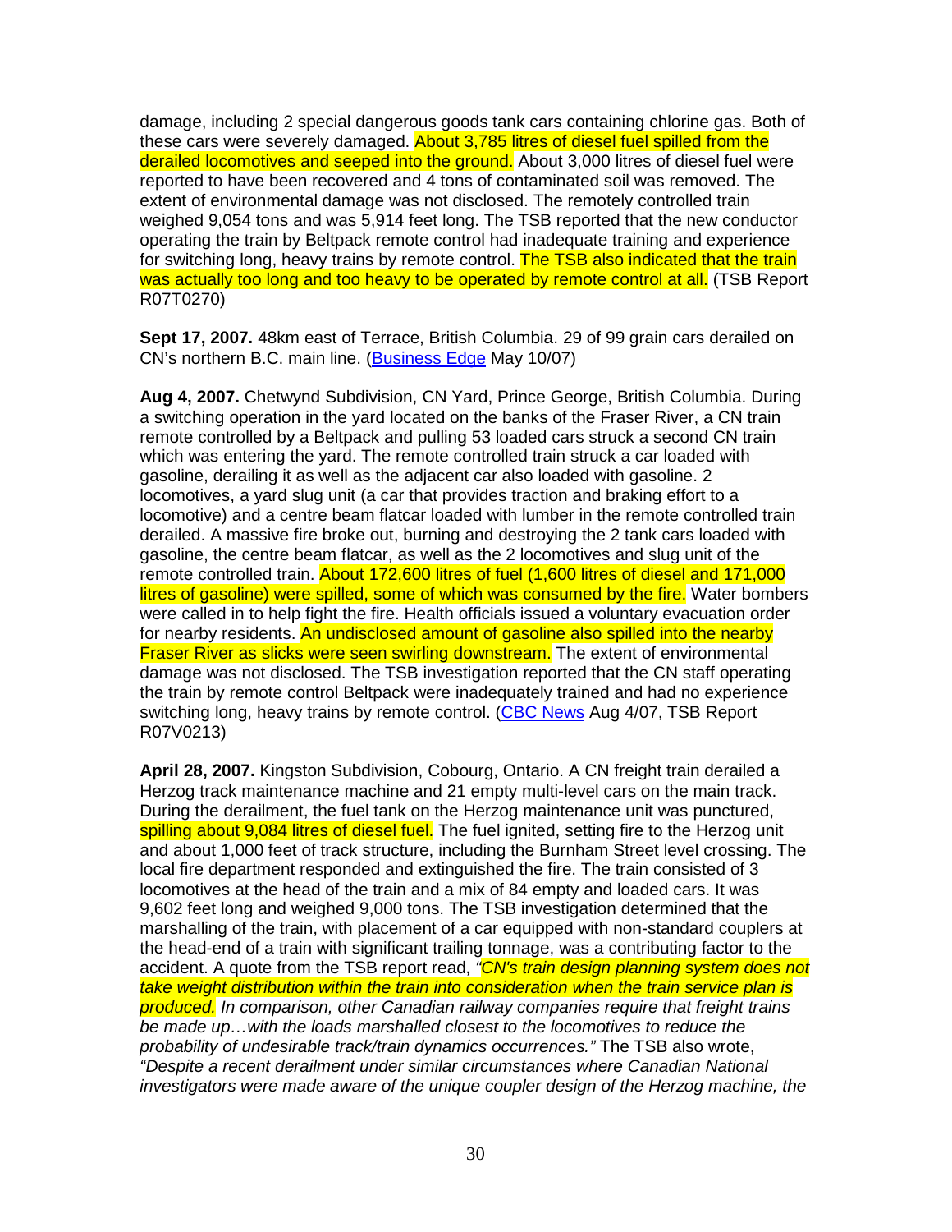damage, including 2 special dangerous goods tank cars containing chlorine gas. Both of these cars were severely damaged. About 3,785 litres of diesel fuel spilled from the derailed locomotives and seeped into the ground. About 3,000 litres of diesel fuel were reported to have been recovered and 4 tons of contaminated soil was removed. The extent of environmental damage was not disclosed. The remotely controlled train weighed 9,054 tons and was 5,914 feet long. The TSB reported that the new conductor operating the train by Beltpack remote control had inadequate training and experience for switching long, heavy trains by remote control. The TSB also indicated that the train was actually too long and too heavy to be operated by remote control at all. (TSB Report R07T0270)

**Sept 17, 2007.** 48km east of Terrace, British Columbia. 29 of 99 grain cars derailed on CN's northern B.C. main line. (Business Edge May 10/07)

**Aug 4, 2007.** Chetwynd Subdivision, CN Yard, Prince George, British Columbia. During a switching operation in the yard located on the banks of the Fraser River, a CN train remote controlled by a Beltpack and pulling 53 loaded cars struck a second CN train which was entering the yard. The remote controlled train struck a car loaded with gasoline, derailing it as well as the adjacent car also loaded with gasoline. 2 locomotives, a yard slug unit (a car that provides traction and braking effort to a locomotive) and a centre beam flatcar loaded with lumber in the remote controlled train derailed. A massive fire broke out, burning and destroying the 2 tank cars loaded with gasoline, the centre beam flatcar, as well as the 2 locomotives and slug unit of the remote controlled train. About 172,600 litres of fuel (1,600 litres of diesel and 171,000 litres of gasoline) were spilled, some of which was consumed by the fire. Water bombers were called in to help fight the fire. Health officials issued a voluntary evacuation order for nearby residents. An undisclosed amount of gasoline also spilled into the nearby Fraser River as slicks were seen swirling downstream. The extent of environmental damage was not disclosed. The TSB investigation reported that the CN staff operating the train by remote control Beltpack were inadequately trained and had no experience switching long, heavy trains by remote control. (CBC News Aug 4/07, TSB Report R07V0213)

**April 28, 2007.** Kingston Subdivision, Cobourg, Ontario. A CN freight train derailed a Herzog track maintenance machine and 21 empty multi-level cars on the main track. During the derailment, the fuel tank on the Herzog maintenance unit was punctured, spilling about 9,084 litres of diesel fuel. The fuel ignited, setting fire to the Herzog unit and about 1,000 feet of track structure, including the Burnham Street level crossing. The local fire department responded and extinguished the fire. The train consisted of 3 locomotives at the head of the train and a mix of 84 empty and loaded cars. It was 9,602 feet long and weighed 9,000 tons. The TSB investigation determined that the marshalling of the train, with placement of a car equipped with non-standard couplers at the head-end of a train with significant trailing tonnage, was a contributing factor to the accident. A quote from the TSB report read, *"CN's train design planning system does not take weight distribution within the train into consideration when the train service plan is produced. In comparison, other Canadian railway companies require that freight trains be made up…with the loads marshalled closest to the locomotives to reduce the probability of undesirable track/train dynamics occurrences."* The TSB also wrote, *"Despite a recent derailment under similar circumstances where Canadian National investigators were made aware of the unique coupler design of the Herzog machine, the*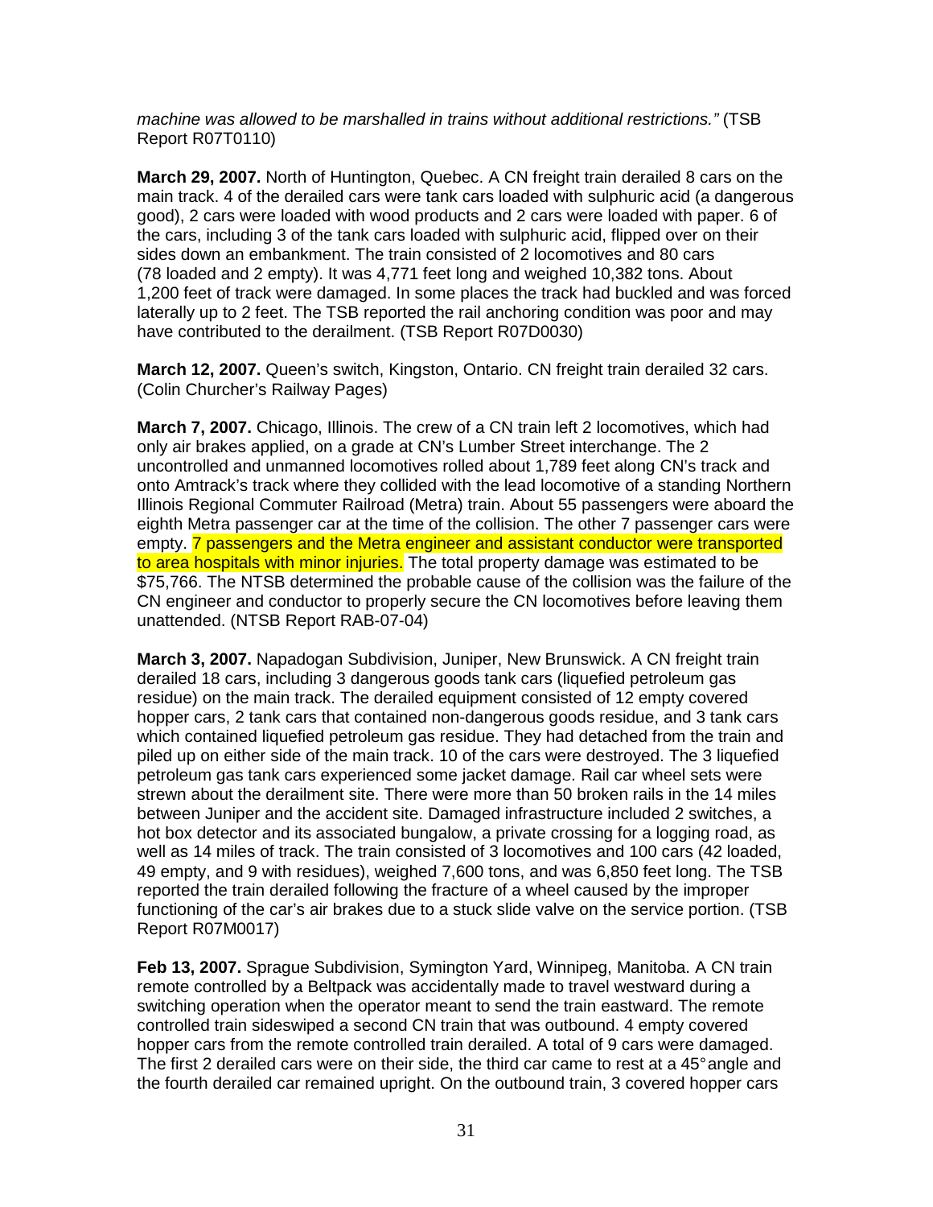*machine was allowed to be marshalled in trains without additional restrictions."* (TSB Report R07T0110)

**March 29, 2007.** North of Huntington, Quebec. A CN freight train derailed 8 cars on the main track. 4 of the derailed cars were tank cars loaded with sulphuric acid (a dangerous good), 2 cars were loaded with wood products and 2 cars were loaded with paper. 6 of the cars, including 3 of the tank cars loaded with sulphuric acid, flipped over on their sides down an embankment. The train consisted of 2 locomotives and 80 cars (78 loaded and 2 empty). It was 4,771 feet long and weighed 10,382 tons. About 1,200 feet of track were damaged. In some places the track had buckled and was forced laterally up to 2 feet. The TSB reported the rail anchoring condition was poor and may have contributed to the derailment. (TSB Report R07D0030)

**March 12, 2007.** Queen's switch, Kingston, Ontario. CN freight train derailed 32 cars. (Colin Churcher's Railway Pages)

**March 7, 2007.** Chicago, Illinois. The crew of a CN train left 2 locomotives, which had only air brakes applied, on a grade at CN's Lumber Street interchange. The 2 uncontrolled and unmanned locomotives rolled about 1,789 feet along CN's track and onto Amtrack's track where they collided with the lead locomotive of a standing Northern Illinois Regional Commuter Railroad (Metra) train. About 55 passengers were aboard the eighth Metra passenger car at the time of the collision. The other 7 passenger cars were empty. 7 passengers and the Metra engineer and assistant conductor were transported to area hospitals with minor injuries. The total property damage was estimated to be $75,766. The NTSB determined the probable cause of the collision was the failure of the CN engineer and conductor to properly secure the CN locomotives before leaving them unattended. (NTSB Report RAB-07-04)

**March 3, 2007.** Napadogan Subdivision, Juniper, New Brunswick. A CN freight train derailed 18 cars, including 3 dangerous goods tank cars (liquefied petroleum gas residue) on the main track. The derailed equipment consisted of 12 empty covered hopper cars, 2 tank cars that contained non-dangerous goods residue, and 3 tank cars which contained liquefied petroleum gas residue. They had detached from the train and piled up on either side of the main track. 10 of the cars were destroyed. The 3 liquefied petroleum gas tank cars experienced some jacket damage. Rail car wheel sets were strewn about the derailment site. There were more than 50 broken rails in the 14 miles between Juniper and the accident site. Damaged infrastructure included 2 switches, a hot box detector and its associated bungalow, a private crossing for a logging road, as well as 14 miles of track. The train consisted of 3 locomotives and 100 cars (42 loaded, 49 empty, and 9 with residues), weighed 7,600 tons, and was 6,850 feet long. The TSB reported the train derailed following the fracture of a wheel caused by the improper functioning of the car's air brakes due to a stuck slide valve on the service portion. (TSB Report R07M0017)

**Feb 13, 2007.** Sprague Subdivision, Symington Yard, Winnipeg, Manitoba. A CN train remote controlled by a Beltpack was accidentally made to travel westward during a switching operation when the operator meant to send the train eastward. The remote controlled train sideswiped a second CN train that was outbound. 4 empty covered hopper cars from the remote controlled train derailed. A total of 9 cars were damaged. The first 2 derailed cars were on their side, the third car came to rest at a 45° angle and the fourth derailed car remained upright. On the outbound train, 3 covered hopper cars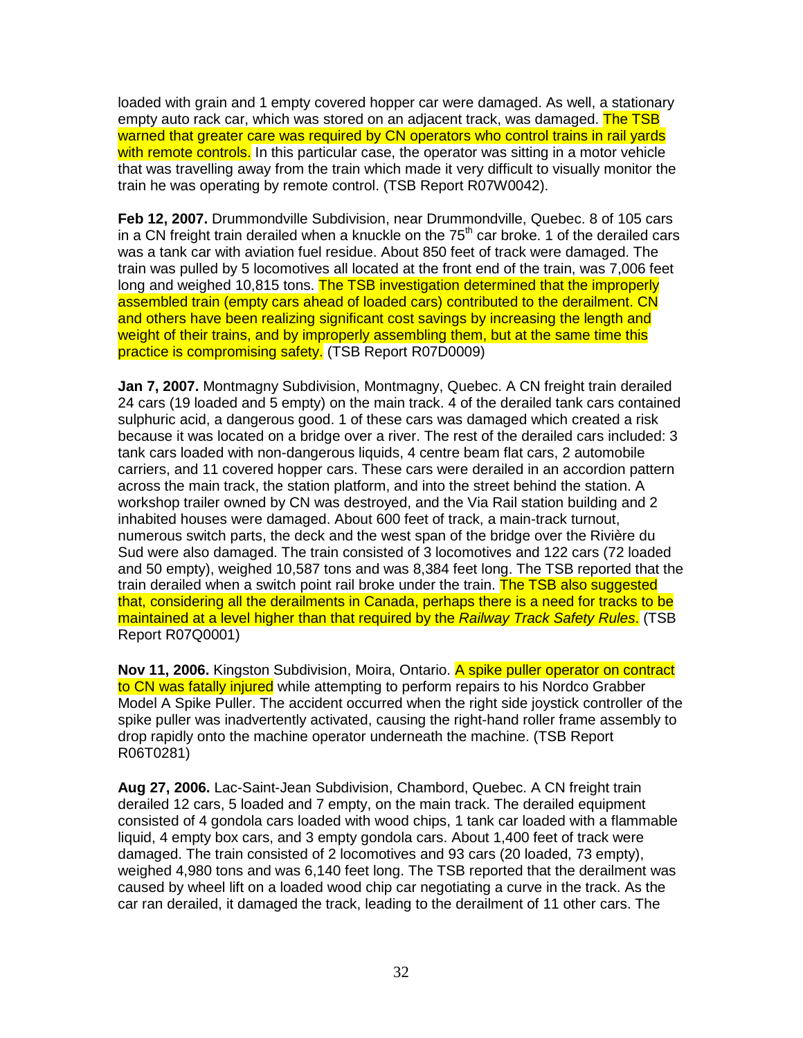loaded with grain and 1 empty covered hopper car were damaged. As well, a stationary empty auto rack car, which was stored on an adjacent track, was damaged. The TSB warned that greater care was required by CN operators who control trains in rail yards with remote controls. In this particular case, the operator was sitting in a motor vehicle that was travelling away from the train which made it very difficult to visually monitor the train he was operating by remote control. (TSB Report R07W0042).

**Feb 12, 2007.** Drummondville Subdivision, near Drummondville, Quebec. 8 of 105 cars in a CN freight train derailed when a knuckle on the 75th car broke. 1 of the derailed cars was a tank car with aviation fuel residue. About 850 feet of track were damaged. The train was pulled by 5 locomotives all located at the front end of the train, was 7,006 feet long and weighed 10,815 tons. The TSB investigation determined that the improperly assembled train (empty cars ahead of loaded cars) contributed to the derailment. CN and others have been realizing significant cost savings by increasing the length and weight of their trains, and by improperly assembling them, but at the same time this practice is compromising safety. (TSB Report R07D0009)

**Jan 7, 2007.** Montmagny Subdivision, Montmagny, Quebec. A CN freight train derailed 24 cars (19 loaded and 5 empty) on the main track. 4 of the derailed tank cars contained sulphuric acid, a dangerous good. 1 of these cars was damaged which created a risk because it was located on a bridge over a river. The rest of the derailed cars included: 3 tank cars loaded with non-dangerous liquids, 4 centre beam flat cars, 2 automobile carriers, and 11 covered hopper cars. These cars were derailed in an accordion pattern across the main track, the station platform, and into the street behind the station. A workshop trailer owned by CN was destroyed, and the Via Rail station building and 2 inhabited houses were damaged. About 600 feet of track, a main-track turnout, numerous switch parts, the deck and the west span of the bridge over the Rivière du Sud were also damaged. The train consisted of 3 locomotives and 122 cars (72 loaded and 50 empty), weighed 10,587 tons and was 8,384 feet long. The TSB reported that the train derailed when a switch point rail broke under the train. The TSB also suggested that, considering all the derailments in Canada, perhaps there is a need for tracks to be maintained at a level higher than that required by the *Railway Track Safety Rules*. (TSB Report R07Q0001)

**Nov 11, 2006.** Kingston Subdivision, Moira, Ontario. A spike puller operator on contract to CN was fatally injured while attempting to perform repairs to his Nordco Grabber Model A Spike Puller. The accident occurred when the right side joystick controller of the spike puller was inadvertently activated, causing the right-hand roller frame assembly to drop rapidly onto the machine operator underneath the machine. (TSB Report R06T0281)

**Aug 27, 2006.** Lac-Saint-Jean Subdivision, Chambord, Quebec. A CN freight train derailed 12 cars, 5 loaded and 7 empty, on the main track. The derailed equipment consisted of 4 gondola cars loaded with wood chips, 1 tank car loaded with a flammable liquid, 4 empty box cars, and 3 empty gondola cars. About 1,400 feet of track were damaged. The train consisted of 2 locomotives and 93 cars (20 loaded, 73 empty), weighed 4,980 tons and was 6,140 feet long. The TSB reported that the derailment was caused by wheel lift on a loaded wood chip car negotiating a curve in the track. As the car ran derailed, it damaged the track, leading to the derailment of 11 other cars. The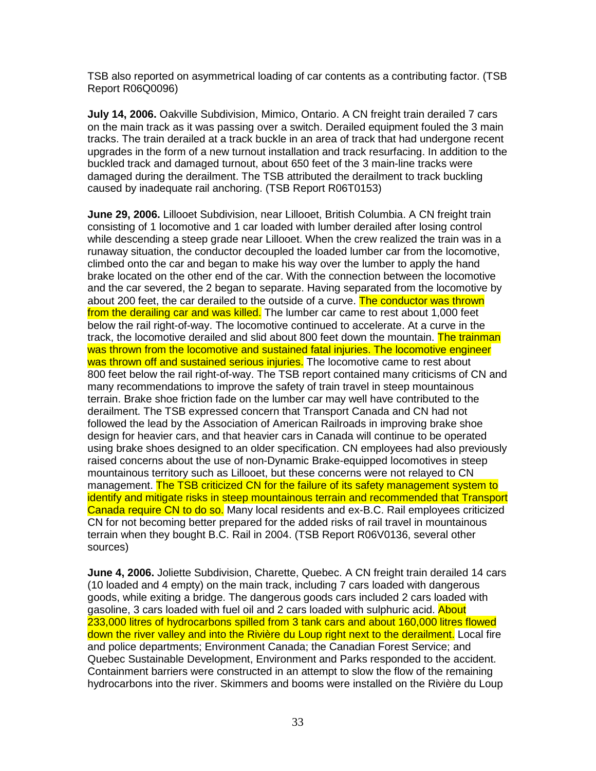TSB also reported on asymmetrical loading of car contents as a contributing factor. (TSB Report R06Q0096)

**July 14, 2006.** Oakville Subdivision, Mimico, Ontario. A CN freight train derailed 7 cars on the main track as it was passing over a switch. Derailed equipment fouled the 3 main tracks. The train derailed at a track buckle in an area of track that had undergone recent upgrades in the form of a new turnout installation and track resurfacing. In addition to the buckled track and damaged turnout, about 650 feet of the 3 main-line tracks were damaged during the derailment. The TSB attributed the derailment to track buckling caused by inadequate rail anchoring. (TSB Report R06T0153)

**June 29, 2006.** Lillooet Subdivision, near Lillooet, British Columbia. A CN freight train consisting of 1 locomotive and 1 car loaded with lumber derailed after losing control while descending a steep grade near Lillooet. When the crew realized the train was in a runaway situation, the conductor decoupled the loaded lumber car from the locomotive, climbed onto the car and began to make his way over the lumber to apply the hand brake located on the other end of the car. With the connection between the locomotive and the car severed, the 2 began to separate. Having separated from the locomotive by about 200 feet, the car derailed to the outside of a curve. The conductor was thrown from the derailing car and was killed. The lumber car came to rest about 1,000 feet below the rail right-of-way. The locomotive continued to accelerate. At a curve in the track, the locomotive derailed and slid about 800 feet down the mountain. The trainman was thrown from the locomotive and sustained fatal injuries. The locomotive engineer was thrown off and sustained serious injuries. The locomotive came to rest about 800 feet below the rail right-of-way. The TSB report contained many criticisms of CN and many recommendations to improve the safety of train travel in steep mountainous terrain. Brake shoe friction fade on the lumber car may well have contributed to the derailment. The TSB expressed concern that Transport Canada and CN had not followed the lead by the Association of American Railroads in improving brake shoe design for heavier cars, and that heavier cars in Canada will continue to be operated using brake shoes designed to an older specification. CN employees had also previously raised concerns about the use of non-Dynamic Brake-equipped locomotives in steep mountainous territory such as Lillooet, but these concerns were not relayed to CN management. The TSB criticized CN for the failure of its safety management system to identify and mitigate risks in steep mountainous terrain and recommended that Transport Canada require CN to do so. Many local residents and ex-B.C. Rail employees criticized CN for not becoming better prepared for the added risks of rail travel in mountainous terrain when they bought B.C. Rail in 2004. (TSB Report R06V0136, several other sources)

**June 4, 2006.** Joliette Subdivision, Charette, Quebec. A CN freight train derailed 14 cars (10 loaded and 4 empty) on the main track, including 7 cars loaded with dangerous goods, while exiting a bridge. The dangerous goods cars included 2 cars loaded with gasoline, 3 cars loaded with fuel oil and 2 cars loaded with sulphuric acid. About 233,000 litres of hydrocarbons spilled from 3 tank cars and about 160,000 litres flowed down the river valley and into the Rivière du Loup right next to the derailment. Local fire and police departments; Environment Canada; the Canadian Forest Service; and Quebec Sustainable Development, Environment and Parks responded to the accident. Containment barriers were constructed in an attempt to slow the flow of the remaining hydrocarbons into the river. Skimmers and booms were installed on the Rivière du Loup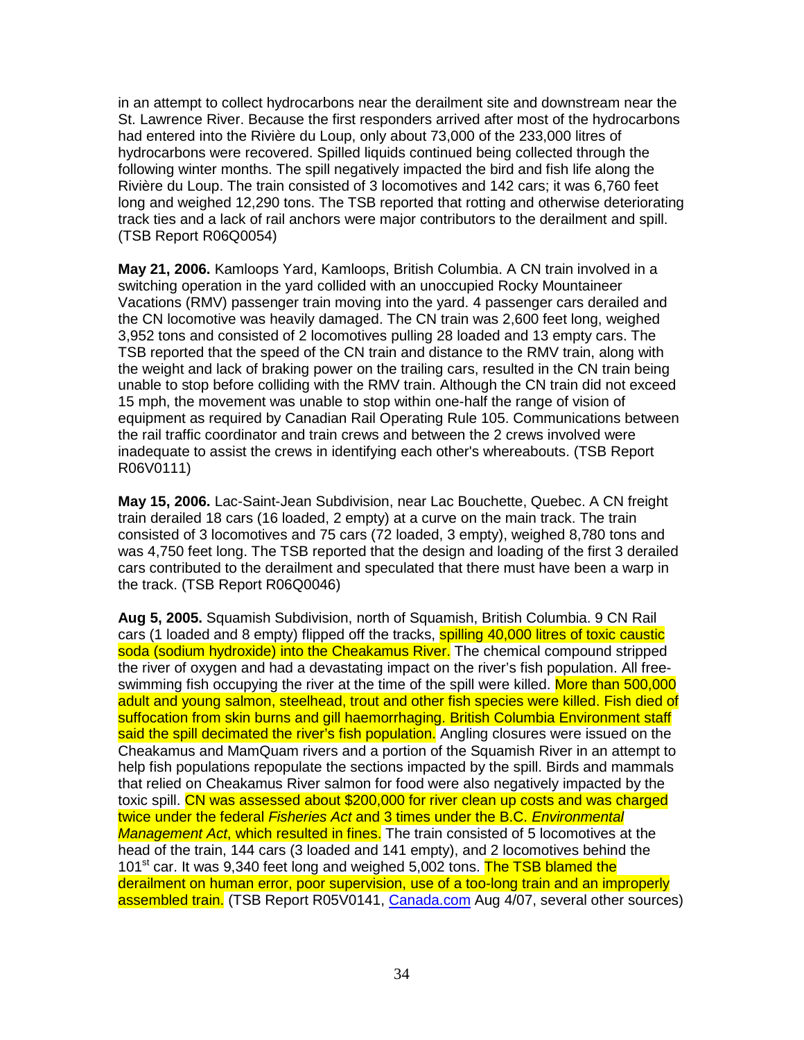in an attempt to collect hydrocarbons near the derailment site and downstream near the St. Lawrence River. Because the first responders arrived after most of the hydrocarbons had entered into the Rivière du Loup, only about 73,000 of the 233,000 litres of hydrocarbons were recovered. Spilled liquids continued being collected through the following winter months. The spill negatively impacted the bird and fish life along the Rivière du Loup. The train consisted of 3 locomotives and 142 cars; it was 6,760 feet long and weighed 12,290 tons. The TSB reported that rotting and otherwise deteriorating track ties and a lack of rail anchors were major contributors to the derailment and spill. (TSB Report R06Q0054)

**May 21, 2006.** Kamloops Yard, Kamloops, British Columbia. A CN train involved in a switching operation in the yard collided with an unoccupied Rocky Mountaineer Vacations (RMV) passenger train moving into the yard. 4 passenger cars derailed and the CN locomotive was heavily damaged. The CN train was 2,600 feet long, weighed 3,952 tons and consisted of 2 locomotives pulling 28 loaded and 13 empty cars. The TSB reported that the speed of the CN train and distance to the RMV train, along with the weight and lack of braking power on the trailing cars, resulted in the CN train being unable to stop before colliding with the RMV train. Although the CN train did not exceed 15 mph, the movement was unable to stop within one-half the range of vision of equipment as required by Canadian Rail Operating Rule 105. Communications between the rail traffic coordinator and train crews and between the 2 crews involved were inadequate to assist the crews in identifying each other's whereabouts. (TSB Report R06V0111)

**May 15, 2006.** Lac-Saint-Jean Subdivision, near Lac Bouchette, Quebec. A CN freight train derailed 18 cars (16 loaded, 2 empty) at a curve on the main track. The train consisted of 3 locomotives and 75 cars (72 loaded, 3 empty), weighed 8,780 tons and was 4,750 feet long. The TSB reported that the design and loading of the first 3 derailed cars contributed to the derailment and speculated that there must have been a warp in the track. (TSB Report R06Q0046)

**Aug 5, 2005.** Squamish Subdivision, north of Squamish, British Columbia. 9 CN Rail cars (1 loaded and 8 empty) flipped off the tracks, spilling 40,000 litres of toxic caustic soda (sodium hydroxide) into the Cheakamus River. The chemical compound stripped the river of oxygen and had a devastating impact on the river's fish population. All free-swimming fish occupying the river at the time of the spill were killed. More than 500,000 adult and young salmon, steelhead, trout and other fish species were killed. Fish died of suffocation from skin burns and gill haemorrhaging. British Columbia Environment staff said the spill decimated the river's fish population. Angling closures were issued on the Cheakamus and MamQuam rivers and a portion of the Squamish River in an attempt to help fish populations repopulate the sections impacted by the spill. Birds and mammals that relied on Cheakamus River salmon for food were also negatively impacted by the toxic spill. CN was assessed about $200,000 for river clean up costs and was charged twice under the federal *Fisheries Act* and 3 times under the B.C. *Environmental Management Act*, which resulted in fines. The train consisted of 5 locomotives at the head of the train, 144 cars (3 loaded and 141 empty), and 2 locomotives behind the 101st car. It was 9,340 feet long and weighed 5,002 tons. The TSB blamed the derailment on human error, poor supervision, use of a too-long train and an improperly assembled train. (TSB Report R05V0141, Canada.com Aug 4/07, several other sources)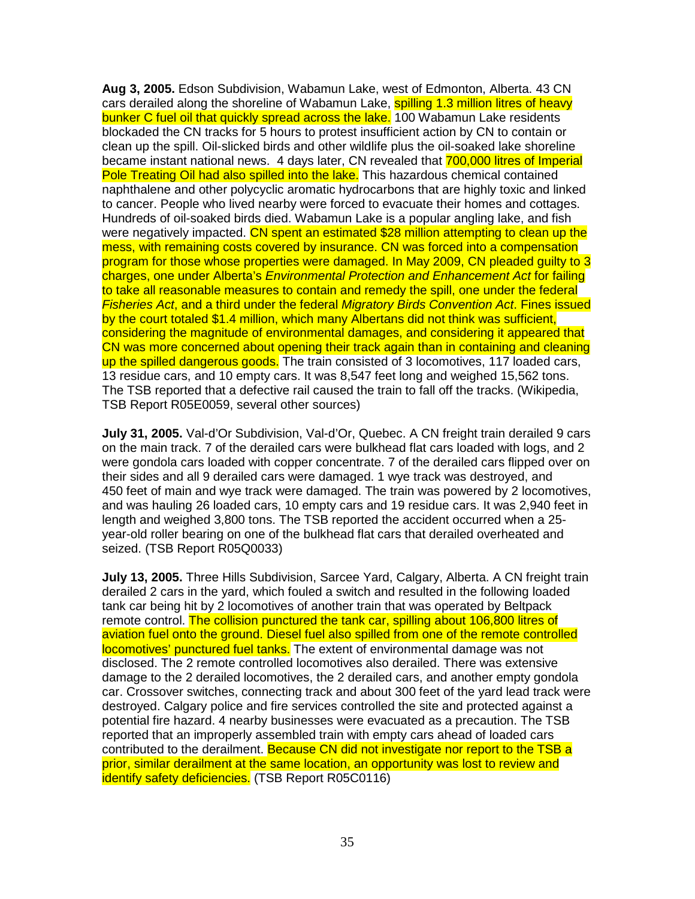**Aug 3, 2005.** Edson Subdivision, Wabamun Lake, west of Edmonton, Alberta. 43 CN cars derailed along the shoreline of Wabamun Lake, spilling 1.3 million litres of heavy bunker C fuel oil that quickly spread across the lake. 100 Wabamun Lake residents blockaded the CN tracks for 5 hours to protest insufficient action by CN to contain or clean up the spill. Oil-slicked birds and other wildlife plus the oil-soaked lake shoreline became instant national news. 4 days later, CN revealed that 700,000 litres of Imperial Pole Treating Oil had also spilled into the lake. This hazardous chemical contained naphthalene and other polycyclic aromatic hydrocarbons that are highly toxic and linked to cancer. People who lived nearby were forced to evacuate their homes and cottages. Hundreds of oil-soaked birds died. Wabamun Lake is a popular angling lake, and fish were negatively impacted. CN spent an estimated $28 million attempting to clean up the mess, with remaining costs covered by insurance. CN was forced into a compensation program for those whose properties were damaged. In May 2009, CN pleaded guilty to 3 charges, one under Alberta's *Environmental Protection and Enhancement Act* for failing to take all reasonable measures to contain and remedy the spill, one under the federal *Fisheries Act*, and a third under the federal *Migratory Birds Convention Act*. Fines issued by the court totaled $1.4 million, which many Albertans did not think was sufficient, considering the magnitude of environmental damages, and considering it appeared that CN was more concerned about opening their track again than in containing and cleaning up the spilled dangerous goods. The train consisted of 3 locomotives, 117 loaded cars, 13 residue cars, and 10 empty cars. It was 8,547 feet long and weighed 15,562 tons. The TSB reported that a defective rail caused the train to fall off the tracks. (Wikipedia, TSB Report R05E0059, several other sources)

**July 31, 2005.** Val-d'Or Subdivision, Val-d'Or, Quebec. A CN freight train derailed 9 cars on the main track. 7 of the derailed cars were bulkhead flat cars loaded with logs, and 2 were gondola cars loaded with copper concentrate. 7 of the derailed cars flipped over on their sides and all 9 derailed cars were damaged. 1 wye track was destroyed, and 450 feet of main and wye track were damaged. The train was powered by 2 locomotives, and was hauling 26 loaded cars, 10 empty cars and 19 residue cars. It was 2,940 feet in length and weighed 3,800 tons. The TSB reported the accident occurred when a 25-year-old roller bearing on one of the bulkhead flat cars that derailed overheated and seized. (TSB Report R05Q0033)

**July 13, 2005.** Three Hills Subdivision, Sarcee Yard, Calgary, Alberta. A CN freight train derailed 2 cars in the yard, which fouled a switch and resulted in the following loaded tank car being hit by 2 locomotives of another train that was operated by Beltpack remote control. The collision punctured the tank car, spilling about 106,800 litres of aviation fuel onto the ground. Diesel fuel also spilled from one of the remote controlled locomotives' punctured fuel tanks. The extent of environmental damage was not disclosed. The 2 remote controlled locomotives also derailed. There was extensive damage to the 2 derailed locomotives, the 2 derailed cars, and another empty gondola car. Crossover switches, connecting track and about 300 feet of the yard lead track were destroyed. Calgary police and fire services controlled the site and protected against a potential fire hazard. 4 nearby businesses were evacuated as a precaution. The TSB reported that an improperly assembled train with empty cars ahead of loaded cars contributed to the derailment. Because CN did not investigate nor report to the TSB a prior, similar derailment at the same location, an opportunity was lost to review and identify safety deficiencies. (TSB Report R05C0116)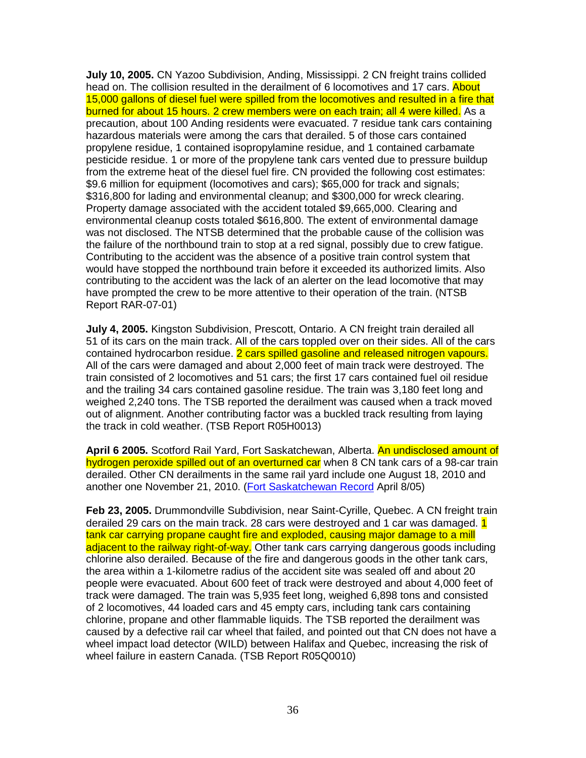**July 10, 2005.** CN Yazoo Subdivision, Anding, Mississippi. 2 CN freight trains collided head on. The collision resulted in the derailment of 6 locomotives and 17 cars. About 15,000 gallons of diesel fuel were spilled from the locomotives and resulted in a fire that burned for about 15 hours. 2 crew members were on each train; all 4 were killed. As a precaution, about 100 Anding residents were evacuated. 7 residue tank cars containing hazardous materials were among the cars that derailed. 5 of those cars contained propylene residue, 1 contained isopropylamine residue, and 1 contained carbamate pesticide residue. 1 or more of the propylene tank cars vented due to pressure buildup from the extreme heat of the diesel fuel fire. CN provided the following cost estimates: $9.6 million for equipment (locomotives and cars); $65,000 for track and signals; $316,800 for lading and environmental cleanup; and $300,000 for wreck clearing. Property damage associated with the accident totaled $9,665,000. Clearing and environmental cleanup costs totaled $616,800. The extent of environmental damage was not disclosed. The NTSB determined that the probable cause of the collision was the failure of the northbound train to stop at a red signal, possibly due to crew fatigue. Contributing to the accident was the absence of a positive train control system that would have stopped the northbound train before it exceeded its authorized limits. Also contributing to the accident was the lack of an alerter on the lead locomotive that may have prompted the crew to be more attentive to their operation of the train. (NTSB Report RAR-07-01)

**July 4, 2005.** Kingston Subdivision, Prescott, Ontario. A CN freight train derailed all 51 of its cars on the main track. All of the cars toppled over on their sides. All of the cars contained hydrocarbon residue. 2 cars spilled gasoline and released nitrogen vapours. All of the cars were damaged and about 2,000 feet of main track were destroyed. The train consisted of 2 locomotives and 51 cars; the first 17 cars contained fuel oil residue and the trailing 34 cars contained gasoline residue. The train was 3,180 feet long and weighed 2,240 tons. The TSB reported the derailment was caused when a track moved out of alignment. Another contributing factor was a buckled track resulting from laying the track in cold weather. (TSB Report R05H0013)

**April 6 2005.** Scotford Rail Yard, Fort Saskatchewan, Alberta. An undisclosed amount of hydrogen peroxide spilled out of an overturned car when 8 CN tank cars of a 98-car train derailed. Other CN derailments in the same rail yard include one August 18, 2010 and another one November 21, 2010. (Fort Saskatchewan Record April 8/05)

**Feb 23, 2005.** Drummondville Subdivision, near Saint-Cyrille, Quebec. A CN freight train derailed 29 cars on the main track. 28 cars were destroyed and 1 car was damaged. 1 tank car carrying propane caught fire and exploded, causing major damage to a mill adjacent to the railway right-of-way. Other tank cars carrying dangerous goods including chlorine also derailed. Because of the fire and dangerous goods in the other tank cars, the area within a 1-kilometre radius of the accident site was sealed off and about 20 people were evacuated. About 600 feet of track were destroyed and about 4,000 feet of track were damaged. The train was 5,935 feet long, weighed 6,898 tons and consisted of 2 locomotives, 44 loaded cars and 45 empty cars, including tank cars containing chlorine, propane and other flammable liquids. The TSB reported the derailment was caused by a defective rail car wheel that failed, and pointed out that CN does not have a wheel impact load detector (WILD) between Halifax and Quebec, increasing the risk of wheel failure in eastern Canada. (TSB Report R05Q0010)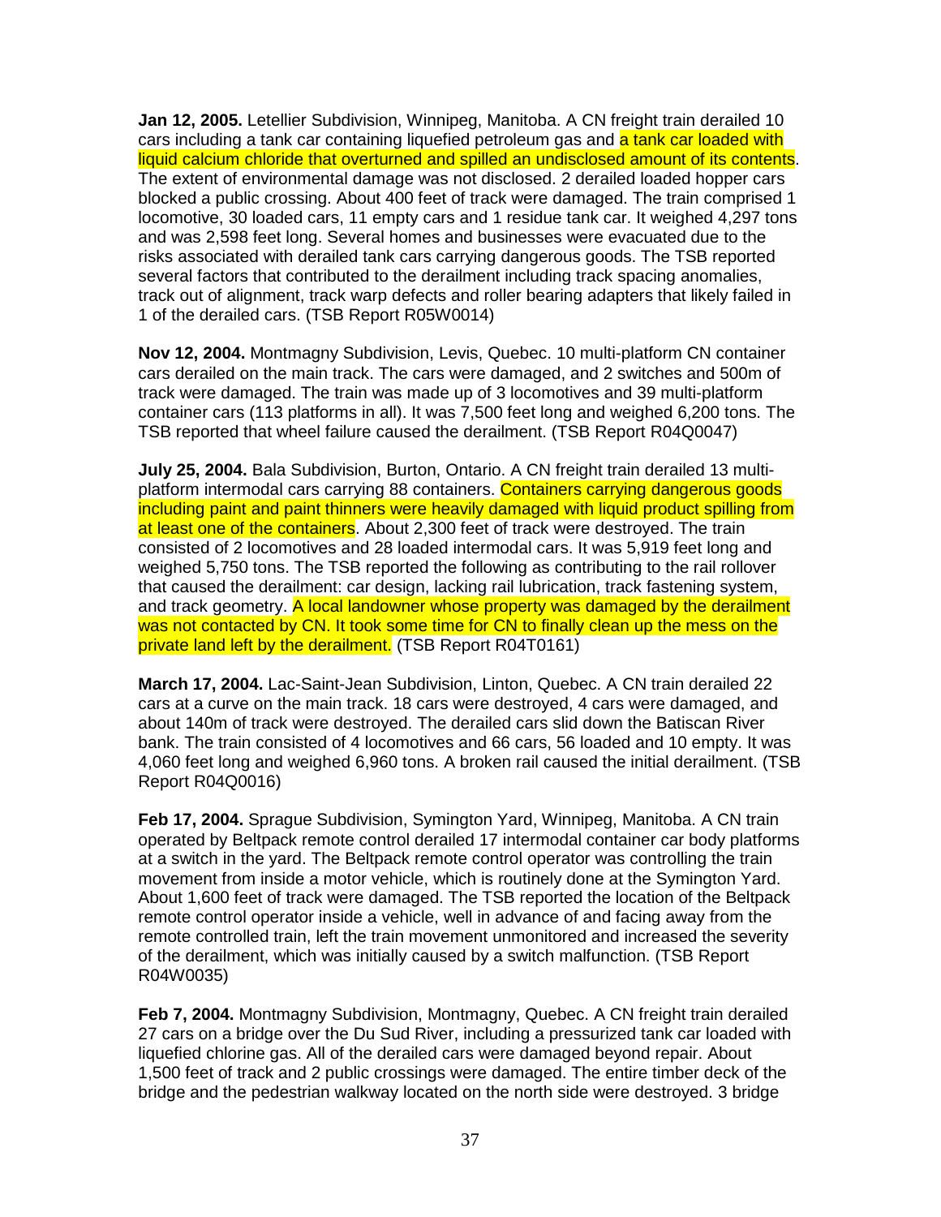**Jan 12, 2005.** Letellier Subdivision, Winnipeg, Manitoba. A CN freight train derailed 10 cars including a tank car containing liquefied petroleum gas and a tank car loaded with liquid calcium chloride that overturned and spilled an undisclosed amount of its contents. The extent of environmental damage was not disclosed. 2 derailed loaded hopper cars blocked a public crossing. About 400 feet of track were damaged. The train comprised 1 locomotive, 30 loaded cars, 11 empty cars and 1 residue tank car. It weighed 4,297 tons and was 2,598 feet long. Several homes and businesses were evacuated due to the risks associated with derailed tank cars carrying dangerous goods. The TSB reported several factors that contributed to the derailment including track spacing anomalies, track out of alignment, track warp defects and roller bearing adapters that likely failed in 1 of the derailed cars. (TSB Report R05W0014)

**Nov 12, 2004.** Montmagny Subdivision, Levis, Quebec. 10 multi-platform CN container cars derailed on the main track. The cars were damaged, and 2 switches and 500m of track were damaged. The train was made up of 3 locomotives and 39 multi-platform container cars (113 platforms in all). It was 7,500 feet long and weighed 6,200 tons. The TSB reported that wheel failure caused the derailment. (TSB Report R04Q0047)

**July 25, 2004.** Bala Subdivision, Burton, Ontario. A CN freight train derailed 13 multi-platform intermodal cars carrying 88 containers. Containers carrying dangerous goods including paint and paint thinners were heavily damaged with liquid product spilling from at least one of the containers. About 2,300 feet of track were destroyed. The train consisted of 2 locomotives and 28 loaded intermodal cars. It was 5,919 feet long and weighed 5,750 tons. The TSB reported the following as contributing to the rail rollover that caused the derailment: car design, lacking rail lubrication, track fastening system, and track geometry. A local landowner whose property was damaged by the derailment was not contacted by CN. It took some time for CN to finally clean up the mess on the private land left by the derailment. (TSB Report R04T0161)

**March 17, 2004.** Lac-Saint-Jean Subdivision, Linton, Quebec. A CN train derailed 22 cars at a curve on the main track. 18 cars were destroyed, 4 cars were damaged, and about 140m of track were destroyed. The derailed cars slid down the Batiscan River bank. The train consisted of 4 locomotives and 66 cars, 56 loaded and 10 empty. It was 4,060 feet long and weighed 6,960 tons. A broken rail caused the initial derailment. (TSB Report R04Q0016)

**Feb 17, 2004.** Sprague Subdivision, Symington Yard, Winnipeg, Manitoba. A CN train operated by Beltpack remote control derailed 17 intermodal container car body platforms at a switch in the yard. The Beltpack remote control operator was controlling the train movement from inside a motor vehicle, which is routinely done at the Symington Yard. About 1,600 feet of track were damaged. The TSB reported the location of the Beltpack remote control operator inside a vehicle, well in advance of and facing away from the remote controlled train, left the train movement unmonitored and increased the severity of the derailment, which was initially caused by a switch malfunction. (TSB Report R04W0035)

**Feb 7, 2004.** Montmagny Subdivision, Montmagny, Quebec. A CN freight train derailed 27 cars on a bridge over the Du Sud River, including a pressurized tank car loaded with liquefied chlorine gas. All of the derailed cars were damaged beyond repair. About 1,500 feet of track and 2 public crossings were damaged. The entire timber deck of the bridge and the pedestrian walkway located on the north side were destroyed. 3 bridge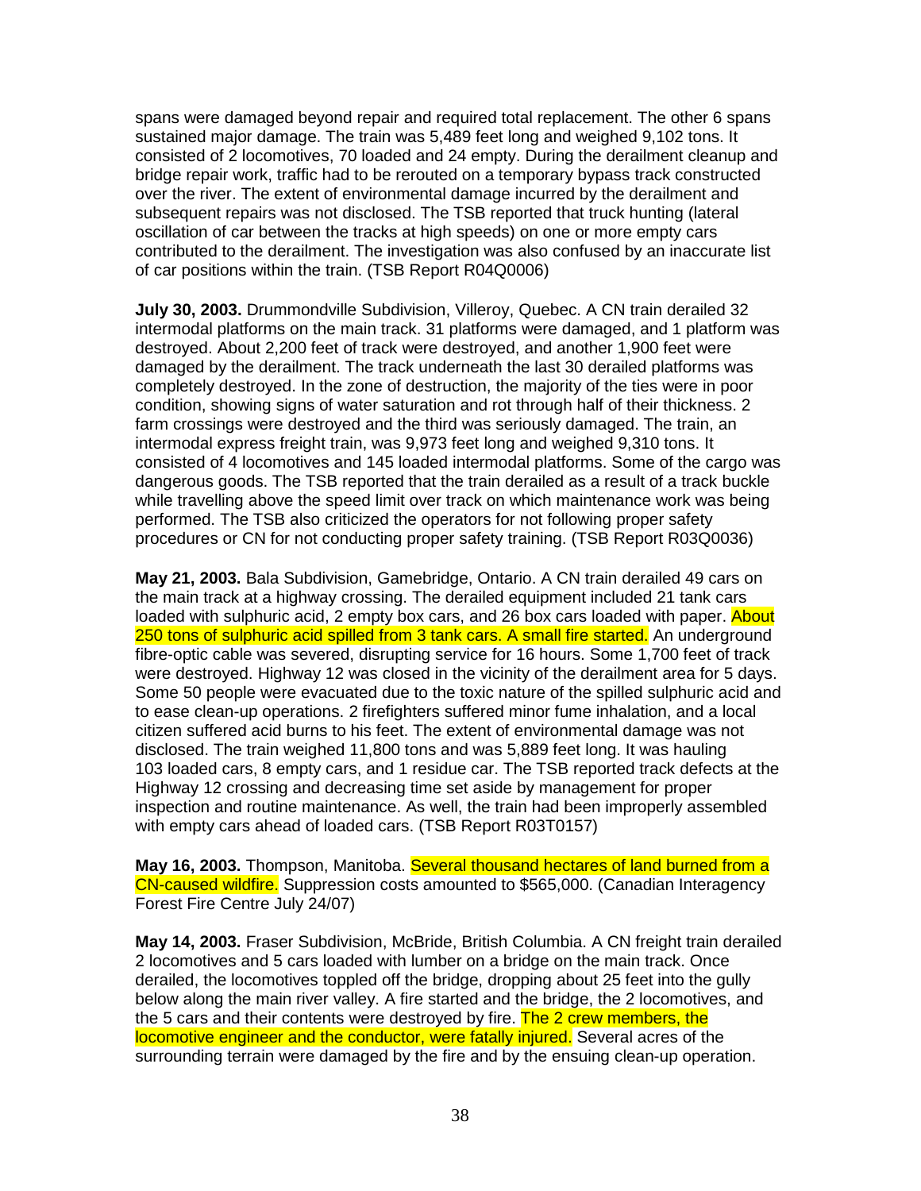spans were damaged beyond repair and required total replacement. The other 6 spans sustained major damage. The train was 5,489 feet long and weighed 9,102 tons. It consisted of 2 locomotives, 70 loaded and 24 empty. During the derailment cleanup and bridge repair work, traffic had to be rerouted on a temporary bypass track constructed over the river. The extent of environmental damage incurred by the derailment and subsequent repairs was not disclosed. The TSB reported that truck hunting (lateral oscillation of car between the tracks at high speeds) on one or more empty cars contributed to the derailment. The investigation was also confused by an inaccurate list of car positions within the train. (TSB Report R04Q0006)

**July 30, 2003.** Drummondville Subdivision, Villeroy, Quebec. A CN train derailed 32 intermodal platforms on the main track. 31 platforms were damaged, and 1 platform was destroyed. About 2,200 feet of track were destroyed, and another 1,900 feet were damaged by the derailment. The track underneath the last 30 derailed platforms was completely destroyed. In the zone of destruction, the majority of the ties were in poor condition, showing signs of water saturation and rot through half of their thickness. 2 farm crossings were destroyed and the third was seriously damaged. The train, an intermodal express freight train, was 9,973 feet long and weighed 9,310 tons. It consisted of 4 locomotives and 145 loaded intermodal platforms. Some of the cargo was dangerous goods. The TSB reported that the train derailed as a result of a track buckle while travelling above the speed limit over track on which maintenance work was being performed. The TSB also criticized the operators for not following proper safety procedures or CN for not conducting proper safety training. (TSB Report R03Q0036)

**May 21, 2003.** Bala Subdivision, Gamebridge, Ontario. A CN train derailed 49 cars on the main track at a highway crossing. The derailed equipment included 21 tank cars loaded with sulphuric acid, 2 empty box cars, and 26 box cars loaded with paper. About 250 tons of sulphuric acid spilled from 3 tank cars. A small fire started. An underground fibre-optic cable was severed, disrupting service for 16 hours. Some 1,700 feet of track were destroyed. Highway 12 was closed in the vicinity of the derailment area for 5 days. Some 50 people were evacuated due to the toxic nature of the spilled sulphuric acid and to ease clean-up operations. 2 firefighters suffered minor fume inhalation, and a local citizen suffered acid burns to his feet. The extent of environmental damage was not disclosed. The train weighed 11,800 tons and was 5,889 feet long. It was hauling 103 loaded cars, 8 empty cars, and 1 residue car. The TSB reported track defects at the Highway 12 crossing and decreasing time set aside by management for proper inspection and routine maintenance. As well, the train had been improperly assembled with empty cars ahead of loaded cars. (TSB Report R03T0157)

**May 16, 2003.** Thompson, Manitoba. Several thousand hectares of land burned from a CN-caused wildfire. Suppression costs amounted to $565,000. (Canadian Interagency Forest Fire Centre July 24/07)

**May 14, 2003.** Fraser Subdivision, McBride, British Columbia. A CN freight train derailed 2 locomotives and 5 cars loaded with lumber on a bridge on the main track. Once derailed, the locomotives toppled off the bridge, dropping about 25 feet into the gully below along the main river valley. A fire started and the bridge, the 2 locomotives, and the 5 cars and their contents were destroyed by fire. The 2 crew members, the locomotive engineer and the conductor, were fatally injured. Several acres of the surrounding terrain were damaged by the fire and by the ensuing clean-up operation.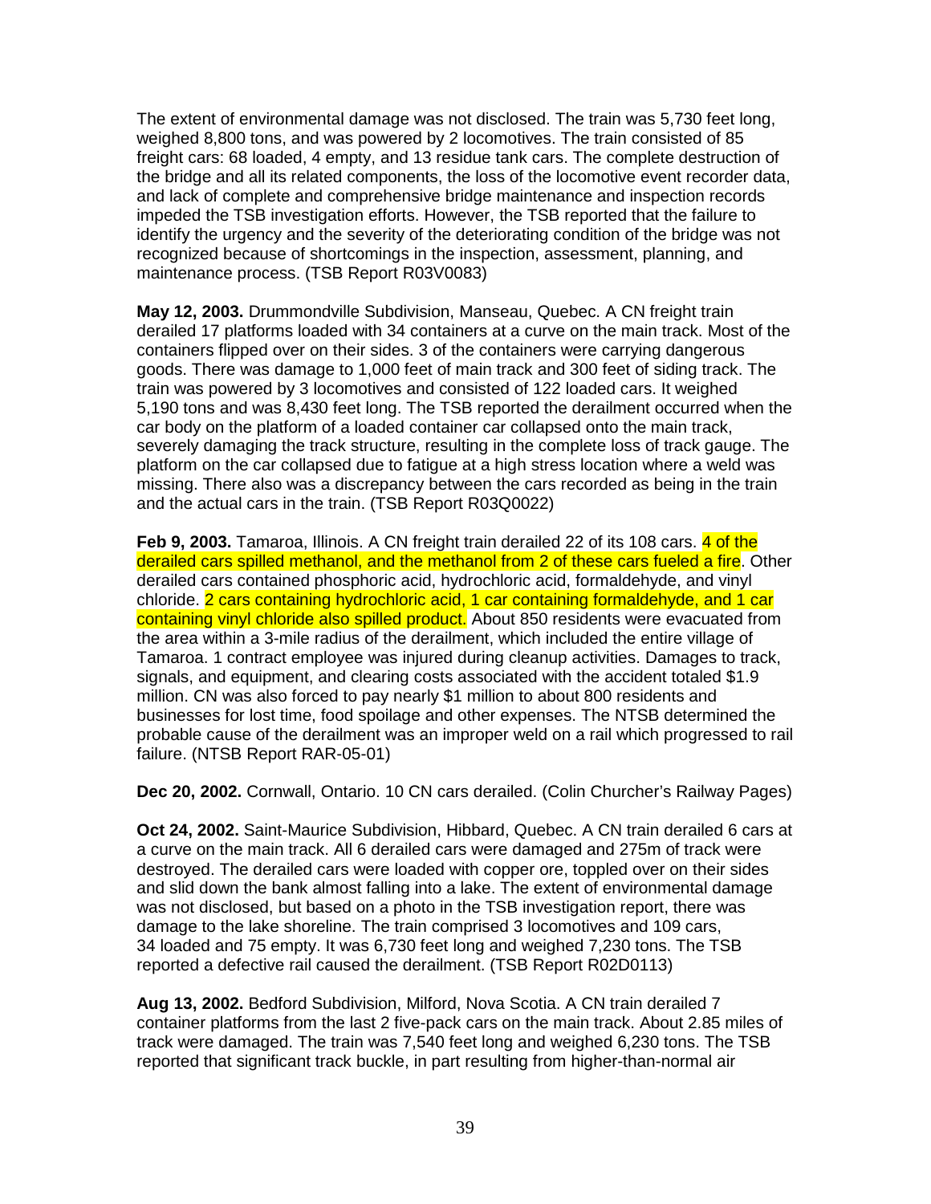The extent of environmental damage was not disclosed. The train was 5,730 feet long, weighed 8,800 tons, and was powered by 2 locomotives. The train consisted of 85 freight cars: 68 loaded, 4 empty, and 13 residue tank cars. The complete destruction of the bridge and all its related components, the loss of the locomotive event recorder data, and lack of complete and comprehensive bridge maintenance and inspection records impeded the TSB investigation efforts. However, the TSB reported that the failure to identify the urgency and the severity of the deteriorating condition of the bridge was not recognized because of shortcomings in the inspection, assessment, planning, and maintenance process. (TSB Report R03V0083)

**May 12, 2003.** Drummondville Subdivision, Manseau, Quebec. A CN freight train derailed 17 platforms loaded with 34 containers at a curve on the main track. Most of the containers flipped over on their sides. 3 of the containers were carrying dangerous goods. There was damage to 1,000 feet of main track and 300 feet of siding track. The train was powered by 3 locomotives and consisted of 122 loaded cars. It weighed 5,190 tons and was 8,430 feet long. The TSB reported the derailment occurred when the car body on the platform of a loaded container car collapsed onto the main track, severely damaging the track structure, resulting in the complete loss of track gauge. The platform on the car collapsed due to fatigue at a high stress location where a weld was missing. There also was a discrepancy between the cars recorded as being in the train and the actual cars in the train. (TSB Report R03Q0022)

**Feb 9, 2003.** Tamaroa, Illinois. A CN freight train derailed 22 of its 108 cars. 4 of the derailed cars spilled methanol, and the methanol from 2 of these cars fueled a fire. Other derailed cars contained phosphoric acid, hydrochloric acid, formaldehyde, and vinyl chloride. 2 cars containing hydrochloric acid, 1 car containing formaldehyde, and 1 car containing vinyl chloride also spilled product. About 850 residents were evacuated from the area within a 3-mile radius of the derailment, which included the entire village of Tamaroa. 1 contract employee was injured during cleanup activities. Damages to track, signals, and equipment, and clearing costs associated with the accident totaled $1.9 million. CN was also forced to pay nearly $1 million to about 800 residents and businesses for lost time, food spoilage and other expenses. The NTSB determined the probable cause of the derailment was an improper weld on a rail which progressed to rail failure. (NTSB Report RAR-05-01)

**Dec 20, 2002.** Cornwall, Ontario. 10 CN cars derailed. (Colin Churcher's Railway Pages)

**Oct 24, 2002.** Saint-Maurice Subdivision, Hibbard, Quebec. A CN train derailed 6 cars at a curve on the main track. All 6 derailed cars were damaged and 275m of track were destroyed. The derailed cars were loaded with copper ore, toppled over on their sides and slid down the bank almost falling into a lake. The extent of environmental damage was not disclosed, but based on a photo in the TSB investigation report, there was damage to the lake shoreline. The train comprised 3 locomotives and 109 cars, 34 loaded and 75 empty. It was 6,730 feet long and weighed 7,230 tons. The TSB reported a defective rail caused the derailment. (TSB Report R02D0113)

**Aug 13, 2002.** Bedford Subdivision, Milford, Nova Scotia. A CN train derailed 7 container platforms from the last 2 five-pack cars on the main track. About 2.85 miles of track were damaged. The train was 7,540 feet long and weighed 6,230 tons. The TSB reported that significant track buckle, in part resulting from higher-than-normal air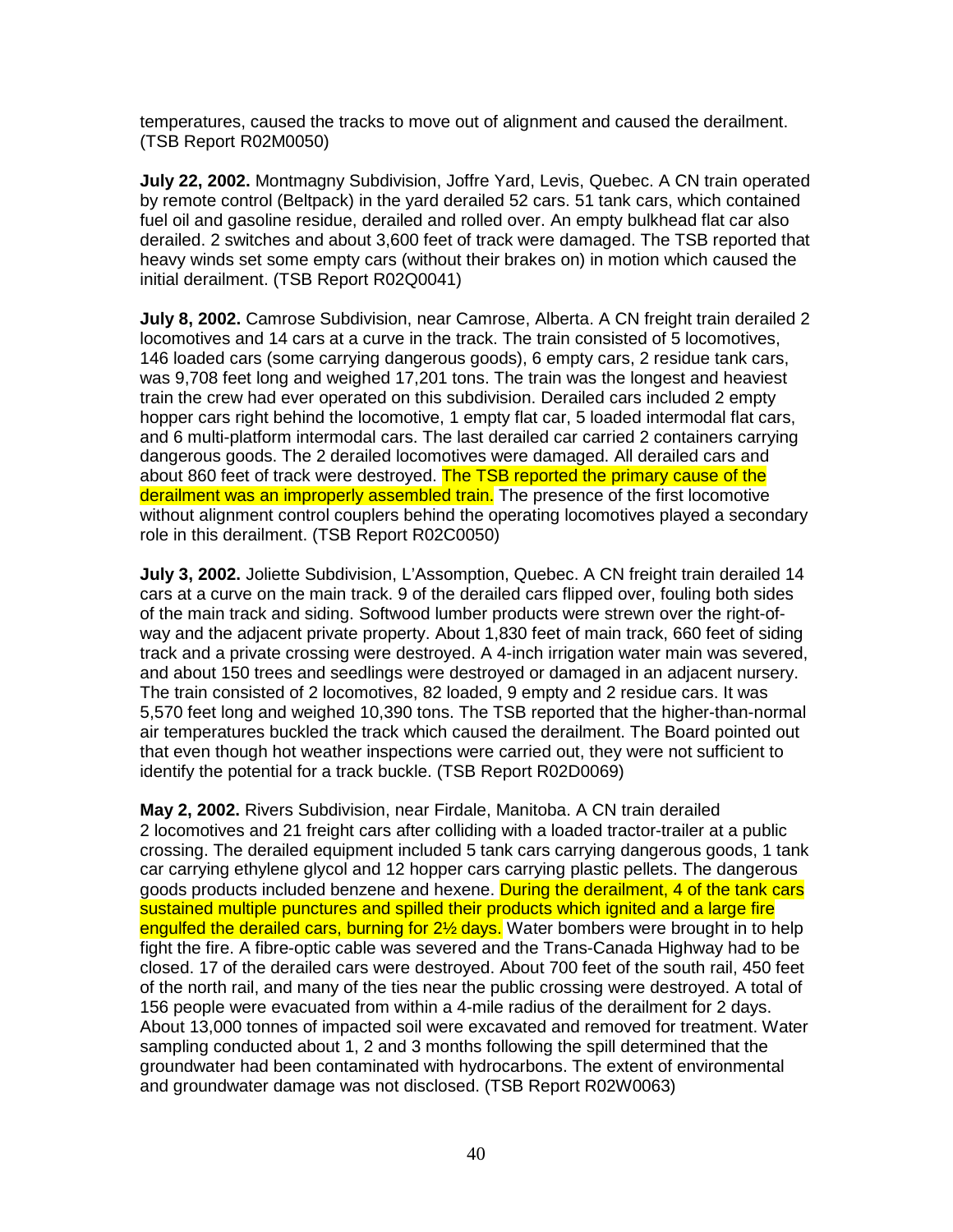temperatures, caused the tracks to move out of alignment and caused the derailment. (TSB Report R02M0050)

**July 22, 2002.** Montmagny Subdivision, Joffre Yard, Levis, Quebec. A CN train operated by remote control (Beltpack) in the yard derailed 52 cars. 51 tank cars, which contained fuel oil and gasoline residue, derailed and rolled over. An empty bulkhead flat car also derailed. 2 switches and about 3,600 feet of track were damaged. The TSB reported that heavy winds set some empty cars (without their brakes on) in motion which caused the initial derailment. (TSB Report R02Q0041)

**July 8, 2002.** Camrose Subdivision, near Camrose, Alberta. A CN freight train derailed 2 locomotives and 14 cars at a curve in the track. The train consisted of 5 locomotives, 146 loaded cars (some carrying dangerous goods), 6 empty cars, 2 residue tank cars, was 9,708 feet long and weighed 17,201 tons. The train was the longest and heaviest train the crew had ever operated on this subdivision. Derailed cars included 2 empty hopper cars right behind the locomotive, 1 empty flat car, 5 loaded intermodal flat cars, and 6 multi-platform intermodal cars. The last derailed car carried 2 containers carrying dangerous goods. The 2 derailed locomotives were damaged. All derailed cars and about 860 feet of track were destroyed. The TSB reported the primary cause of the derailment was an improperly assembled train. The presence of the first locomotive without alignment control couplers behind the operating locomotives played a secondary role in this derailment. (TSB Report R02C0050)

**July 3, 2002.** Joliette Subdivision, L'Assomption, Quebec. A CN freight train derailed 14 cars at a curve on the main track. 9 of the derailed cars flipped over, fouling both sides of the main track and siding. Softwood lumber products were strewn over the right-of-way and the adjacent private property. About 1,830 feet of main track, 660 feet of siding track and a private crossing were destroyed. A 4-inch irrigation water main was severed, and about 150 trees and seedlings were destroyed or damaged in an adjacent nursery. The train consisted of 2 locomotives, 82 loaded, 9 empty and 2 residue cars. It was 5,570 feet long and weighed 10,390 tons. The TSB reported that the higher-than-normal air temperatures buckled the track which caused the derailment. The Board pointed out that even though hot weather inspections were carried out, they were not sufficient to identify the potential for a track buckle. (TSB Report R02D0069)

**May 2, 2002.** Rivers Subdivision, near Firdale, Manitoba. A CN train derailed 2 locomotives and 21 freight cars after colliding with a loaded tractor-trailer at a public crossing. The derailed equipment included 5 tank cars carrying dangerous goods, 1 tank car carrying ethylene glycol and 12 hopper cars carrying plastic pellets. The dangerous goods products included benzene and hexene. During the derailment, 4 of the tank cars sustained multiple punctures and spilled their products which ignited and a large fire engulfed the derailed cars, burning for 2½ days. Water bombers were brought in to help fight the fire. A fibre-optic cable was severed and the Trans-Canada Highway had to be closed. 17 of the derailed cars were destroyed. About 700 feet of the south rail, 450 feet of the north rail, and many of the ties near the public crossing were destroyed. A total of 156 people were evacuated from within a 4-mile radius of the derailment for 2 days. About 13,000 tonnes of impacted soil were excavated and removed for treatment. Water sampling conducted about 1, 2 and 3 months following the spill determined that the groundwater had been contaminated with hydrocarbons. The extent of environmental and groundwater damage was not disclosed. (TSB Report R02W0063)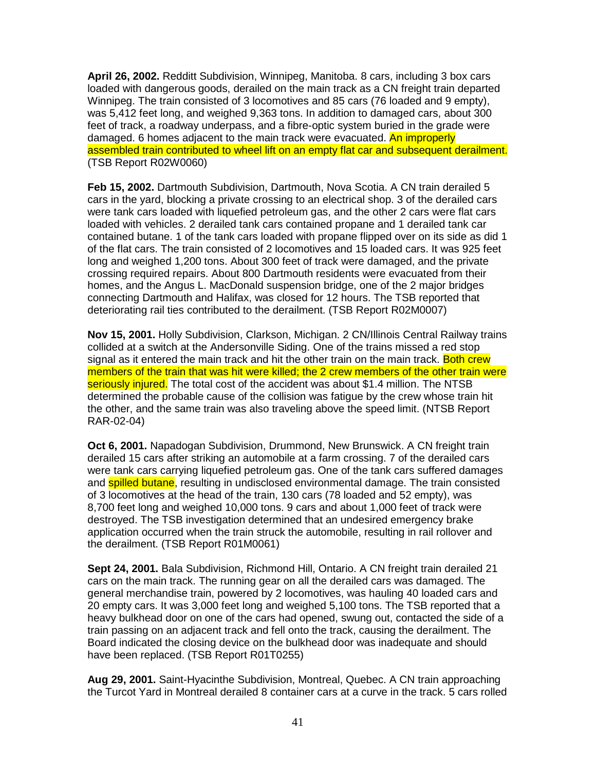**April 26, 2002.** Redditt Subdivision, Winnipeg, Manitoba. 8 cars, including 3 box cars loaded with dangerous goods, derailed on the main track as a CN freight train departed Winnipeg. The train consisted of 3 locomotives and 85 cars (76 loaded and 9 empty), was 5,412 feet long, and weighed 9,363 tons. In addition to damaged cars, about 300 feet of track, a roadway underpass, and a fibre-optic system buried in the grade were damaged. 6 homes adjacent to the main track were evacuated. An improperly assembled train contributed to wheel lift on an empty flat car and subsequent derailment. (TSB Report R02W0060)

**Feb 15, 2002.** Dartmouth Subdivision, Dartmouth, Nova Scotia. A CN train derailed 5 cars in the yard, blocking a private crossing to an electrical shop. 3 of the derailed cars were tank cars loaded with liquefied petroleum gas, and the other 2 cars were flat cars loaded with vehicles. 2 derailed tank cars contained propane and 1 derailed tank car contained butane. 1 of the tank cars loaded with propane flipped over on its side as did 1 of the flat cars. The train consisted of 2 locomotives and 15 loaded cars. It was 925 feet long and weighed 1,200 tons. About 300 feet of track were damaged, and the private crossing required repairs. About 800 Dartmouth residents were evacuated from their homes, and the Angus L. MacDonald suspension bridge, one of the 2 major bridges connecting Dartmouth and Halifax, was closed for 12 hours. The TSB reported that deteriorating rail ties contributed to the derailment. (TSB Report R02M0007)

**Nov 15, 2001.** Holly Subdivision, Clarkson, Michigan. 2 CN/Illinois Central Railway trains collided at a switch at the Andersonville Siding. One of the trains missed a red stop signal as it entered the main track and hit the other train on the main track. Both crew members of the train that was hit were killed; the 2 crew members of the other train were seriously injured. The total cost of the accident was about $1.4 million. The NTSB determined the probable cause of the collision was fatigue by the crew whose train hit the other, and the same train was also traveling above the speed limit. (NTSB Report RAR-02-04)

**Oct 6, 2001.** Napadogan Subdivision, Drummond, New Brunswick. A CN freight train derailed 15 cars after striking an automobile at a farm crossing. 7 of the derailed cars were tank cars carrying liquefied petroleum gas. One of the tank cars suffered damages and spilled butane, resulting in undisclosed environmental damage. The train consisted of 3 locomotives at the head of the train, 130 cars (78 loaded and 52 empty), was 8,700 feet long and weighed 10,000 tons. 9 cars and about 1,000 feet of track were destroyed. The TSB investigation determined that an undesired emergency brake application occurred when the train struck the automobile, resulting in rail rollover and the derailment. (TSB Report R01M0061)

**Sept 24, 2001.** Bala Subdivision, Richmond Hill, Ontario. A CN freight train derailed 21 cars on the main track. The running gear on all the derailed cars was damaged. The general merchandise train, powered by 2 locomotives, was hauling 40 loaded cars and 20 empty cars. It was 3,000 feet long and weighed 5,100 tons. The TSB reported that a heavy bulkhead door on one of the cars had opened, swung out, contacted the side of a train passing on an adjacent track and fell onto the track, causing the derailment. The Board indicated the closing device on the bulkhead door was inadequate and should have been replaced. (TSB Report R01T0255)

**Aug 29, 2001.** Saint-Hyacinthe Subdivision, Montreal, Quebec. A CN train approaching the Turcot Yard in Montreal derailed 8 container cars at a curve in the track. 5 cars rolled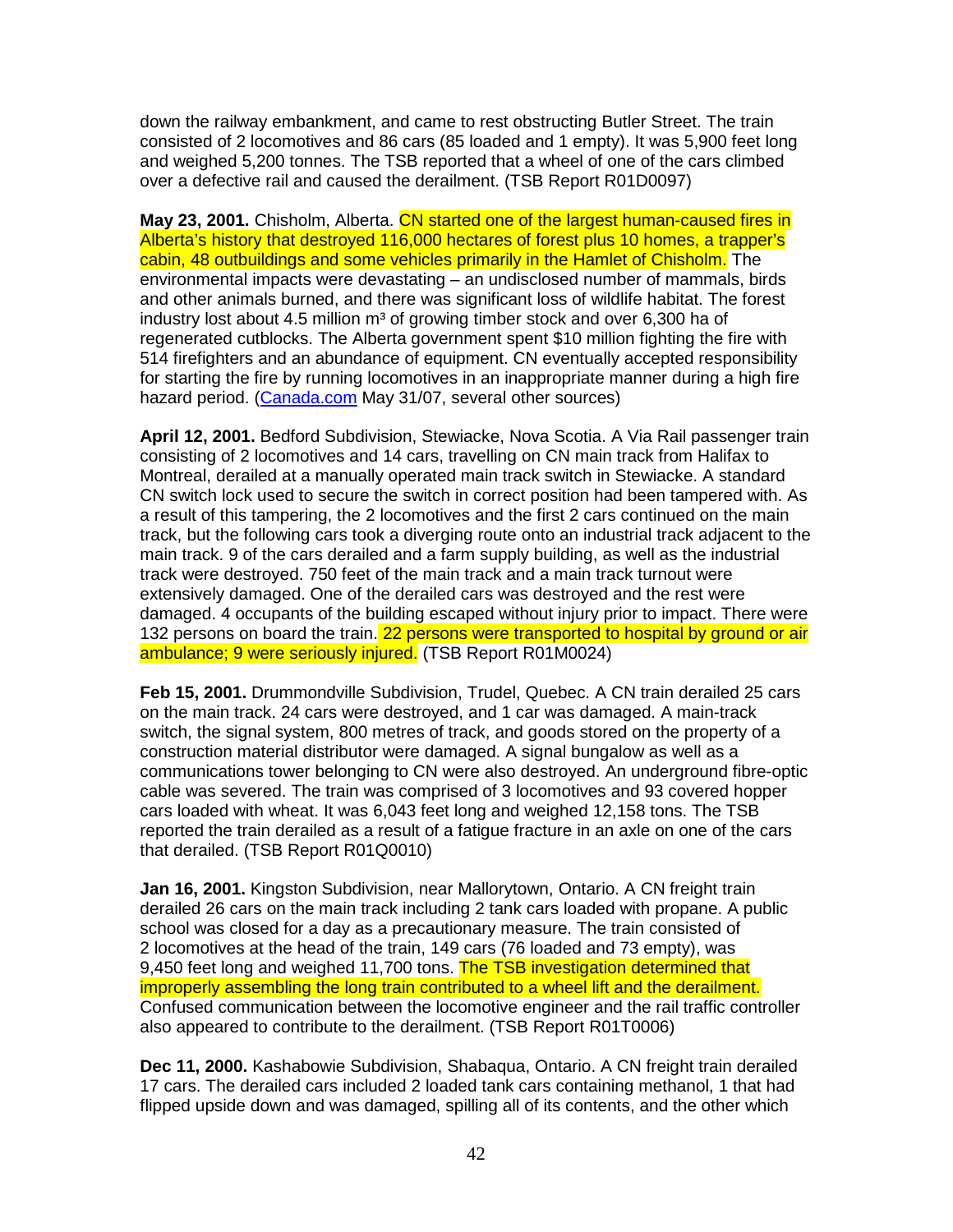down the railway embankment, and came to rest obstructing Butler Street. The train consisted of 2 locomotives and 86 cars (85 loaded and 1 empty). It was 5,900 feet long and weighed 5,200 tonnes. The TSB reported that a wheel of one of the cars climbed over a defective rail and caused the derailment. (TSB Report R01D0097)

**May 23, 2001.** Chisholm, Alberta. CN started one of the largest human-caused fires in Alberta's history that destroyed 116,000 hectares of forest plus 10 homes, a trapper's cabin, 48 outbuildings and some vehicles primarily in the Hamlet of Chisholm. The environmental impacts were devastating – an undisclosed number of mammals, birds and other animals burned, and there was significant loss of wildlife habitat. The forest industry lost about 4.5 million m³ of growing timber stock and over 6,300 ha of regenerated cutblocks. The Alberta government spent $10 million fighting the fire with 514 firefighters and an abundance of equipment. CN eventually accepted responsibility for starting the fire by running locomotives in an inappropriate manner during a high fire hazard period. (Canada.com May 31/07, several other sources)

**April 12, 2001.** Bedford Subdivision, Stewiacke, Nova Scotia. A Via Rail passenger train consisting of 2 locomotives and 14 cars, travelling on CN main track from Halifax to Montreal, derailed at a manually operated main track switch in Stewiacke. A standard CN switch lock used to secure the switch in correct position had been tampered with. As a result of this tampering, the 2 locomotives and the first 2 cars continued on the main track, but the following cars took a diverging route onto an industrial track adjacent to the main track. 9 of the cars derailed and a farm supply building, as well as the industrial track were destroyed. 750 feet of the main track and a main track turnout were extensively damaged. One of the derailed cars was destroyed and the rest were damaged. 4 occupants of the building escaped without injury prior to impact. There were 132 persons on board the train. 22 persons were transported to hospital by ground or air ambulance; 9 were seriously injured. (TSB Report R01M0024)

**Feb 15, 2001.** Drummondville Subdivision, Trudel, Quebec. A CN train derailed 25 cars on the main track. 24 cars were destroyed, and 1 car was damaged. A main-track switch, the signal system, 800 metres of track, and goods stored on the property of a construction material distributor were damaged. A signal bungalow as well as a communications tower belonging to CN were also destroyed. An underground fibre-optic cable was severed. The train was comprised of 3 locomotives and 93 covered hopper cars loaded with wheat. It was 6,043 feet long and weighed 12,158 tons. The TSB reported the train derailed as a result of a fatigue fracture in an axle on one of the cars that derailed. (TSB Report R01Q0010)

**Jan 16, 2001.** Kingston Subdivision, near Mallorytown, Ontario. A CN freight train derailed 26 cars on the main track including 2 tank cars loaded with propane. A public school was closed for a day as a precautionary measure. The train consisted of 2 locomotives at the head of the train, 149 cars (76 loaded and 73 empty), was 9,450 feet long and weighed 11,700 tons. The TSB investigation determined that improperly assembling the long train contributed to a wheel lift and the derailment. Confused communication between the locomotive engineer and the rail traffic controller also appeared to contribute to the derailment. (TSB Report R01T0006)

**Dec 11, 2000.** Kashabowie Subdivision, Shabaqua, Ontario. A CN freight train derailed 17 cars. The derailed cars included 2 loaded tank cars containing methanol, 1 that had flipped upside down and was damaged, spilling all of its contents, and the other which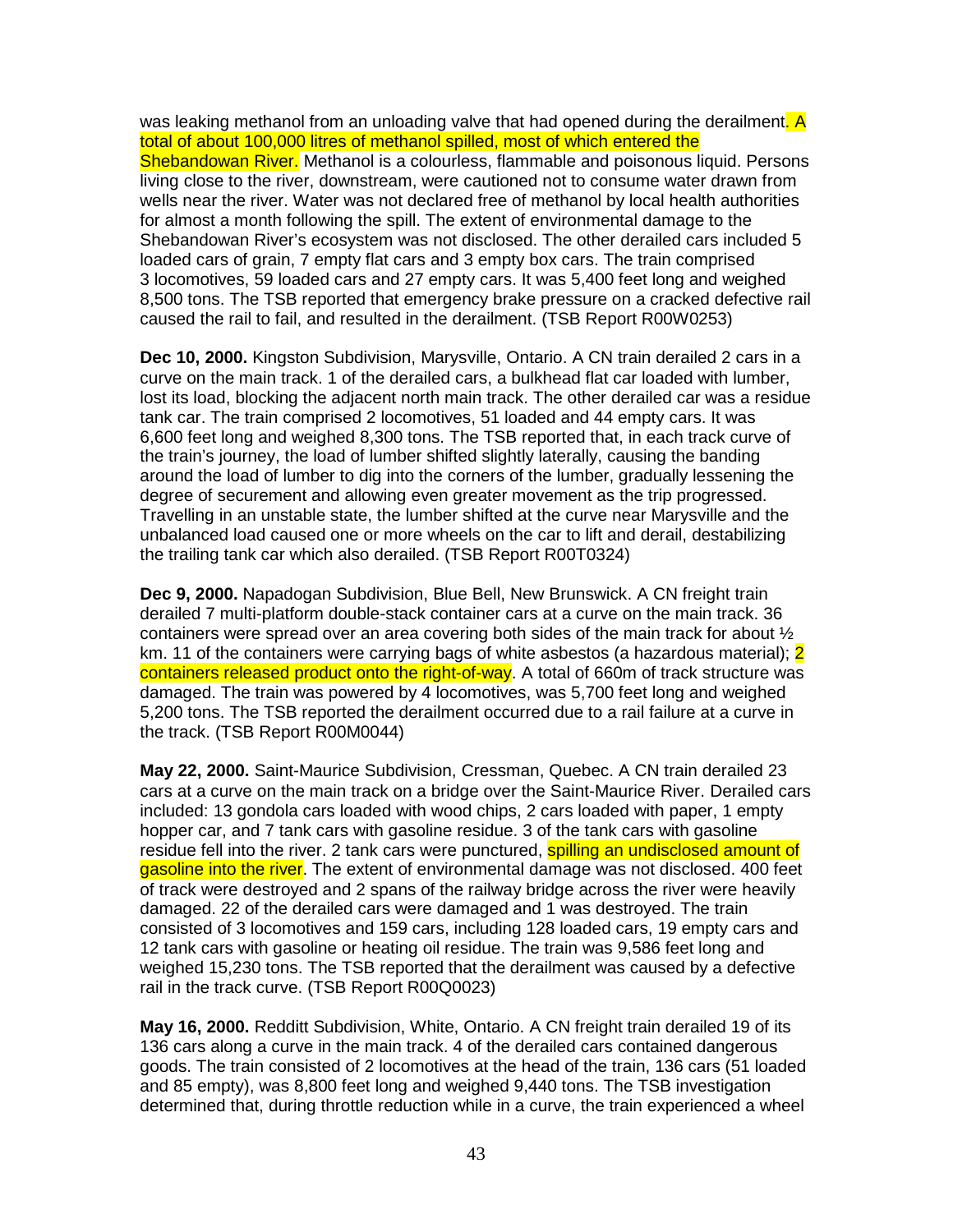was leaking methanol from an unloading valve that had opened during the derailment. A total of about 100,000 litres of methanol spilled, most of which entered the Shebandowan River. Methanol is a colourless, flammable and poisonous liquid. Persons living close to the river, downstream, were cautioned not to consume water drawn from wells near the river. Water was not declared free of methanol by local health authorities for almost a month following the spill. The extent of environmental damage to the Shebandowan River's ecosystem was not disclosed. The other derailed cars included 5 loaded cars of grain, 7 empty flat cars and 3 empty box cars. The train comprised 3 locomotives, 59 loaded cars and 27 empty cars. It was 5,400 feet long and weighed 8,500 tons. The TSB reported that emergency brake pressure on a cracked defective rail caused the rail to fail, and resulted in the derailment. (TSB Report R00W0253)

**Dec 10, 2000.** Kingston Subdivision, Marysville, Ontario. A CN train derailed 2 cars in a curve on the main track. 1 of the derailed cars, a bulkhead flat car loaded with lumber, lost its load, blocking the adjacent north main track. The other derailed car was a residue tank car. The train comprised 2 locomotives, 51 loaded and 44 empty cars. It was 6,600 feet long and weighed 8,300 tons. The TSB reported that, in each track curve of the train's journey, the load of lumber shifted slightly laterally, causing the banding around the load of lumber to dig into the corners of the lumber, gradually lessening the degree of securement and allowing even greater movement as the trip progressed. Travelling in an unstable state, the lumber shifted at the curve near Marysville and the unbalanced load caused one or more wheels on the car to lift and derail, destabilizing the trailing tank car which also derailed. (TSB Report R00T0324)

**Dec 9, 2000.** Napadogan Subdivision, Blue Bell, New Brunswick. A CN freight train derailed 7 multi-platform double-stack container cars at a curve on the main track. 36 containers were spread over an area covering both sides of the main track for about ½ km. 11 of the containers were carrying bags of white asbestos (a hazardous material); 2 containers released product onto the right-of-way. A total of 660m of track structure was damaged. The train was powered by 4 locomotives, was 5,700 feet long and weighed 5,200 tons. The TSB reported the derailment occurred due to a rail failure at a curve in the track. (TSB Report R00M0044)

**May 22, 2000.** Saint-Maurice Subdivision, Cressman, Quebec. A CN train derailed 23 cars at a curve on the main track on a bridge over the Saint-Maurice River. Derailed cars included: 13 gondola cars loaded with wood chips, 2 cars loaded with paper, 1 empty hopper car, and 7 tank cars with gasoline residue. 3 of the tank cars with gasoline residue fell into the river. 2 tank cars were punctured, spilling an undisclosed amount of gasoline into the river. The extent of environmental damage was not disclosed. 400 feet of track were destroyed and 2 spans of the railway bridge across the river were heavily damaged. 22 of the derailed cars were damaged and 1 was destroyed. The train consisted of 3 locomotives and 159 cars, including 128 loaded cars, 19 empty cars and 12 tank cars with gasoline or heating oil residue. The train was 9,586 feet long and weighed 15,230 tons. The TSB reported that the derailment was caused by a defective rail in the track curve. (TSB Report R00Q0023)

**May 16, 2000.** Redditt Subdivision, White, Ontario. A CN freight train derailed 19 of its 136 cars along a curve in the main track. 4 of the derailed cars contained dangerous goods. The train consisted of 2 locomotives at the head of the train, 136 cars (51 loaded and 85 empty), was 8,800 feet long and weighed 9,440 tons. The TSB investigation determined that, during throttle reduction while in a curve, the train experienced a wheel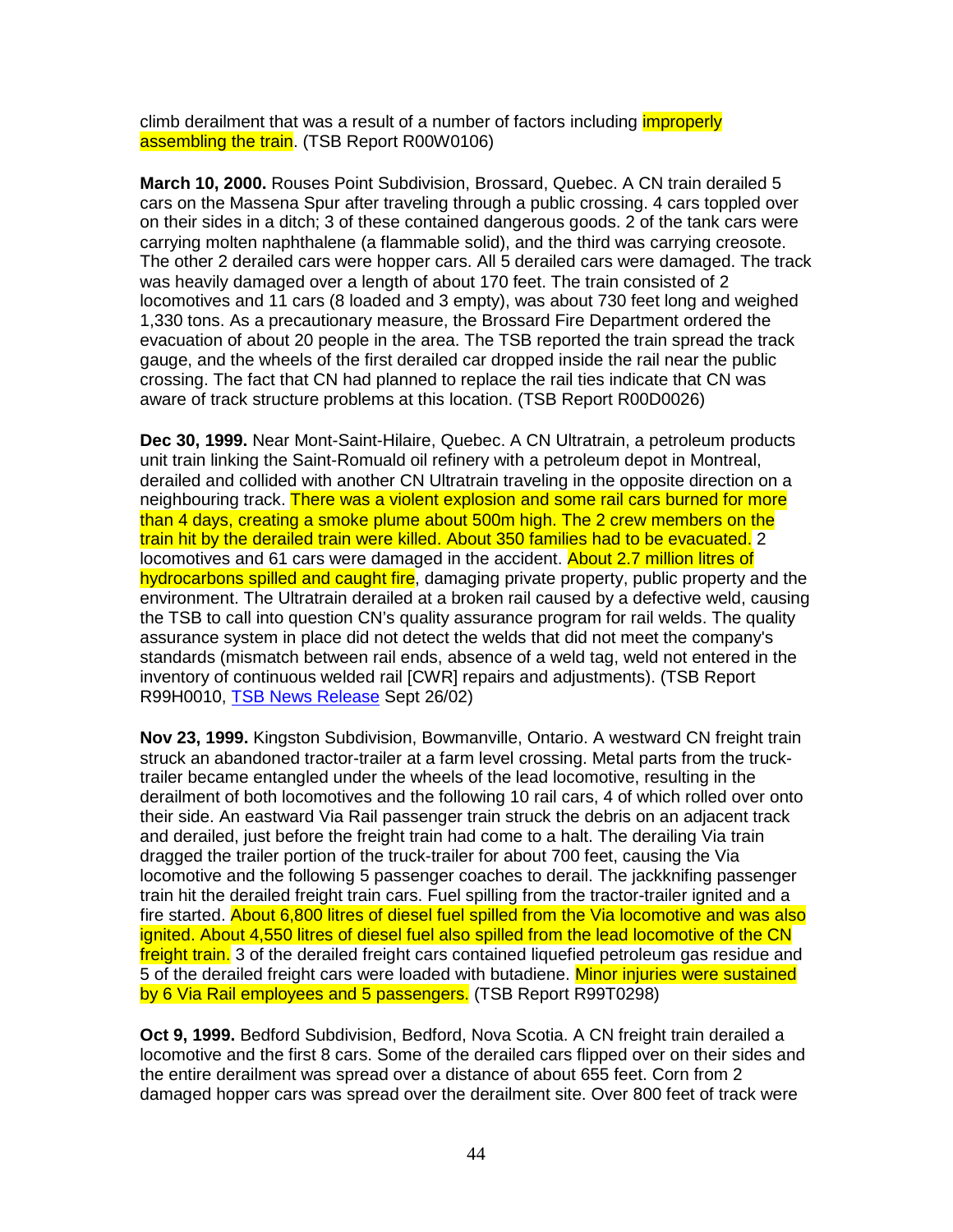climb derailment that was a result of a number of factors including improperly assembling the train. (TSB Report R00W0106)

**March 10, 2000.** Rouses Point Subdivision, Brossard, Quebec. A CN train derailed 5 cars on the Massena Spur after traveling through a public crossing. 4 cars toppled over on their sides in a ditch; 3 of these contained dangerous goods. 2 of the tank cars were carrying molten naphthalene (a flammable solid), and the third was carrying creosote. The other 2 derailed cars were hopper cars. All 5 derailed cars were damaged. The track was heavily damaged over a length of about 170 feet. The train consisted of 2 locomotives and 11 cars (8 loaded and 3 empty), was about 730 feet long and weighed 1,330 tons. As a precautionary measure, the Brossard Fire Department ordered the evacuation of about 20 people in the area. The TSB reported the train spread the track gauge, and the wheels of the first derailed car dropped inside the rail near the public crossing. The fact that CN had planned to replace the rail ties indicate that CN was aware of track structure problems at this location. (TSB Report R00D0026)

**Dec 30, 1999.** Near Mont-Saint-Hilaire, Quebec. A CN Ultratrain, a petroleum products unit train linking the Saint-Romuald oil refinery with a petroleum depot in Montreal, derailed and collided with another CN Ultratrain traveling in the opposite direction on a neighbouring track. There was a violent explosion and some rail cars burned for more than 4 days, creating a smoke plume about 500m high. The 2 crew members on the train hit by the derailed train were killed. About 350 families had to be evacuated. 2 locomotives and 61 cars were damaged in the accident. About 2.7 million litres of hydrocarbons spilled and caught fire, damaging private property, public property and the environment. The Ultratrain derailed at a broken rail caused by a defective weld, causing the TSB to call into question CN's quality assurance program for rail welds. The quality assurance system in place did not detect the welds that did not meet the company's standards (mismatch between rail ends, absence of a weld tag, weld not entered in the inventory of continuous welded rail [CWR] repairs and adjustments). (TSB Report R99H0010, TSB News Release Sept 26/02)

**Nov 23, 1999.** Kingston Subdivision, Bowmanville, Ontario. A westward CN freight train struck an abandoned tractor-trailer at a farm level crossing. Metal parts from the truck-trailer became entangled under the wheels of the lead locomotive, resulting in the derailment of both locomotives and the following 10 rail cars, 4 of which rolled over onto their side. An eastward Via Rail passenger train struck the debris on an adjacent track and derailed, just before the freight train had come to a halt. The derailing Via train dragged the trailer portion of the truck-trailer for about 700 feet, causing the Via locomotive and the following 5 passenger coaches to derail. The jackknifing passenger train hit the derailed freight train cars. Fuel spilling from the tractor-trailer ignited and a fire started. About 6,800 litres of diesel fuel spilled from the Via locomotive and was also ignited. About 4,550 litres of diesel fuel also spilled from the lead locomotive of the CN freight train. 3 of the derailed freight cars contained liquefied petroleum gas residue and 5 of the derailed freight cars were loaded with butadiene. Minor injuries were sustained by 6 Via Rail employees and 5 passengers. (TSB Report R99T0298)

**Oct 9, 1999.** Bedford Subdivision, Bedford, Nova Scotia. A CN freight train derailed a locomotive and the first 8 cars. Some of the derailed cars flipped over on their sides and the entire derailment was spread over a distance of about 655 feet. Corn from 2 damaged hopper cars was spread over the derailment site. Over 800 feet of track were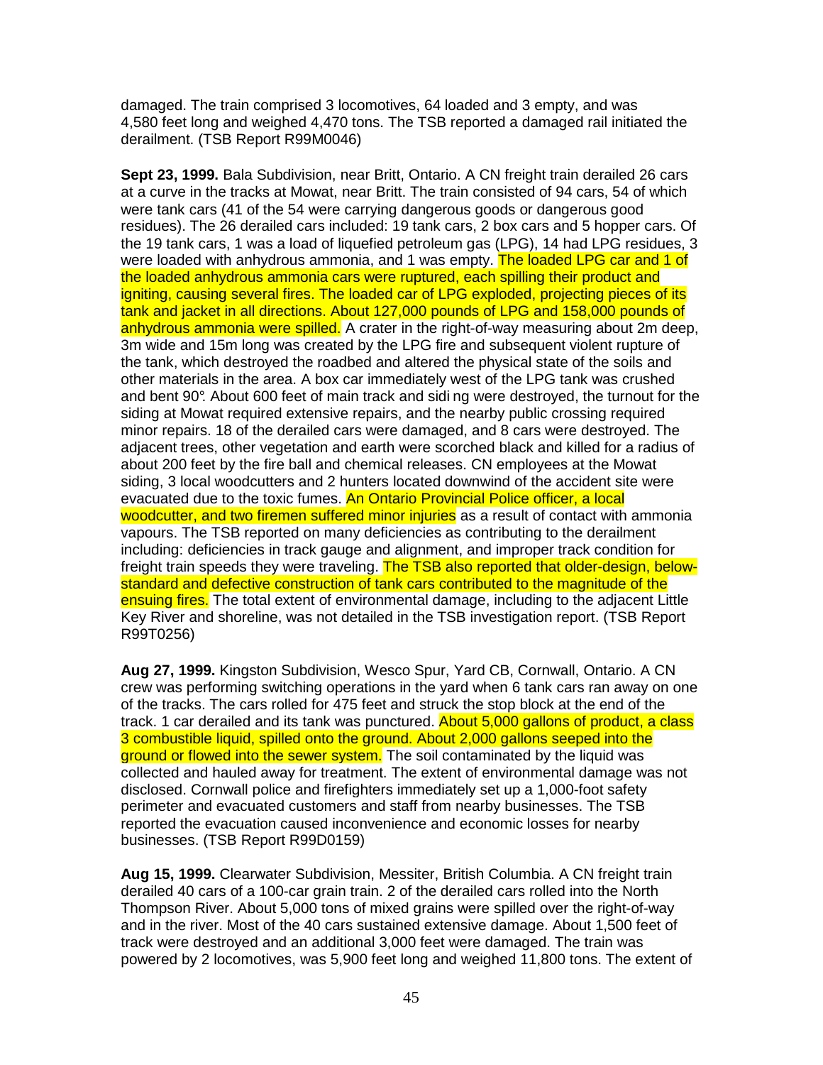damaged. The train comprised 3 locomotives, 64 loaded and 3 empty, and was 4,580 feet long and weighed 4,470 tons. The TSB reported a damaged rail initiated the derailment. (TSB Report R99M0046)

**Sept 23, 1999.** Bala Subdivision, near Britt, Ontario. A CN freight train derailed 26 cars at a curve in the tracks at Mowat, near Britt. The train consisted of 94 cars, 54 of which were tank cars (41 of the 54 were carrying dangerous goods or dangerous good residues). The 26 derailed cars included: 19 tank cars, 2 box cars and 5 hopper cars. Of the 19 tank cars, 1 was a load of liquefied petroleum gas (LPG), 14 had LPG residues, 3 were loaded with anhydrous ammonia, and 1 was empty. The loaded LPG car and 1 of the loaded anhydrous ammonia cars were ruptured, each spilling their product and igniting, causing several fires. The loaded car of LPG exploded, projecting pieces of its tank and jacket in all directions. About 127,000 pounds of LPG and 158,000 pounds of anhydrous ammonia were spilled. A crater in the right-of-way measuring about 2m deep, 3m wide and 15m long was created by the LPG fire and subsequent violent rupture of the tank, which destroyed the roadbed and altered the physical state of the soils and other materials in the area. A box car immediately west of the LPG tank was crushed and bent 90°. About 600 feet of main track and siding were destroyed, the turnout for the siding at Mowat required extensive repairs, and the nearby public crossing required minor repairs. 18 of the derailed cars were damaged, and 8 cars were destroyed. The adjacent trees, other vegetation and earth were scorched black and killed for a radius of about 200 feet by the fire ball and chemical releases. CN employees at the Mowat siding, 3 local woodcutters and 2 hunters located downwind of the accident site were evacuated due to the toxic fumes. An Ontario Provincial Police officer, a local woodcutter, and two firemen suffered minor injuries as a result of contact with ammonia vapours. The TSB reported on many deficiencies as contributing to the derailment including: deficiencies in track gauge and alignment, and improper track condition for freight train speeds they were traveling. The TSB also reported that older-design, below-standard and defective construction of tank cars contributed to the magnitude of the ensuing fires. The total extent of environmental damage, including to the adjacent Little Key River and shoreline, was not detailed in the TSB investigation report. (TSB Report R99T0256)

**Aug 27, 1999.** Kingston Subdivision, Wesco Spur, Yard CB, Cornwall, Ontario. A CN crew was performing switching operations in the yard when 6 tank cars ran away on one of the tracks. The cars rolled for 475 feet and struck the stop block at the end of the track. 1 car derailed and its tank was punctured. About 5,000 gallons of product, a class 3 combustible liquid, spilled onto the ground. About 2,000 gallons seeped into the ground or flowed into the sewer system. The soil contaminated by the liquid was collected and hauled away for treatment. The extent of environmental damage was not disclosed. Cornwall police and firefighters immediately set up a 1,000-foot safety perimeter and evacuated customers and staff from nearby businesses. The TSB reported the evacuation caused inconvenience and economic losses for nearby businesses. (TSB Report R99D0159)

**Aug 15, 1999.** Clearwater Subdivision, Messiter, British Columbia. A CN freight train derailed 40 cars of a 100-car grain train. 2 of the derailed cars rolled into the North Thompson River. About 5,000 tons of mixed grains were spilled over the right-of-way and in the river. Most of the 40 cars sustained extensive damage. About 1,500 feet of track were destroyed and an additional 3,000 feet were damaged. The train was powered by 2 locomotives, was 5,900 feet long and weighed 11,800 tons. The extent of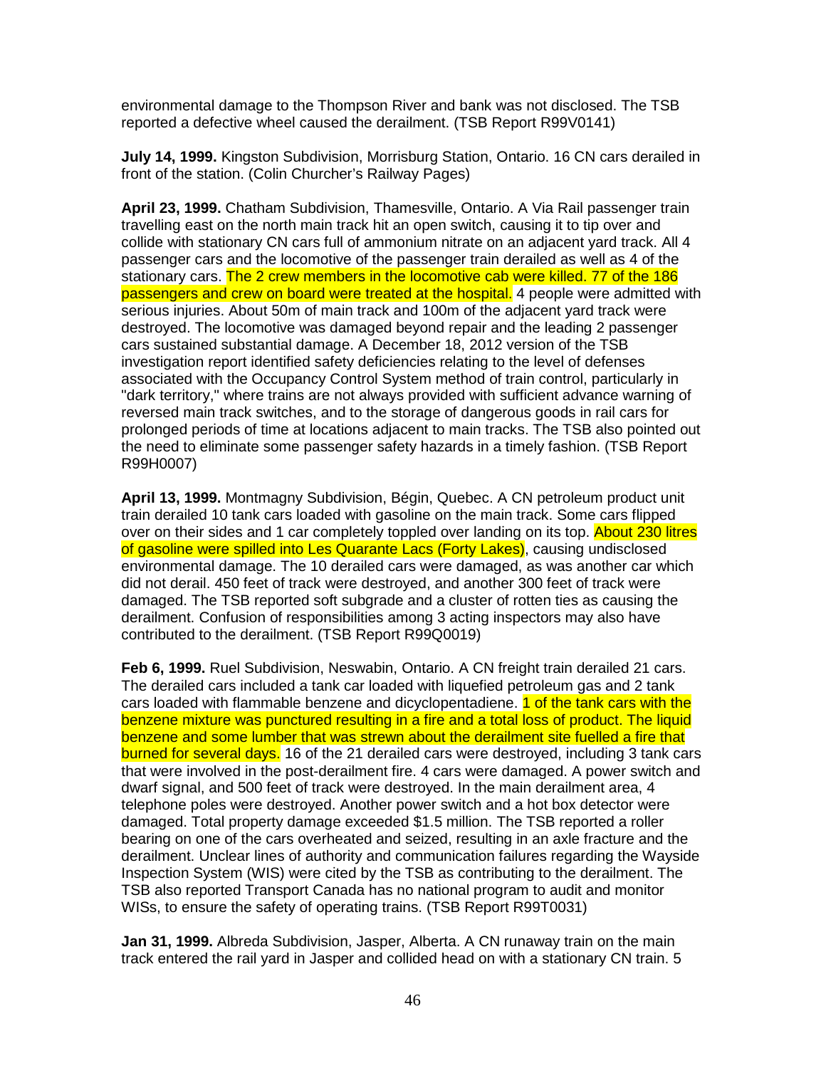environmental damage to the Thompson River and bank was not disclosed. The TSB reported a defective wheel caused the derailment. (TSB Report R99V0141)

**July 14, 1999.** Kingston Subdivision, Morrisburg Station, Ontario. 16 CN cars derailed in front of the station. (Colin Churcher's Railway Pages)

**April 23, 1999.** Chatham Subdivision, Thamesville, Ontario. A Via Rail passenger train travelling east on the north main track hit an open switch, causing it to tip over and collide with stationary CN cars full of ammonium nitrate on an adjacent yard track. All 4 passenger cars and the locomotive of the passenger train derailed as well as 4 of the stationary cars. The 2 crew members in the locomotive cab were killed. 77 of the 186 passengers and crew on board were treated at the hospital. 4 people were admitted with serious injuries. About 50m of main track and 100m of the adjacent yard track were destroyed. The locomotive was damaged beyond repair and the leading 2 passenger cars sustained substantial damage. A December 18, 2012 version of the TSB investigation report identified safety deficiencies relating to the level of defenses associated with the Occupancy Control System method of train control, particularly in "dark territory," where trains are not always provided with sufficient advance warning of reversed main track switches, and to the storage of dangerous goods in rail cars for prolonged periods of time at locations adjacent to main tracks. The TSB also pointed out the need to eliminate some passenger safety hazards in a timely fashion. (TSB Report R99H0007)

**April 13, 1999.** Montmagny Subdivision, Bégin, Quebec. A CN petroleum product unit train derailed 10 tank cars loaded with gasoline on the main track. Some cars flipped over on their sides and 1 car completely toppled over landing on its top. About 230 litres of gasoline were spilled into Les Quarante Lacs (Forty Lakes), causing undisclosed environmental damage. The 10 derailed cars were damaged, as was another car which did not derail. 450 feet of track were destroyed, and another 300 feet of track were damaged. The TSB reported soft subgrade and a cluster of rotten ties as causing the derailment. Confusion of responsibilities among 3 acting inspectors may also have contributed to the derailment. (TSB Report R99Q0019)

**Feb 6, 1999.** Ruel Subdivision, Neswabin, Ontario. A CN freight train derailed 21 cars. The derailed cars included a tank car loaded with liquefied petroleum gas and 2 tank cars loaded with flammable benzene and dicyclopentadiene. 1 of the tank cars with the benzene mixture was punctured resulting in a fire and a total loss of product. The liquid benzene and some lumber that was strewn about the derailment site fuelled a fire that burned for several days. 16 of the 21 derailed cars were destroyed, including 3 tank cars that were involved in the post-derailment fire. 4 cars were damaged. A power switch and dwarf signal, and 500 feet of track were destroyed. In the main derailment area, 4 telephone poles were destroyed. Another power switch and a hot box detector were damaged. Total property damage exceeded $1.5 million. The TSB reported a roller bearing on one of the cars overheated and seized, resulting in an axle fracture and the derailment. Unclear lines of authority and communication failures regarding the Wayside Inspection System (WIS) were cited by the TSB as contributing to the derailment. The TSB also reported Transport Canada has no national program to audit and monitor WISs, to ensure the safety of operating trains. (TSB Report R99T0031)

**Jan 31, 1999.** Albreda Subdivision, Jasper, Alberta. A CN runaway train on the main track entered the rail yard in Jasper and collided head on with a stationary CN train. 5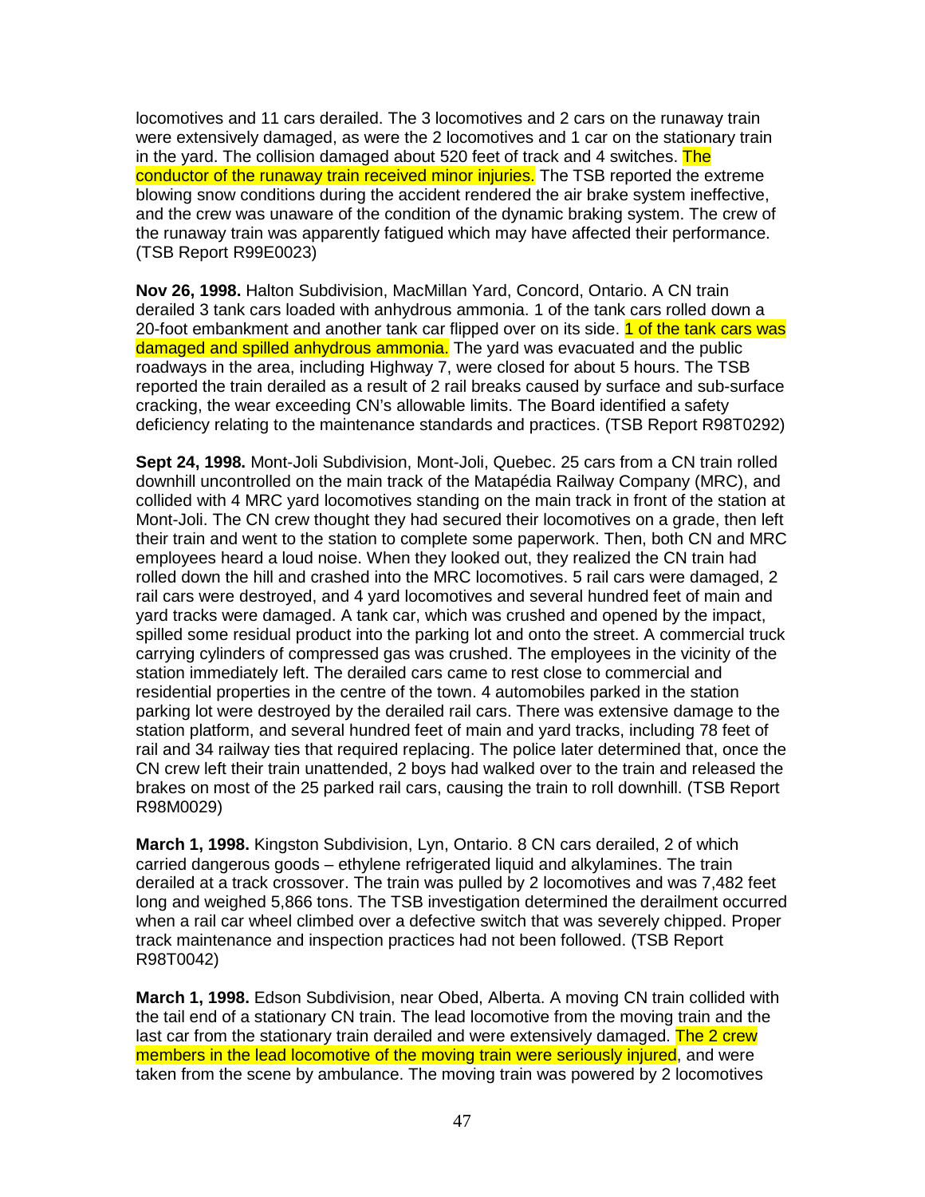locomotives and 11 cars derailed. The 3 locomotives and 2 cars on the runaway train were extensively damaged, as were the 2 locomotives and 1 car on the stationary train in the yard. The collision damaged about 520 feet of track and 4 switches. The conductor of the runaway train received minor injuries. The TSB reported the extreme blowing snow conditions during the accident rendered the air brake system ineffective, and the crew was unaware of the condition of the dynamic braking system. The crew of the runaway train was apparently fatigued which may have affected their performance. (TSB Report R99E0023)

**Nov 26, 1998.** Halton Subdivision, MacMillan Yard, Concord, Ontario. A CN train derailed 3 tank cars loaded with anhydrous ammonia. 1 of the tank cars rolled down a 20-foot embankment and another tank car flipped over on its side. 1 of the tank cars was damaged and spilled anhydrous ammonia. The yard was evacuated and the public roadways in the area, including Highway 7, were closed for about 5 hours. The TSB reported the train derailed as a result of 2 rail breaks caused by surface and sub-surface cracking, the wear exceeding CN's allowable limits. The Board identified a safety deficiency relating to the maintenance standards and practices. (TSB Report R98T0292)

**Sept 24, 1998.** Mont-Joli Subdivision, Mont-Joli, Quebec. 25 cars from a CN train rolled downhill uncontrolled on the main track of the Matapédia Railway Company (MRC), and collided with 4 MRC yard locomotives standing on the main track in front of the station at Mont-Joli. The CN crew thought they had secured their locomotives on a grade, then left their train and went to the station to complete some paperwork. Then, both CN and MRC employees heard a loud noise. When they looked out, they realized the CN train had rolled down the hill and crashed into the MRC locomotives. 5 rail cars were damaged, 2 rail cars were destroyed, and 4 yard locomotives and several hundred feet of main and yard tracks were damaged. A tank car, which was crushed and opened by the impact, spilled some residual product into the parking lot and onto the street. A commercial truck carrying cylinders of compressed gas was crushed. The employees in the vicinity of the station immediately left. The derailed cars came to rest close to commercial and residential properties in the centre of the town. 4 automobiles parked in the station parking lot were destroyed by the derailed rail cars. There was extensive damage to the station platform, and several hundred feet of main and yard tracks, including 78 feet of rail and 34 railway ties that required replacing. The police later determined that, once the CN crew left their train unattended, 2 boys had walked over to the train and released the brakes on most of the 25 parked rail cars, causing the train to roll downhill. (TSB Report R98M0029)

**March 1, 1998.** Kingston Subdivision, Lyn, Ontario. 8 CN cars derailed, 2 of which carried dangerous goods – ethylene refrigerated liquid and alkylamines. The train derailed at a track crossover. The train was pulled by 2 locomotives and was 7,482 feet long and weighed 5,866 tons. The TSB investigation determined the derailment occurred when a rail car wheel climbed over a defective switch that was severely chipped. Proper track maintenance and inspection practices had not been followed. (TSB Report R98T0042)

**March 1, 1998.** Edson Subdivision, near Obed, Alberta. A moving CN train collided with the tail end of a stationary CN train. The lead locomotive from the moving train and the last car from the stationary train derailed and were extensively damaged. The 2 crew members in the lead locomotive of the moving train were seriously injured, and were taken from the scene by ambulance. The moving train was powered by 2 locomotives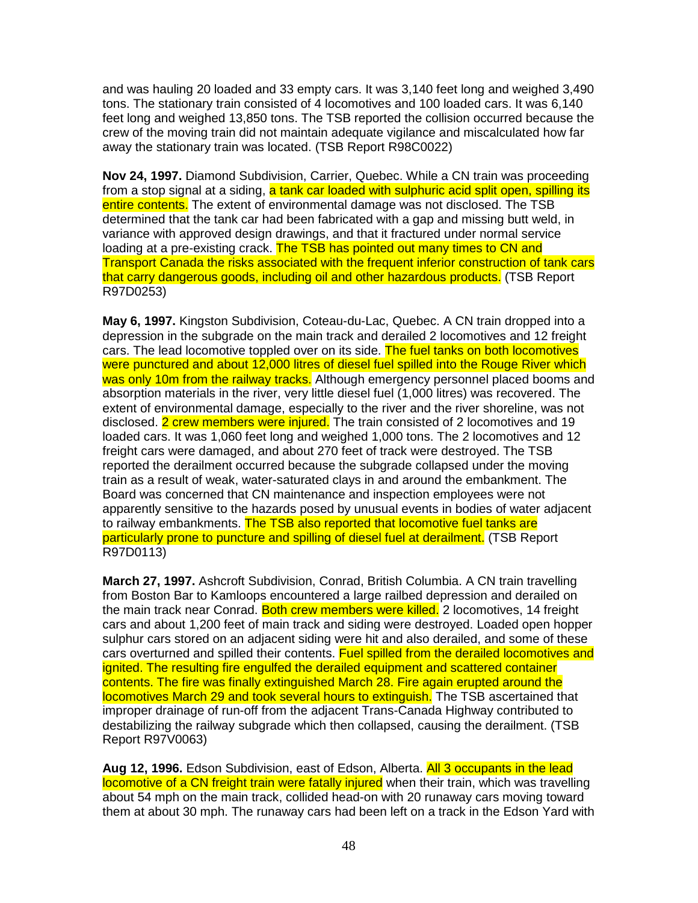and was hauling 20 loaded and 33 empty cars. It was 3,140 feet long and weighed 3,490 tons. The stationary train consisted of 4 locomotives and 100 loaded cars. It was 6,140 feet long and weighed 13,850 tons. The TSB reported the collision occurred because the crew of the moving train did not maintain adequate vigilance and miscalculated how far away the stationary train was located. (TSB Report R98C0022)

**Nov 24, 1997.** Diamond Subdivision, Carrier, Quebec. While a CN train was proceeding from a stop signal at a siding, a tank car loaded with sulphuric acid split open, spilling its entire contents. The extent of environmental damage was not disclosed. The TSB determined that the tank car had been fabricated with a gap and missing butt weld, in variance with approved design drawings, and that it fractured under normal service loading at a pre-existing crack. The TSB has pointed out many times to CN and Transport Canada the risks associated with the frequent inferior construction of tank cars that carry dangerous goods, including oil and other hazardous products. (TSB Report R97D0253)

**May 6, 1997.** Kingston Subdivision, Coteau-du-Lac, Quebec. A CN train dropped into a depression in the subgrade on the main track and derailed 2 locomotives and 12 freight cars. The lead locomotive toppled over on its side. The fuel tanks on both locomotives were punctured and about 12,000 litres of diesel fuel spilled into the Rouge River which was only 10m from the railway tracks. Although emergency personnel placed booms and absorption materials in the river, very little diesel fuel (1,000 litres) was recovered. The extent of environmental damage, especially to the river and the river shoreline, was not disclosed. 2 crew members were injured. The train consisted of 2 locomotives and 19 loaded cars. It was 1,060 feet long and weighed 1,000 tons. The 2 locomotives and 12 freight cars were damaged, and about 270 feet of track were destroyed. The TSB reported the derailment occurred because the subgrade collapsed under the moving train as a result of weak, water-saturated clays in and around the embankment. The Board was concerned that CN maintenance and inspection employees were not apparently sensitive to the hazards posed by unusual events in bodies of water adjacent to railway embankments. The TSB also reported that locomotive fuel tanks are particularly prone to puncture and spilling of diesel fuel at derailment. (TSB Report R97D0113)

**March 27, 1997.** Ashcroft Subdivision, Conrad, British Columbia. A CN train travelling from Boston Bar to Kamloops encountered a large railbed depression and derailed on the main track near Conrad. Both crew members were killed. 2 locomotives, 14 freight cars and about 1,200 feet of main track and siding were destroyed. Loaded open hopper sulphur cars stored on an adjacent siding were hit and also derailed, and some of these cars overturned and spilled their contents. Fuel spilled from the derailed locomotives and ignited. The resulting fire engulfed the derailed equipment and scattered container contents. The fire was finally extinguished March 28. Fire again erupted around the locomotives March 29 and took several hours to extinguish. The TSB ascertained that improper drainage of run-off from the adjacent Trans-Canada Highway contributed to destabilizing the railway subgrade which then collapsed, causing the derailment. (TSB Report R97V0063)

**Aug 12, 1996.** Edson Subdivision, east of Edson, Alberta. All 3 occupants in the lead locomotive of a CN freight train were fatally injured when their train, which was travelling about 54 mph on the main track, collided head-on with 20 runaway cars moving toward them at about 30 mph. The runaway cars had been left on a track in the Edson Yard with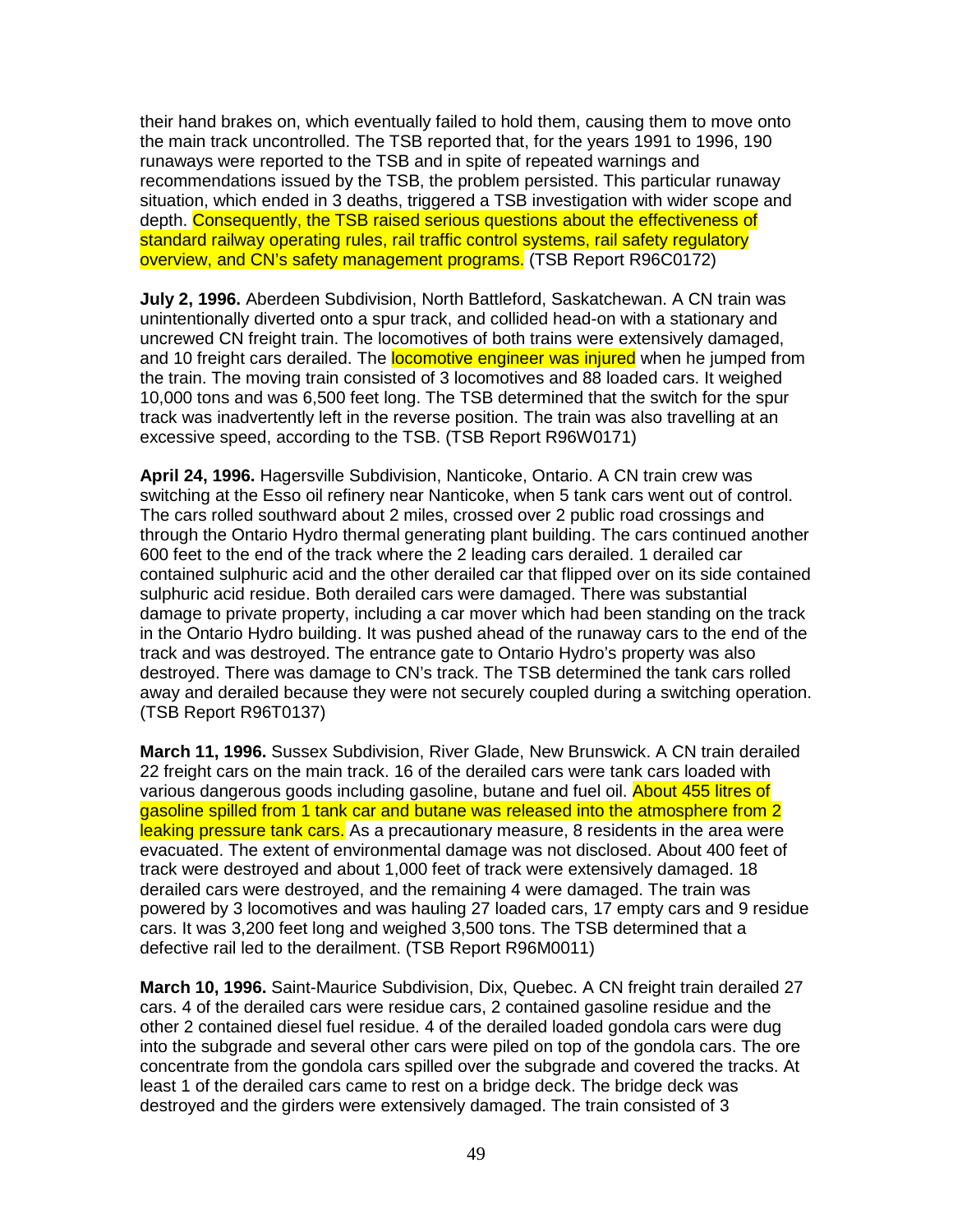their hand brakes on, which eventually failed to hold them, causing them to move onto the main track uncontrolled. The TSB reported that, for the years 1991 to 1996, 190 runaways were reported to the TSB and in spite of repeated warnings and recommendations issued by the TSB, the problem persisted. This particular runaway situation, which ended in 3 deaths, triggered a TSB investigation with wider scope and depth. Consequently, the TSB raised serious questions about the effectiveness of standard railway operating rules, rail traffic control systems, rail safety regulatory overview, and CN's safety management programs. (TSB Report R96C0172)

**July 2, 1996.** Aberdeen Subdivision, North Battleford, Saskatchewan. A CN train was unintentionally diverted onto a spur track, and collided head-on with a stationary and uncrewed CN freight train. The locomotives of both trains were extensively damaged, and 10 freight cars derailed. The locomotive engineer was injured when he jumped from the train. The moving train consisted of 3 locomotives and 88 loaded cars. It weighed 10,000 tons and was 6,500 feet long. The TSB determined that the switch for the spur track was inadvertently left in the reverse position. The train was also travelling at an excessive speed, according to the TSB. (TSB Report R96W0171)

**April 24, 1996.** Hagersville Subdivision, Nanticoke, Ontario. A CN train crew was switching at the Esso oil refinery near Nanticoke, when 5 tank cars went out of control. The cars rolled southward about 2 miles, crossed over 2 public road crossings and through the Ontario Hydro thermal generating plant building. The cars continued another 600 feet to the end of the track where the 2 leading cars derailed. 1 derailed car contained sulphuric acid and the other derailed car that flipped over on its side contained sulphuric acid residue. Both derailed cars were damaged. There was substantial damage to private property, including a car mover which had been standing on the track in the Ontario Hydro building. It was pushed ahead of the runaway cars to the end of the track and was destroyed. The entrance gate to Ontario Hydro's property was also destroyed. There was damage to CN's track. The TSB determined the tank cars rolled away and derailed because they were not securely coupled during a switching operation. (TSB Report R96T0137)

**March 11, 1996.** Sussex Subdivision, River Glade, New Brunswick. A CN train derailed 22 freight cars on the main track. 16 of the derailed cars were tank cars loaded with various dangerous goods including gasoline, butane and fuel oil. About 455 litres of gasoline spilled from 1 tank car and butane was released into the atmosphere from 2 leaking pressure tank cars. As a precautionary measure, 8 residents in the area were evacuated. The extent of environmental damage was not disclosed. About 400 feet of track were destroyed and about 1,000 feet of track were extensively damaged. 18 derailed cars were destroyed, and the remaining 4 were damaged. The train was powered by 3 locomotives and was hauling 27 loaded cars, 17 empty cars and 9 residue cars. It was 3,200 feet long and weighed 3,500 tons. The TSB determined that a defective rail led to the derailment. (TSB Report R96M0011)

**March 10, 1996.** Saint-Maurice Subdivision, Dix, Quebec. A CN freight train derailed 27 cars. 4 of the derailed cars were residue cars, 2 contained gasoline residue and the other 2 contained diesel fuel residue. 4 of the derailed loaded gondola cars were dug into the subgrade and several other cars were piled on top of the gondola cars. The ore concentrate from the gondola cars spilled over the subgrade and covered the tracks. At least 1 of the derailed cars came to rest on a bridge deck. The bridge deck was destroyed and the girders were extensively damaged. The train consisted of 3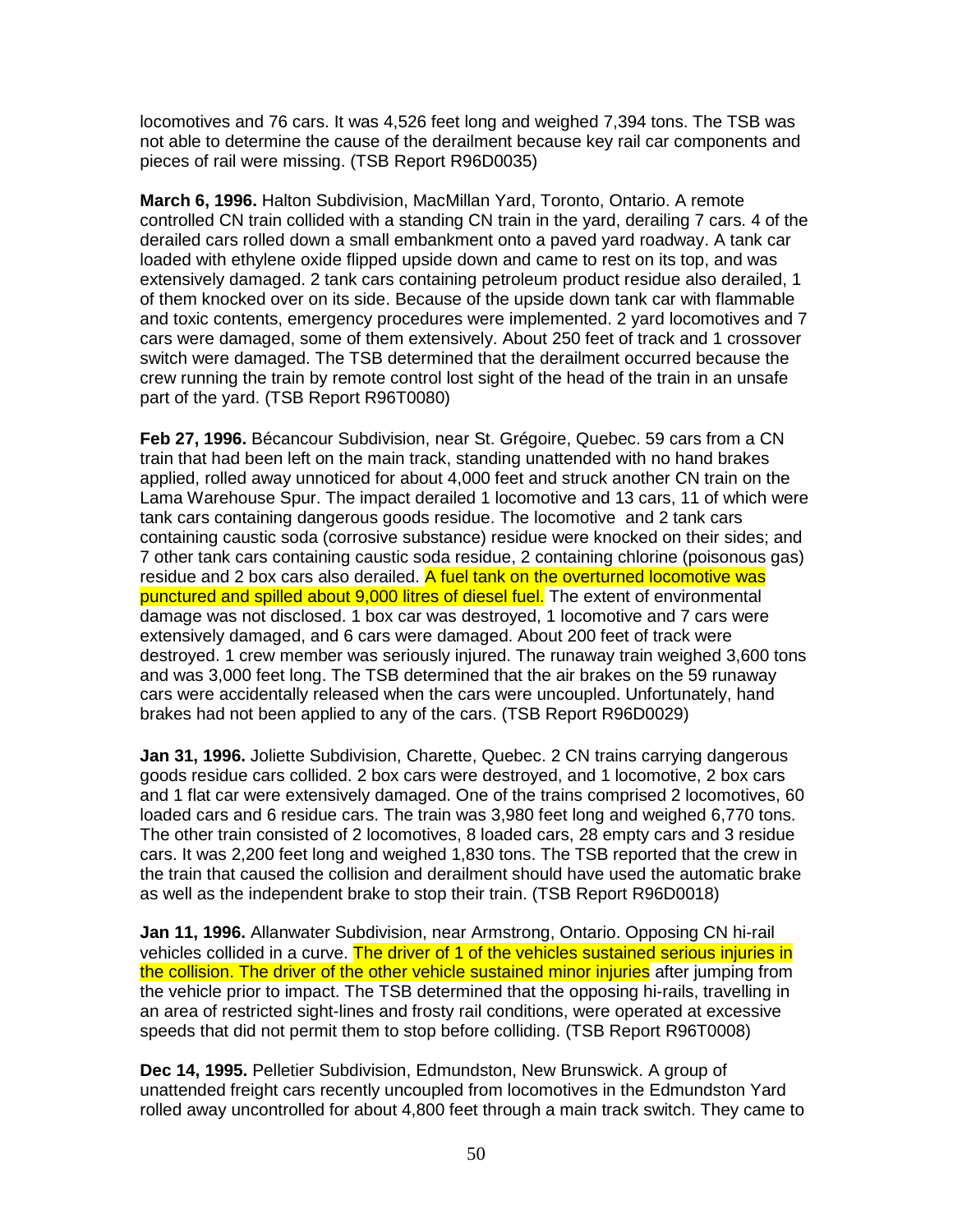locomotives and 76 cars. It was 4,526 feet long and weighed 7,394 tons. The TSB was not able to determine the cause of the derailment because key rail car components and pieces of rail were missing. (TSB Report R96D0035)

**March 6, 1996.** Halton Subdivision, MacMillan Yard, Toronto, Ontario. A remote controlled CN train collided with a standing CN train in the yard, derailing 7 cars. 4 of the derailed cars rolled down a small embankment onto a paved yard roadway. A tank car loaded with ethylene oxide flipped upside down and came to rest on its top, and was extensively damaged. 2 tank cars containing petroleum product residue also derailed, 1 of them knocked over on its side. Because of the upside down tank car with flammable and toxic contents, emergency procedures were implemented. 2 yard locomotives and 7 cars were damaged, some of them extensively. About 250 feet of track and 1 crossover switch were damaged. The TSB determined that the derailment occurred because the crew running the train by remote control lost sight of the head of the train in an unsafe part of the yard. (TSB Report R96T0080)

**Feb 27, 1996.** Bécancour Subdivision, near St. Grégoire, Quebec. 59 cars from a CN train that had been left on the main track, standing unattended with no hand brakes applied, rolled away unnoticed for about 4,000 feet and struck another CN train on the Lama Warehouse Spur. The impact derailed 1 locomotive and 13 cars, 11 of which were tank cars containing dangerous goods residue. The locomotive and 2 tank cars containing caustic soda (corrosive substance) residue were knocked on their sides; and 7 other tank cars containing caustic soda residue, 2 containing chlorine (poisonous gas) residue and 2 box cars also derailed. A fuel tank on the overturned locomotive was punctured and spilled about 9,000 litres of diesel fuel. The extent of environmental damage was not disclosed. 1 box car was destroyed, 1 locomotive and 7 cars were extensively damaged, and 6 cars were damaged. About 200 feet of track were destroyed. 1 crew member was seriously injured. The runaway train weighed 3,600 tons and was 3,000 feet long. The TSB determined that the air brakes on the 59 runaway cars were accidentally released when the cars were uncoupled. Unfortunately, hand brakes had not been applied to any of the cars. (TSB Report R96D0029)

**Jan 31, 1996.** Joliette Subdivision, Charette, Quebec. 2 CN trains carrying dangerous goods residue cars collided. 2 box cars were destroyed, and 1 locomotive, 2 box cars and 1 flat car were extensively damaged. One of the trains comprised 2 locomotives, 60 loaded cars and 6 residue cars. The train was 3,980 feet long and weighed 6,770 tons. The other train consisted of 2 locomotives, 8 loaded cars, 28 empty cars and 3 residue cars. It was 2,200 feet long and weighed 1,830 tons. The TSB reported that the crew in the train that caused the collision and derailment should have used the automatic brake as well as the independent brake to stop their train. (TSB Report R96D0018)

**Jan 11, 1996.** Allanwater Subdivision, near Armstrong, Ontario. Opposing CN hi-rail vehicles collided in a curve. The driver of 1 of the vehicles sustained serious injuries in the collision. The driver of the other vehicle sustained minor injuries after jumping from the vehicle prior to impact. The TSB determined that the opposing hi-rails, travelling in an area of restricted sight-lines and frosty rail conditions, were operated at excessive speeds that did not permit them to stop before colliding. (TSB Report R96T0008)

**Dec 14, 1995.** Pelletier Subdivision, Edmundston, New Brunswick. A group of unattended freight cars recently uncoupled from locomotives in the Edmundston Yard rolled away uncontrolled for about 4,800 feet through a main track switch. They came to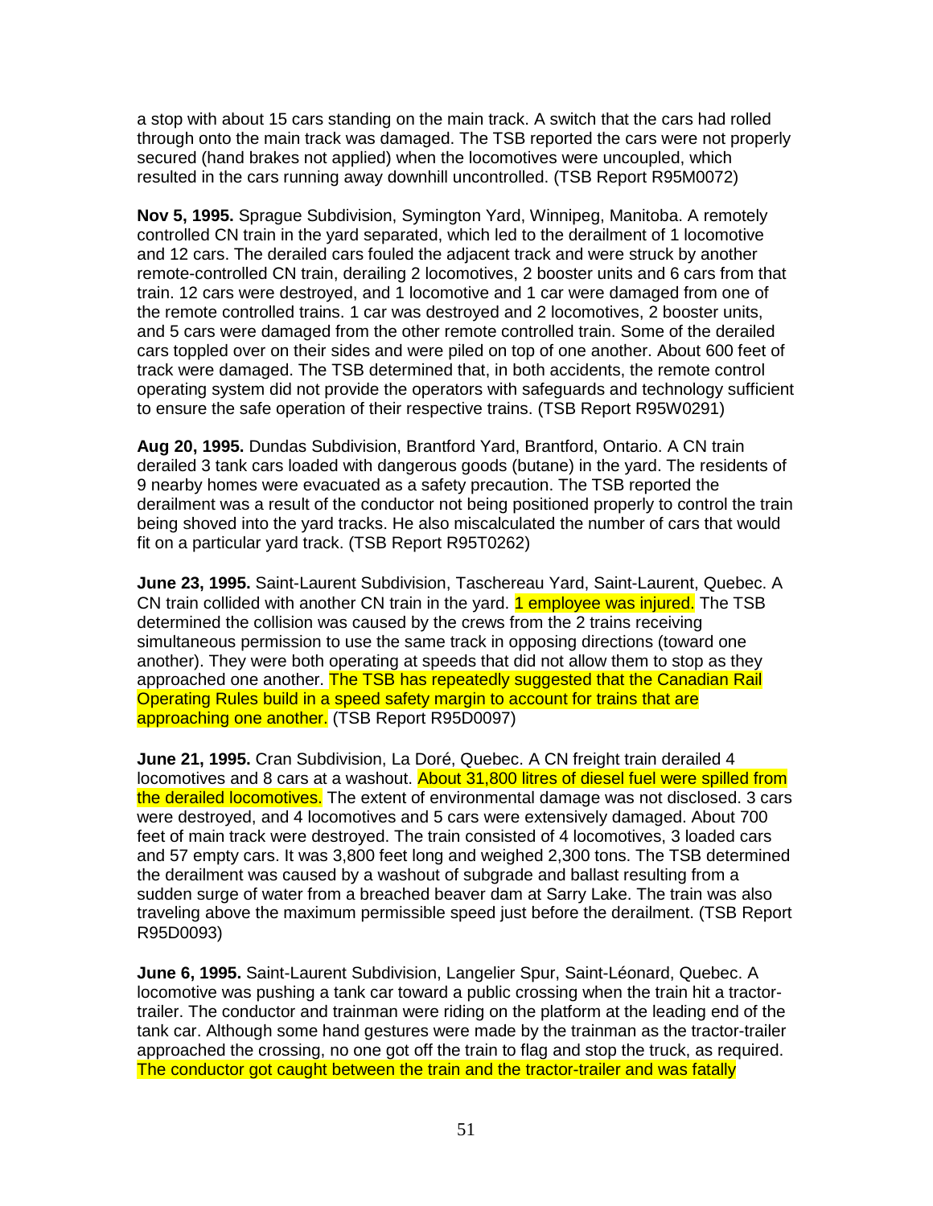a stop with about 15 cars standing on the main track. A switch that the cars had rolled through onto the main track was damaged. The TSB reported the cars were not properly secured (hand brakes not applied) when the locomotives were uncoupled, which resulted in the cars running away downhill uncontrolled. (TSB Report R95M0072)

**Nov 5, 1995.** Sprague Subdivision, Symington Yard, Winnipeg, Manitoba. A remotely controlled CN train in the yard separated, which led to the derailment of 1 locomotive and 12 cars. The derailed cars fouled the adjacent track and were struck by another remote-controlled CN train, derailing 2 locomotives, 2 booster units and 6 cars from that train. 12 cars were destroyed, and 1 locomotive and 1 car were damaged from one of the remote controlled trains. 1 car was destroyed and 2 locomotives, 2 booster units, and 5 cars were damaged from the other remote controlled train. Some of the derailed cars toppled over on their sides and were piled on top of one another. About 600 feet of track were damaged. The TSB determined that, in both accidents, the remote control operating system did not provide the operators with safeguards and technology sufficient to ensure the safe operation of their respective trains. (TSB Report R95W0291)

**Aug 20, 1995.** Dundas Subdivision, Brantford Yard, Brantford, Ontario. A CN train derailed 3 tank cars loaded with dangerous goods (butane) in the yard. The residents of 9 nearby homes were evacuated as a safety precaution. The TSB reported the derailment was a result of the conductor not being positioned properly to control the train being shoved into the yard tracks. He also miscalculated the number of cars that would fit on a particular yard track. (TSB Report R95T0262)

**June 23, 1995.** Saint-Laurent Subdivision, Taschereau Yard, Saint-Laurent, Quebec. A CN train collided with another CN train in the yard. 1 employee was injured. The TSB determined the collision was caused by the crews from the 2 trains receiving simultaneous permission to use the same track in opposing directions (toward one another). They were both operating at speeds that did not allow them to stop as they approached one another. The TSB has repeatedly suggested that the Canadian Rail Operating Rules build in a speed safety margin to account for trains that are approaching one another. (TSB Report R95D0097)

**June 21, 1995.** Cran Subdivision, La Doré, Quebec. A CN freight train derailed 4 locomotives and 8 cars at a washout. About 31,800 litres of diesel fuel were spilled from the derailed locomotives. The extent of environmental damage was not disclosed. 3 cars were destroyed, and 4 locomotives and 5 cars were extensively damaged. About 700 feet of main track were destroyed. The train consisted of 4 locomotives, 3 loaded cars and 57 empty cars. It was 3,800 feet long and weighed 2,300 tons. The TSB determined the derailment was caused by a washout of subgrade and ballast resulting from a sudden surge of water from a breached beaver dam at Sarry Lake. The train was also traveling above the maximum permissible speed just before the derailment. (TSB Report R95D0093)

**June 6, 1995.** Saint-Laurent Subdivision, Langelier Spur, Saint-Léonard, Quebec. A locomotive was pushing a tank car toward a public crossing when the train hit a tractor-trailer. The conductor and trainman were riding on the platform at the leading end of the tank car. Although some hand gestures were made by the trainman as the tractor-trailer approached the crossing, no one got off the train to flag and stop the truck, as required. The conductor got caught between the train and the tractor-trailer and was fatally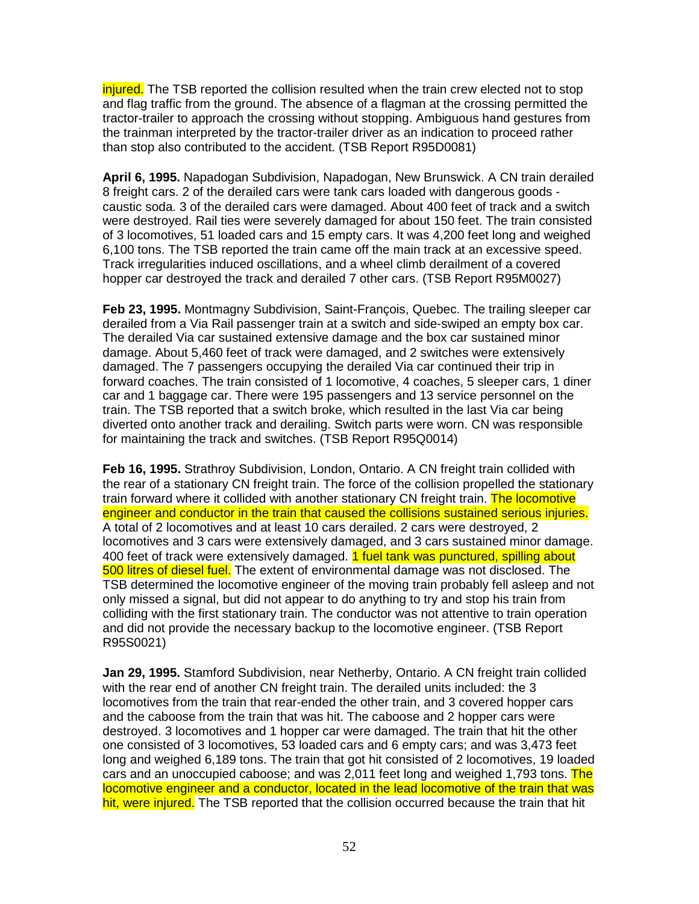injured. The TSB reported the collision resulted when the train crew elected not to stop and flag traffic from the ground. The absence of a flagman at the crossing permitted the tractor-trailer to approach the crossing without stopping. Ambiguous hand gestures from the trainman interpreted by the tractor-trailer driver as an indication to proceed rather than stop also contributed to the accident. (TSB Report R95D0081)

**April 6, 1995.** Napadogan Subdivision, Napadogan, New Brunswick. A CN train derailed 8 freight cars. 2 of the derailed cars were tank cars loaded with dangerous goods - caustic soda. 3 of the derailed cars were damaged. About 400 feet of track and a switch were destroyed. Rail ties were severely damaged for about 150 feet. The train consisted of 3 locomotives, 51 loaded cars and 15 empty cars. It was 4,200 feet long and weighed 6,100 tons. The TSB reported the train came off the main track at an excessive speed. Track irregularities induced oscillations, and a wheel climb derailment of a covered hopper car destroyed the track and derailed 7 other cars. (TSB Report R95M0027)

**Feb 23, 1995.** Montmagny Subdivision, Saint-François, Quebec. The trailing sleeper car derailed from a Via Rail passenger train at a switch and side-swiped an empty box car. The derailed Via car sustained extensive damage and the box car sustained minor damage. About 5,460 feet of track were damaged, and 2 switches were extensively damaged. The 7 passengers occupying the derailed Via car continued their trip in forward coaches. The train consisted of 1 locomotive, 4 coaches, 5 sleeper cars, 1 diner car and 1 baggage car. There were 195 passengers and 13 service personnel on the train. The TSB reported that a switch broke, which resulted in the last Via car being diverted onto another track and derailing. Switch parts were worn. CN was responsible for maintaining the track and switches. (TSB Report R95Q0014)

**Feb 16, 1995.** Strathroy Subdivision, London, Ontario. A CN freight train collided with the rear of a stationary CN freight train. The force of the collision propelled the stationary train forward where it collided with another stationary CN freight train. The locomotive engineer and conductor in the train that caused the collisions sustained serious injuries. A total of 2 locomotives and at least 10 cars derailed. 2 cars were destroyed, 2 locomotives and 3 cars were extensively damaged, and 3 cars sustained minor damage. 400 feet of track were extensively damaged. 1 fuel tank was punctured, spilling about 500 litres of diesel fuel. The extent of environmental damage was not disclosed. The TSB determined the locomotive engineer of the moving train probably fell asleep and not only missed a signal, but did not appear to do anything to try and stop his train from colliding with the first stationary train. The conductor was not attentive to train operation and did not provide the necessary backup to the locomotive engineer. (TSB Report R95S0021)

**Jan 29, 1995.** Stamford Subdivision, near Netherby, Ontario. A CN freight train collided with the rear end of another CN freight train. The derailed units included: the 3 locomotives from the train that rear-ended the other train, and 3 covered hopper cars and the caboose from the train that was hit. The caboose and 2 hopper cars were destroyed. 3 locomotives and 1 hopper car were damaged. The train that hit the other one consisted of 3 locomotives, 53 loaded cars and 6 empty cars; and was 3,473 feet long and weighed 6,189 tons. The train that got hit consisted of 2 locomotives, 19 loaded cars and an unoccupied caboose; and was 2,011 feet long and weighed 1,793 tons. The locomotive engineer and a conductor, located in the lead locomotive of the train that was hit, were injured. The TSB reported that the collision occurred because the train that hit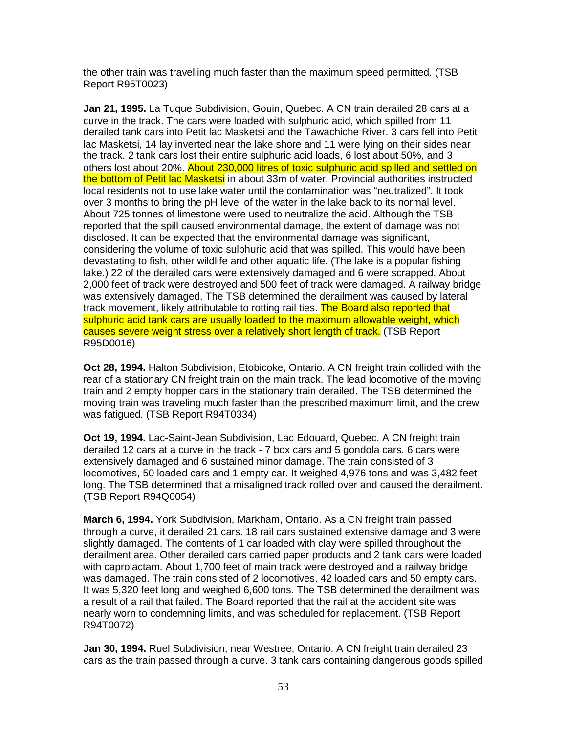the other train was travelling much faster than the maximum speed permitted. (TSB Report R95T0023)

**Jan 21, 1995.** La Tuque Subdivision, Gouin, Quebec. A CN train derailed 28 cars at a curve in the track. The cars were loaded with sulphuric acid, which spilled from 11 derailed tank cars into Petit lac Masketsi and the Tawachiche River. 3 cars fell into Petit lac Masketsi, 14 lay inverted near the lake shore and 11 were lying on their sides near the track. 2 tank cars lost their entire sulphuric acid loads, 6 lost about 50%, and 3 others lost about 20%. About 230,000 litres of toxic sulphuric acid spilled and settled on the bottom of Petit lac Masketsi in about 33m of water. Provincial authorities instructed local residents not to use lake water until the contamination was "neutralized". It took over 3 months to bring the pH level of the water in the lake back to its normal level. About 725 tonnes of limestone were used to neutralize the acid. Although the TSB reported that the spill caused environmental damage, the extent of damage was not disclosed. It can be expected that the environmental damage was significant, considering the volume of toxic sulphuric acid that was spilled. This would have been devastating to fish, other wildlife and other aquatic life. (The lake is a popular fishing lake.) 22 of the derailed cars were extensively damaged and 6 were scrapped. About 2,000 feet of track were destroyed and 500 feet of track were damaged. A railway bridge was extensively damaged. The TSB determined the derailment was caused by lateral track movement, likely attributable to rotting rail ties. The Board also reported that sulphuric acid tank cars are usually loaded to the maximum allowable weight, which causes severe weight stress over a relatively short length of track. (TSB Report R95D0016)

**Oct 28, 1994.** Halton Subdivision, Etobicoke, Ontario. A CN freight train collided with the rear of a stationary CN freight train on the main track. The lead locomotive of the moving train and 2 empty hopper cars in the stationary train derailed. The TSB determined the moving train was traveling much faster than the prescribed maximum limit, and the crew was fatigued. (TSB Report R94T0334)

**Oct 19, 1994.** Lac-Saint-Jean Subdivision, Lac Edouard, Quebec. A CN freight train derailed 12 cars at a curve in the track - 7 box cars and 5 gondola cars. 6 cars were extensively damaged and 6 sustained minor damage. The train consisted of 3 locomotives, 50 loaded cars and 1 empty car. It weighed 4,976 tons and was 3,482 feet long. The TSB determined that a misaligned track rolled over and caused the derailment. (TSB Report R94Q0054)

**March 6, 1994.** York Subdivision, Markham, Ontario. As a CN freight train passed through a curve, it derailed 21 cars. 18 rail cars sustained extensive damage and 3 were slightly damaged. The contents of 1 car loaded with clay were spilled throughout the derailment area. Other derailed cars carried paper products and 2 tank cars were loaded with caprolactam. About 1,700 feet of main track were destroyed and a railway bridge was damaged. The train consisted of 2 locomotives, 42 loaded cars and 50 empty cars. It was 5,320 feet long and weighed 6,600 tons. The TSB determined the derailment was a result of a rail that failed. The Board reported that the rail at the accident site was nearly worn to condemning limits, and was scheduled for replacement. (TSB Report R94T0072)

**Jan 30, 1994.** Ruel Subdivision, near Westree, Ontario. A CN freight train derailed 23 cars as the train passed through a curve. 3 tank cars containing dangerous goods spilled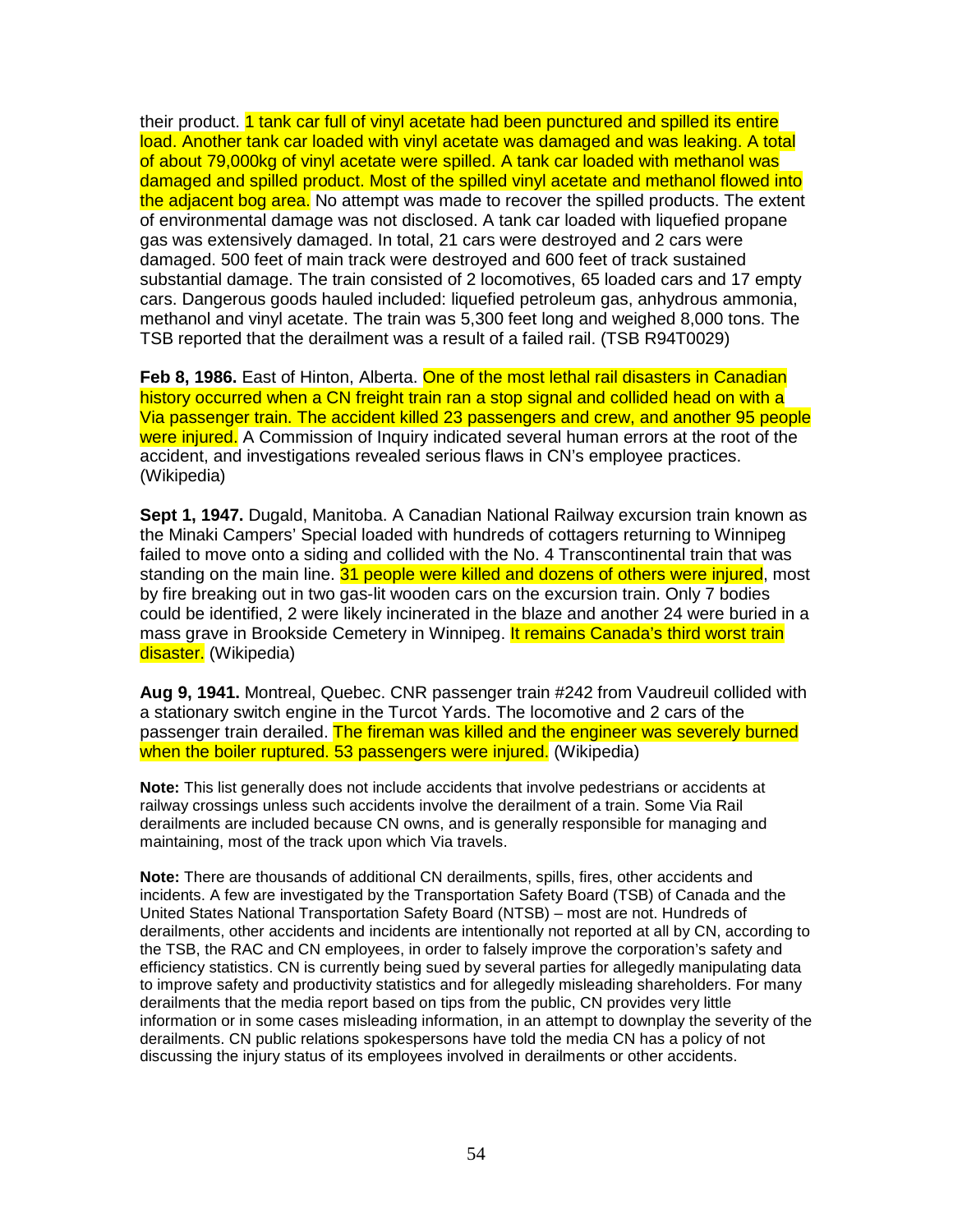their product. 1 tank car full of vinyl acetate had been punctured and spilled its entire load. Another tank car loaded with vinyl acetate was damaged and was leaking. A total of about 79,000kg of vinyl acetate were spilled. A tank car loaded with methanol was damaged and spilled product. Most of the spilled vinyl acetate and methanol flowed into the adjacent bog area. No attempt was made to recover the spilled products. The extent of environmental damage was not disclosed. A tank car loaded with liquefied propane gas was extensively damaged. In total, 21 cars were destroyed and 2 cars were damaged. 500 feet of main track were destroyed and 600 feet of track sustained substantial damage. The train consisted of 2 locomotives, 65 loaded cars and 17 empty cars. Dangerous goods hauled included: liquefied petroleum gas, anhydrous ammonia, methanol and vinyl acetate. The train was 5,300 feet long and weighed 8,000 tons. The TSB reported that the derailment was a result of a failed rail. (TSB R94T0029)

**Feb 8, 1986.** East of Hinton, Alberta. One of the most lethal rail disasters in Canadian history occurred when a CN freight train ran a stop signal and collided head on with a Via passenger train. The accident killed 23 passengers and crew, and another 95 people were injured. A Commission of Inquiry indicated several human errors at the root of the accident, and investigations revealed serious flaws in CN's employee practices. (Wikipedia)

**Sept 1, 1947.** Dugald, Manitoba. A Canadian National Railway excursion train known as the Minaki Campers' Special loaded with hundreds of cottagers returning to Winnipeg failed to move onto a siding and collided with the No. 4 Transcontinental train that was standing on the main line. 31 people were killed and dozens of others were injured, most by fire breaking out in two gas-lit wooden cars on the excursion train. Only 7 bodies could be identified, 2 were likely incinerated in the blaze and another 24 were buried in a mass grave in Brookside Cemetery in Winnipeg. It remains Canada's third worst train disaster. (Wikipedia)

**Aug 9, 1941.** Montreal, Quebec. CNR passenger train #242 from Vaudreuil collided with a stationary switch engine in the Turcot Yards. The locomotive and 2 cars of the passenger train derailed. The fireman was killed and the engineer was severely burned when the boiler ruptured. 53 passengers were injured. (Wikipedia)

**Note:** This list generally does not include accidents that involve pedestrians or accidents at railway crossings unless such accidents involve the derailment of a train. Some Via Rail derailments are included because CN owns, and is generally responsible for managing and maintaining, most of the track upon which Via travels.

**Note:** There are thousands of additional CN derailments, spills, fires, other accidents and incidents. A few are investigated by the Transportation Safety Board (TSB) of Canada and the United States National Transportation Safety Board (NTSB) – most are not. Hundreds of derailments, other accidents and incidents are intentionally not reported at all by CN, according to the TSB, the RAC and CN employees, in order to falsely improve the corporation's safety and efficiency statistics. CN is currently being sued by several parties for allegedly manipulating data to improve safety and productivity statistics and for allegedly misleading shareholders. For many derailments that the media report based on tips from the public, CN provides very little information or in some cases misleading information, in an attempt to downplay the severity of the derailments. CN public relations spokespersons have told the media CN has a policy of not discussing the injury status of its employees involved in derailments or other accidents.